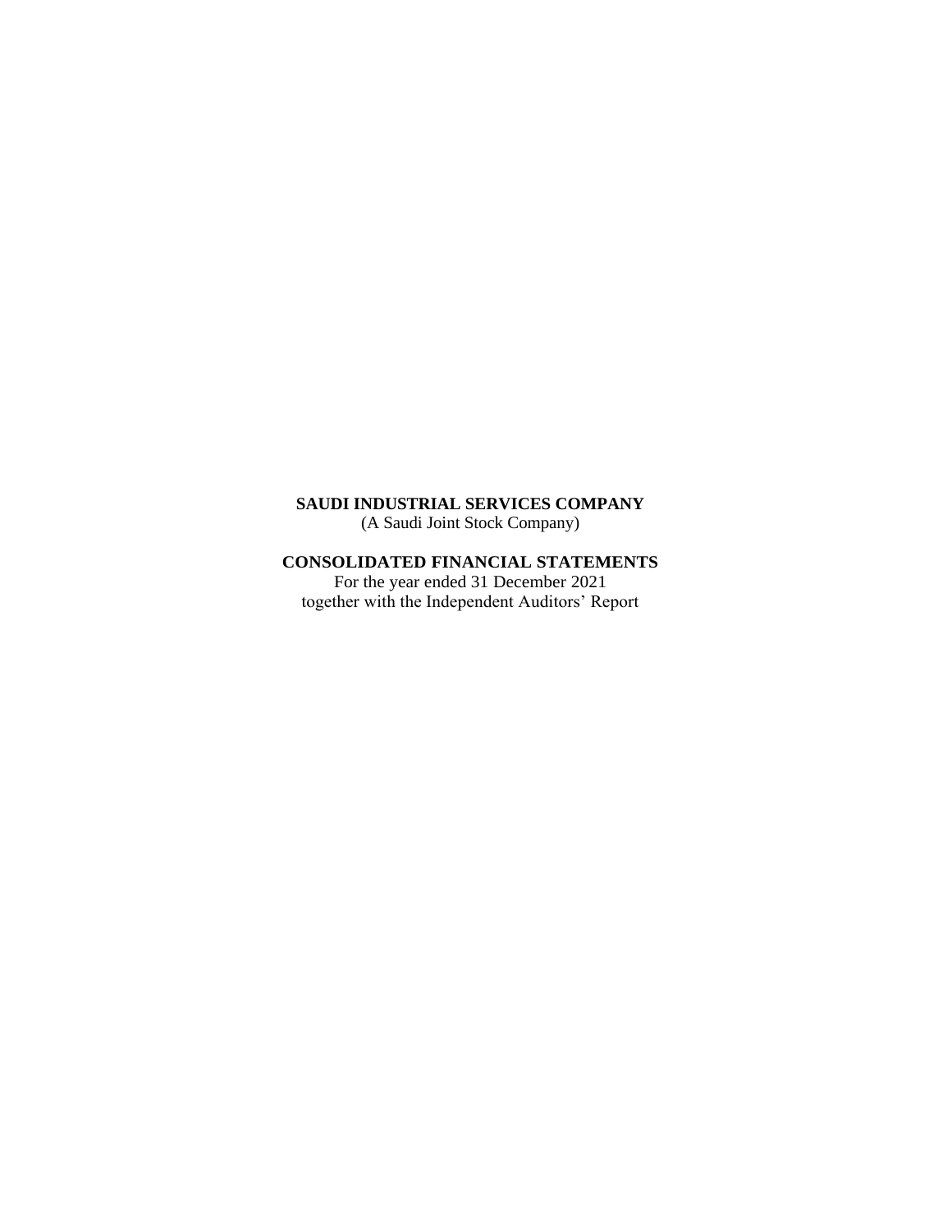**SAUDI INDUSTRIAL SERVICES COMPANY**
(A Saudi Joint Stock Company)

**CONSOLIDATED FINANCIAL STATEMENTS**
For the year ended 31 December 2021
together with the Independent Auditors' Report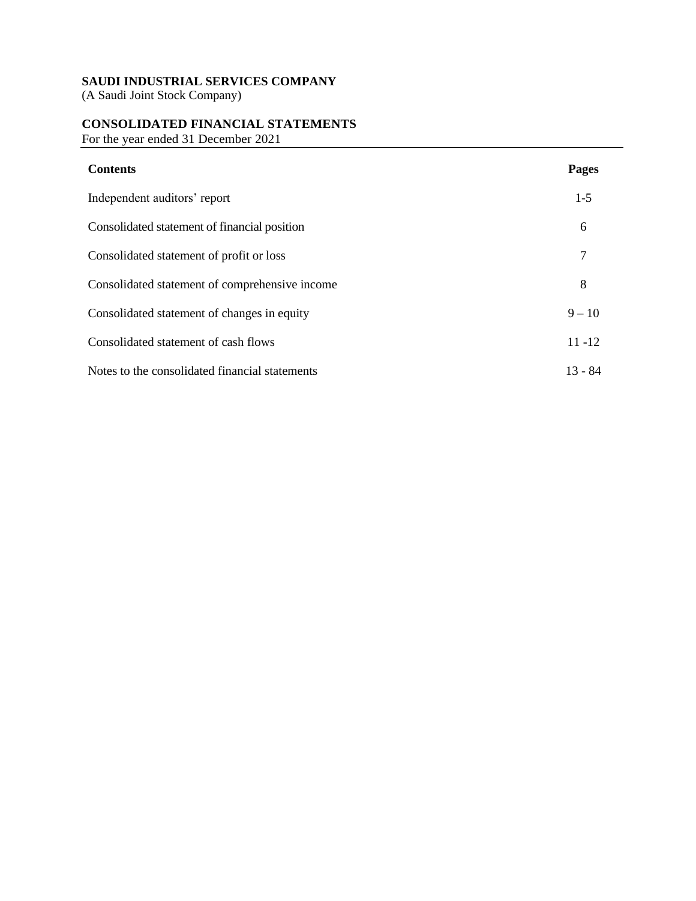**SAUDI INDUSTRIAL SERVICES COMPANY**
(A Saudi Joint Stock Company)

**CONSOLIDATED FINANCIAL STATEMENTS**
For the year ended 31 December 2021

| **Contents** | **Pages** |
|---|---|
| Independent auditors' report | 1-5 |
| Consolidated statement of financial position | 6 |
| Consolidated statement of profit or loss | 7 |
| Consolidated statement of comprehensive income | 8 |
| Consolidated statement of changes in equity | 9 – 10 |
| Consolidated statement of cash flows | 11 -12 |
| Notes to the consolidated financial statements | 13 - 84 |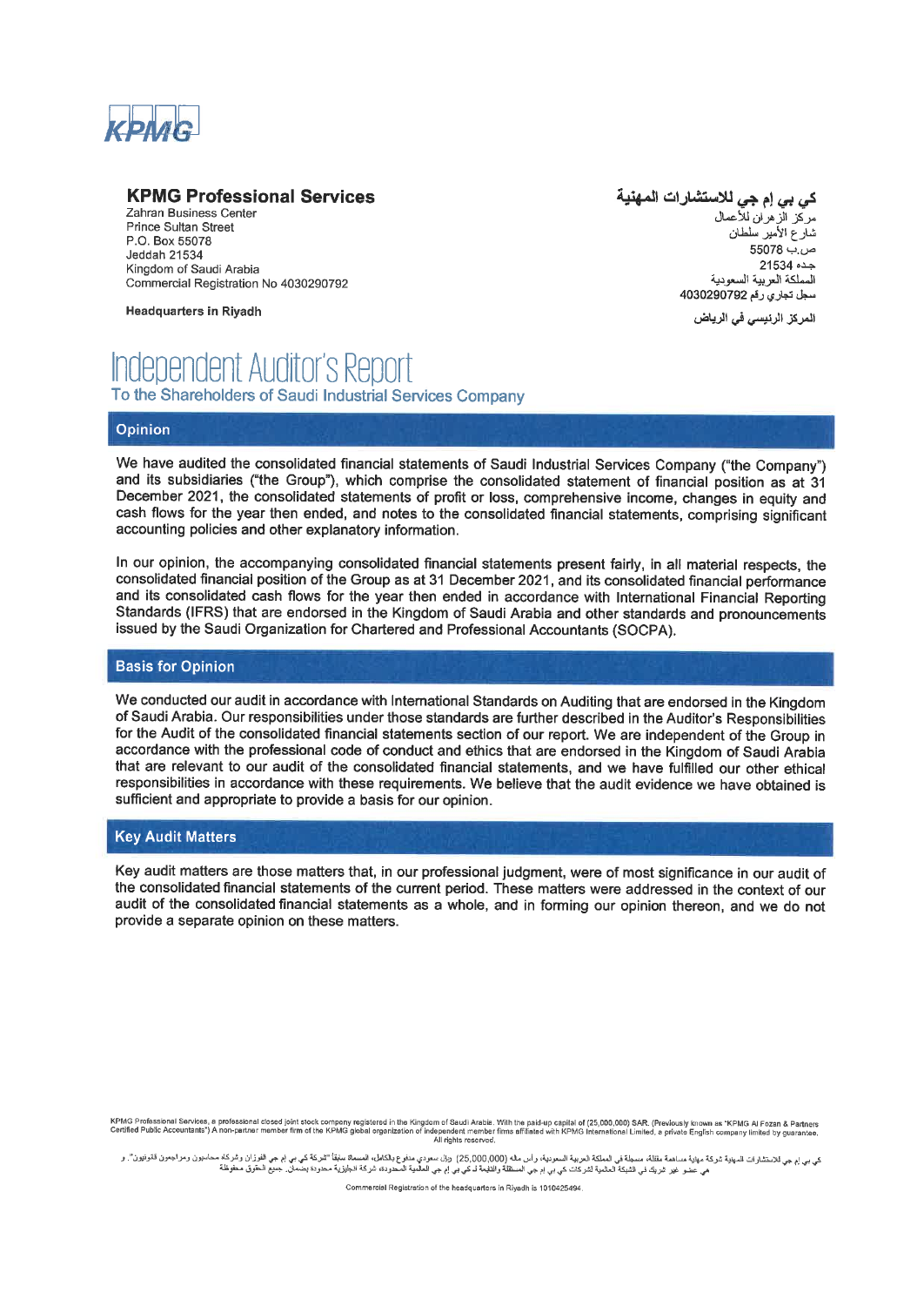**KPMG Professional Services**
Zahran Business Center
Prince Sultan Street
P.O. Box 55078
Jeddah 21534
Kingdom of Saudi Arabia
Commercial Registration No 4030290792

**Headquarters in Riyadh**

**كي بي إم جي للاستشارات المهنية**
مركز الزهران للأعمال
شارع الأمير سلطان
ص.ب 55078
جده 21534
المملكة العربية السعودية
سجل تجاري رقم 4030290792

**المركز الرئيسي في الرياض**

# Independent Auditor's Report

To the Shareholders of Saudi Industrial Services Company

## Opinion

We have audited the consolidated financial statements of Saudi Industrial Services Company ("the Company") and its subsidiaries ("the Group"), which comprise the consolidated statement of financial position as at 31 December 2021, the consolidated statements of profit or loss, comprehensive income, changes in equity and cash flows for the year then ended, and notes to the consolidated financial statements, comprising significant accounting policies and other explanatory information.

In our opinion, the accompanying consolidated financial statements present fairly, in all material respects, the consolidated financial position of the Group as at 31 December 2021, and its consolidated financial performance and its consolidated cash flows for the year then ended in accordance with International Financial Reporting Standards (IFRS) that are endorsed in the Kingdom of Saudi Arabia and other standards and pronouncements issued by the Saudi Organization for Chartered and Professional Accountants (SOCPA).

## Basis for Opinion

We conducted our audit in accordance with International Standards on Auditing that are endorsed in the Kingdom of Saudi Arabia. Our responsibilities under those standards are further described in the Auditor's Responsibilities for the Audit of the consolidated financial statements section of our report. We are independent of the Group in accordance with the professional code of conduct and ethics that are endorsed in the Kingdom of Saudi Arabia that are relevant to our audit of the consolidated financial statements, and we have fulfilled our other ethical responsibilities in accordance with these requirements. We believe that the audit evidence we have obtained is sufficient and appropriate to provide a basis for our opinion.

## Key Audit Matters

Key audit matters are those matters that, in our professional judgment, were of most significance in our audit of the consolidated financial statements of the current period. These matters were addressed in the context of our audit of the consolidated financial statements as a whole, and in forming our opinion thereon, and we do not provide a separate opinion on these matters.

KPMG Professional Services, a professional closed joint stock company registered in the Kingdom of Saudi Arabia. With the paid-up capital of (25,000,000) SAR. (Previously known as "KPMG Al Fozan & Partners Certified Public Accountants") A non-partner member firm of the KPMG global organization of independent member firms affiliated with KPMG International Limited, a private English company limited by guarantee. All rights reserved.

كي بي إم جي للاستشارات المهنية شركة مهنية مساهمة مقفلة، مسجلة في المملكة العربية السعودية، رأس مالها (25,000,000) ريال سعودي مدفوع بالكامل، المسماة سابقاً "شركة كي بي إم جي الفوزان وشركاه محاسبون ومراجعون قانونيون". و هي عضو غير شريك في الشبكة العالمية لشركات كي بي إم جي المستقلة والتابعة لـ كي بي إم جي العالمية المحدودة، شركة انجليزية محدودة بضمان. جميع الحقوق محفوظة.

Commercial Registration of the headquarters in Riyadh is 1010425494.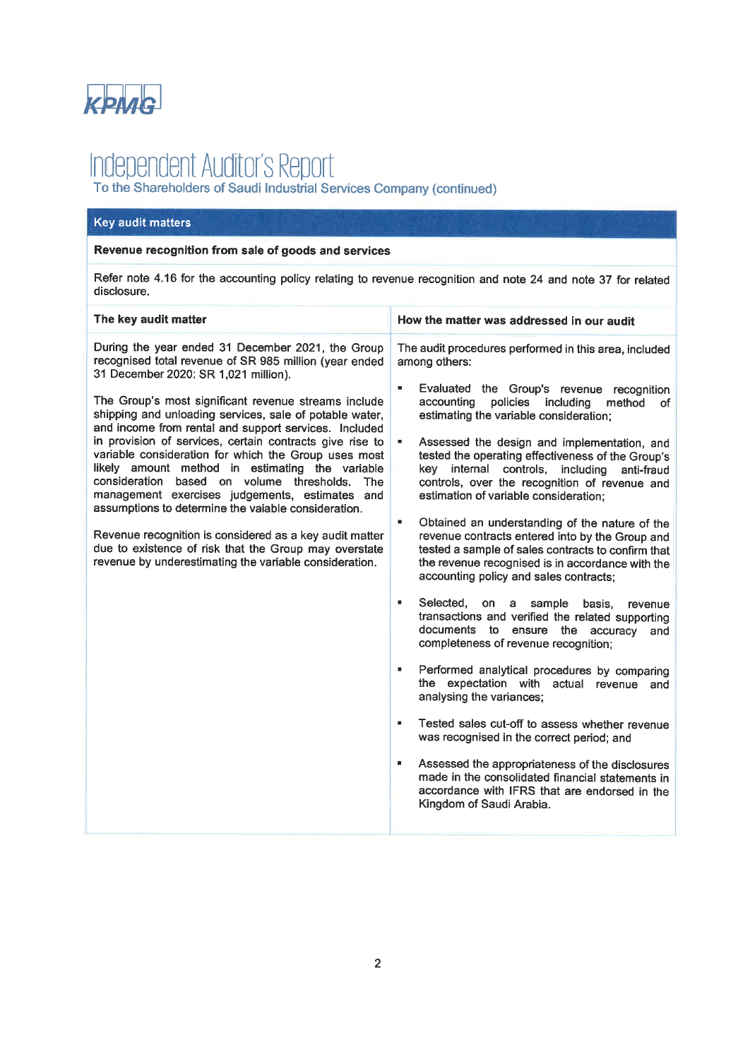KPMG

# Independent Auditor's Report

To the Shareholders of Saudi Industrial Services Company (continued)

## Key audit matters

### Revenue recognition from sale of goods and services

Refer note 4.16 for the accounting policy relating to revenue recognition and note 24 and note 37 for related disclosure.

| The key audit matter | How the matter was addressed in our audit |
|---|---|
| During the year ended 31 December 2021, the Group recognised total revenue of SR 985 million (year ended 31 December 2020: SR 1,021 million).<br><br>The Group's most significant revenue streams include shipping and unloading services, sale of potable water, and income from rental and support services. Included in provision of services, certain contracts give rise to variable consideration for which the Group uses most likely amount method in estimating the variable consideration based on volume thresholds. The management exercises judgements, estimates and assumptions to determine the vaiable consideration.<br><br>Revenue recognition is considered as a key audit matter due to existence of risk that the Group may overstate revenue by underestimating the variable consideration. | The audit procedures performed in this area, included among others:<br><br>▪ Evaluated the Group's revenue recognition accounting policies including method of estimating the variable consideration;<br><br>▪ Assessed the design and implementation, and tested the operating effectiveness of the Group's key internal controls, including anti-fraud controls, over the recognition of revenue and estimation of variable consideration;<br><br>▪ Obtained an understanding of the nature of the revenue contracts entered into by the Group and tested a sample of sales contracts to confirm that the revenue recognised is in accordance with the accounting policy and sales contracts;<br><br>▪ Selected, on a sample basis, revenue transactions and verified the related supporting documents to ensure the accuracy and completeness of revenue recognition;<br><br>▪ Performed analytical procedures by comparing the expectation with actual revenue and analysing the variances;<br><br>▪ Tested sales cut-off to assess whether revenue was recognised in the correct period; and<br><br>▪ Assessed the appropriateness of the disclosures made in the consolidated financial statements in accordance with IFRS that are endorsed in the Kingdom of Saudi Arabia. |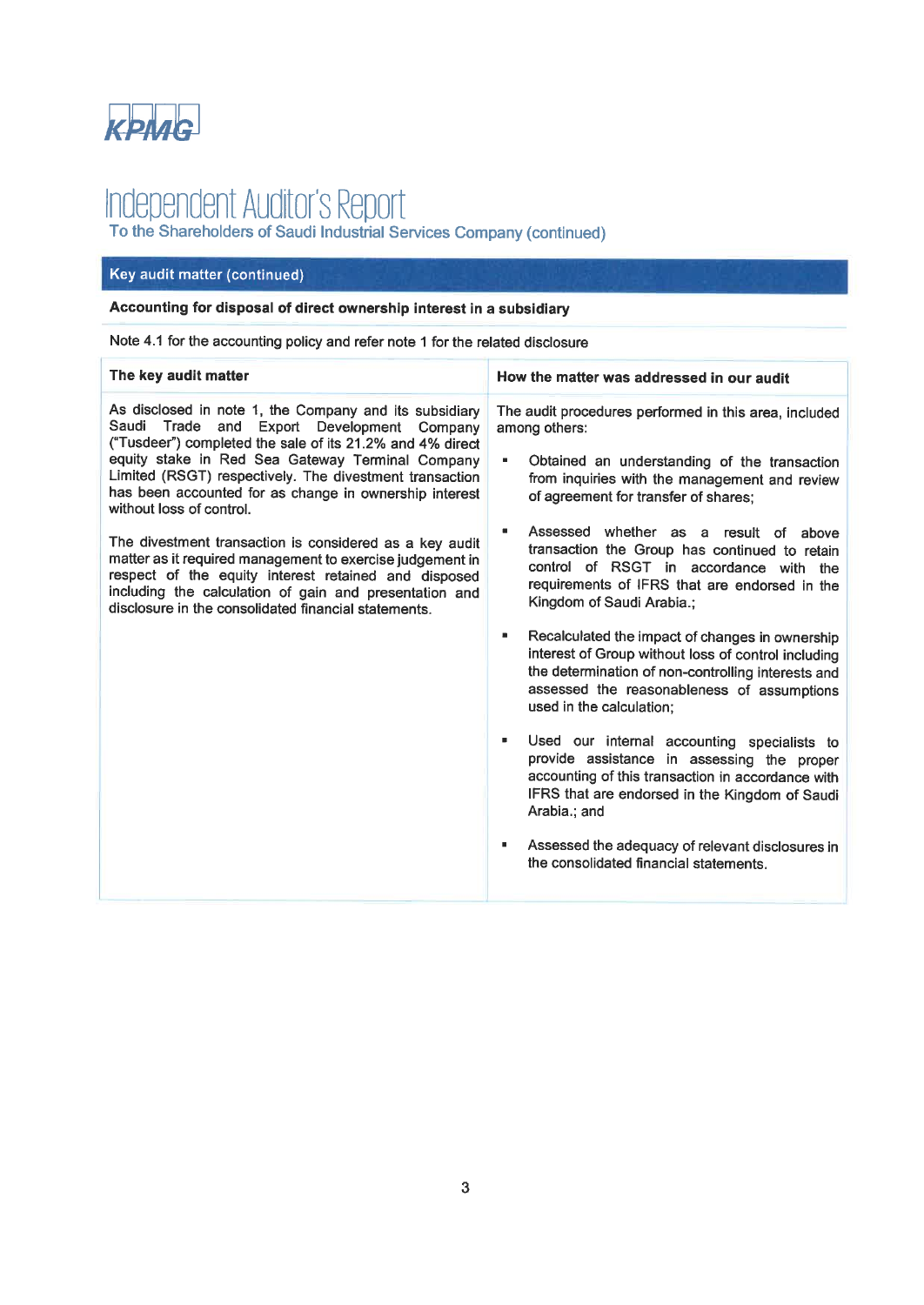KPMG

# Independent Auditor's Report

To the Shareholders of Saudi Industrial Services Company (continued)

## Key audit matter (continued)

### Accounting for disposal of direct ownership interest in a subsidiary

Note 4.1 for the accounting policy and refer note 1 for the related disclosure

| The key audit matter | How the matter was addressed in our audit |
|---|---|
| As disclosed in note 1, the Company and its subsidiary Saudi Trade and Export Development Company ("Tusdeer") completed the sale of its 21.2% and 4% direct equity stake in Red Sea Gateway Terminal Company Limited (RSGT) respectively. The divestment transaction has been accounted for as change in ownership interest without loss of control.<br><br>The divestment transaction is considered as a key audit matter as it required management to exercise judgement in respect of the equity interest retained and disposed including the calculation of gain and presentation and disclosure in the consolidated financial statements. | The audit procedures performed in this area, included among others:<br><br>▪ Obtained an understanding of the transaction from inquiries with the management and review of agreement for transfer of shares;<br><br>▪ Assessed whether as a result of above transaction the Group has continued to retain control of RSGT in accordance with the requirements of IFRS that are endorsed in the Kingdom of Saudi Arabia.;<br><br>▪ Recalculated the impact of changes in ownership interest of Group without loss of control including the determination of non-controlling interests and assessed the reasonableness of assumptions used in the calculation;<br><br>▪ Used our internal accounting specialists to provide assistance in assessing the proper accounting of this transaction in accordance with IFRS that are endorsed in the Kingdom of Saudi Arabia.; and<br><br>▪ Assessed the adequacy of relevant disclosures in the consolidated financial statements. |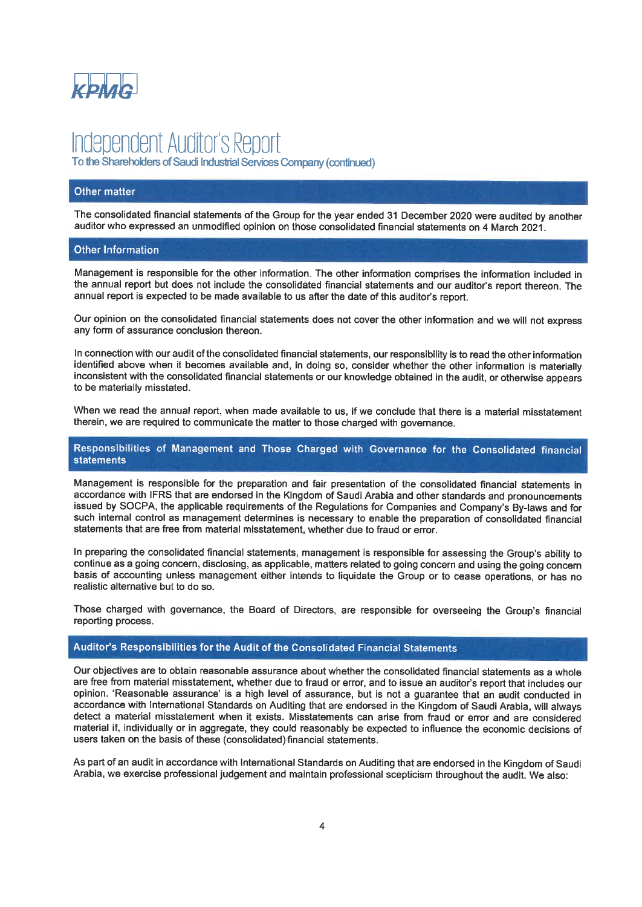# Independent Auditor's Report

To the Shareholders of Saudi Industrial Services Company (continued)

## Other matter

The consolidated financial statements of the Group for the year ended 31 December 2020 were audited by another auditor who expressed an unmodified opinion on those consolidated financial statements on 4 March 2021.

## Other Information

Management is responsible for the other information. The other information comprises the information included in the annual report but does not include the consolidated financial statements and our auditor's report thereon. The annual report is expected to be made available to us after the date of this auditor's report.

Our opinion on the consolidated financial statements does not cover the other information and we will not express any form of assurance conclusion thereon.

In connection with our audit of the consolidated financial statements, our responsibility is to read the other information identified above when it becomes available and, in doing so, consider whether the other information is materially inconsistent with the consolidated financial statements or our knowledge obtained in the audit, or otherwise appears to be materially misstated.

When we read the annual report, when made available to us, if we conclude that there is a material misstatement therein, we are required to communicate the matter to those charged with governance.

## Responsibilities of Management and Those Charged with Governance for the Consolidated financial statements

Management is responsible for the preparation and fair presentation of the consolidated financial statements in accordance with IFRS that are endorsed in the Kingdom of Saudi Arabia and other standards and pronouncements issued by SOCPA, the applicable requirements of the Regulations for Companies and Company's By-laws and for such internal control as management determines is necessary to enable the preparation of consolidated financial statements that are free from material misstatement, whether due to fraud or error.

In preparing the consolidated financial statements, management is responsible for assessing the Group's ability to continue as a going concern, disclosing, as applicable, matters related to going concern and using the going concern basis of accounting unless management either intends to liquidate the Group or to cease operations, or has no realistic alternative but to do so.

Those charged with governance, the Board of Directors, are responsible for overseeing the Group's financial reporting process.

## Auditor's Responsibilities for the Audit of the Consolidated Financial Statements

Our objectives are to obtain reasonable assurance about whether the consolidated financial statements as a whole are free from material misstatement, whether due to fraud or error, and to issue an auditor's report that includes our opinion. 'Reasonable assurance' is a high level of assurance, but is not a guarantee that an audit conducted in accordance with International Standards on Auditing that are endorsed in the Kingdom of Saudi Arabia, will always detect a material misstatement when it exists. Misstatements can arise from fraud or error and are considered material if, individually or in aggregate, they could reasonably be expected to influence the economic decisions of users taken on the basis of these (consolidated) financial statements.

As part of an audit in accordance with International Standards on Auditing that are endorsed in the Kingdom of Saudi Arabia, we exercise professional judgement and maintain professional scepticism throughout the audit. We also: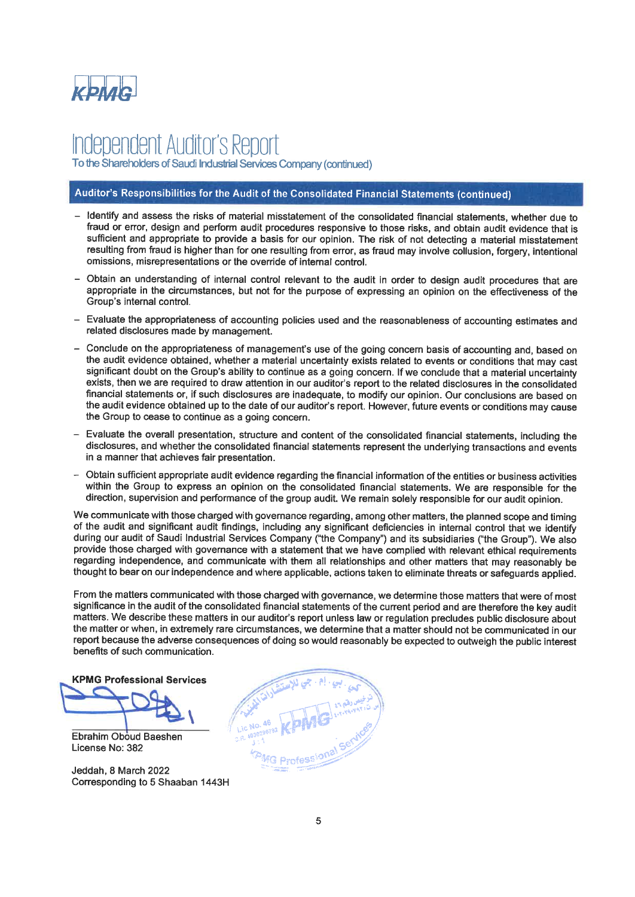# Independent Auditor's Report

To the Shareholders of Saudi Industrial Services Company (continued)

## Auditor's Responsibilities for the Audit of the Consolidated Financial Statements (continued)

- Identify and assess the risks of material misstatement of the consolidated financial statements, whether due to fraud or error, design and perform audit procedures responsive to those risks, and obtain audit evidence that is sufficient and appropriate to provide a basis for our opinion. The risk of not detecting a material misstatement resulting from fraud is higher than for one resulting from error, as fraud may involve collusion, forgery, intentional omissions, misrepresentations or the override of internal control.
- Obtain an understanding of internal control relevant to the audit in order to design audit procedures that are appropriate in the circumstances, but not for the purpose of expressing an opinion on the effectiveness of the Group's internal control.
- Evaluate the appropriateness of accounting policies used and the reasonableness of accounting estimates and related disclosures made by management.
- Conclude on the appropriateness of management's use of the going concern basis of accounting and, based on the audit evidence obtained, whether a material uncertainty exists related to events or conditions that may cast significant doubt on the Group's ability to continue as a going concern. If we conclude that a material uncertainty exists, then we are required to draw attention in our auditor's report to the related disclosures in the consolidated financial statements or, if such disclosures are inadequate, to modify our opinion. Our conclusions are based on the audit evidence obtained up to the date of our auditor's report. However, future events or conditions may cause the Group to cease to continue as a going concern.
- Evaluate the overall presentation, structure and content of the consolidated financial statements, including the disclosures, and whether the consolidated financial statements represent the underlying transactions and events in a manner that achieves fair presentation.
- Obtain sufficient appropriate audit evidence regarding the financial information of the entities or business activities within the Group to express an opinion on the consolidated financial statements. We are responsible for the direction, supervision and performance of the group audit. We remain solely responsible for our audit opinion.

We communicate with those charged with governance regarding, among other matters, the planned scope and timing of the audit and significant audit findings, including any significant deficiencies in internal control that we identify during our audit of Saudi Industrial Services Company ("the Company") and its subsidiaries ("the Group"). We also provide those charged with governance with a statement that we have complied with relevant ethical requirements regarding independence, and communicate with them all relationships and other matters that may reasonably be thought to bear on our independence and where applicable, actions taken to eliminate threats or safeguards applied.

From the matters communicated with those charged with governance, we determine those matters that were of most significance in the audit of the consolidated financial statements of the current period and are therefore the key audit matters. We describe these matters in our auditor's report unless law or regulation precludes public disclosure about the matter or when, in extremely rare circumstances, we determine that a matter should not be communicated in our report because the adverse consequences of doing so would reasonably be expected to outweigh the public interest benefits of such communication.

**KPMG Professional Services**

Ebrahim Oboud Baeshen
License No: 382

Jeddah, 8 March 2022
Corresponding to 5 Shaaban 1443H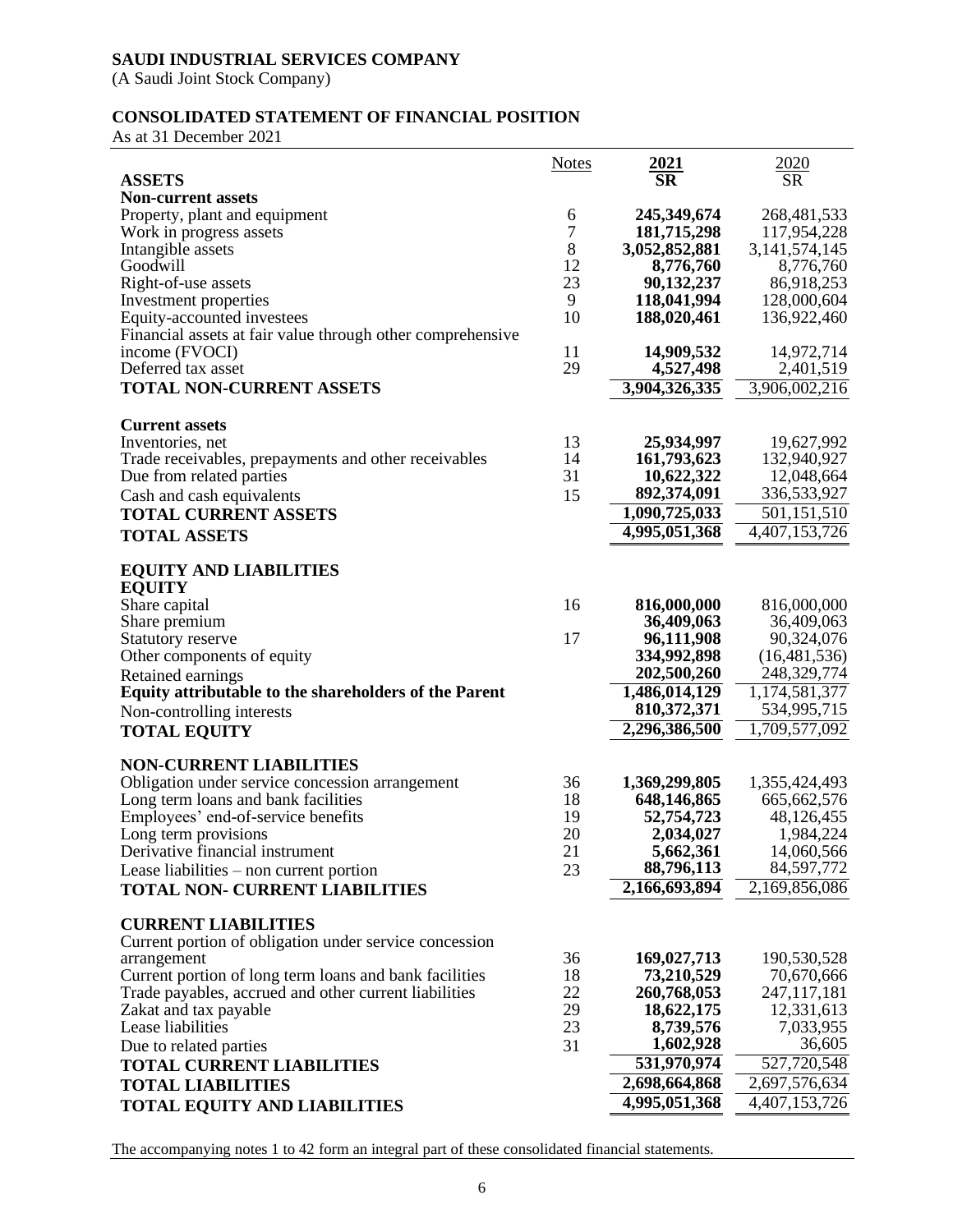**SAUDI INDUSTRIAL SERVICES COMPANY**
(A Saudi Joint Stock Company)

**CONSOLIDATED STATEMENT OF FINANCIAL POSITION**
As at 31 December 2021

| | Notes | **2021** | 2020 |
|---|---|---|---|
| **ASSETS** | | **SR** | SR |
| **Non-current assets** | | | |
| Property, plant and equipment | 6 | **245,349,674** | 268,481,533 |
| Work in progress assets | 7 | **181,715,298** | 117,954,228 |
| Intangible assets | 8 | **3,052,852,881** | 3,141,574,145 |
| Goodwill | 12 | **8,776,760** | 8,776,760 |
| Right-of-use assets | 23 | **90,132,237** | 86,918,253 |
| Investment properties | 9 | **118,041,994** | 128,000,604 |
| Equity-accounted investees | 10 | **188,020,461** | 136,922,460 |
| Financial assets at fair value through other comprehensive income (FVOCI) | 11 | **14,909,532** | 14,972,714 |
| Deferred tax asset | 29 | **4,527,498** | 2,401,519 |
| **TOTAL NON-CURRENT ASSETS** | | **3,904,326,335** | 3,906,002,216 |
| **Current assets** | | | |
| Inventories, net | 13 | **25,934,997** | 19,627,992 |
| Trade receivables, prepayments and other receivables | 14 | **161,793,623** | 132,940,927 |
| Due from related parties | 31 | **10,622,322** | 12,048,664 |
| Cash and cash equivalents | 15 | **892,374,091** | 336,533,927 |
| **TOTAL CURRENT ASSETS** | | **1,090,725,033** | 501,151,510 |
| **TOTAL ASSETS** | | **4,995,051,368** | 4,407,153,726 |
| **EQUITY AND LIABILITIES** | | | |
| **EQUITY** | | | |
| Share capital | 16 | **816,000,000** | 816,000,000 |
| Share premium | | **36,409,063** | 36,409,063 |
| Statutory reserve | 17 | **96,111,908** | 90,324,076 |
| Other components of equity | | **334,992,898** | (16,481,536) |
| Retained earnings | | **202,500,260** | 248,329,774 |
| **Equity attributable to the shareholders of the Parent** | | **1,486,014,129** | 1,174,581,377 |
| Non-controlling interests | | **810,372,371** | 534,995,715 |
| **TOTAL EQUITY** | | **2,296,386,500** | 1,709,577,092 |
| **NON-CURRENT LIABILITIES** | | | |
| Obligation under service concession arrangement | 36 | **1,369,299,805** | 1,355,424,493 |
| Long term loans and bank facilities | 18 | **648,146,865** | 665,662,576 |
| Employees' end-of-service benefits | 19 | **52,754,723** | 48,126,455 |
| Long term provisions | 20 | **2,034,027** | 1,984,224 |
| Derivative financial instrument | 21 | **5,662,361** | 14,060,566 |
| Lease liabilities – non current portion | 23 | **88,796,113** | 84,597,772 |
| **TOTAL NON- CURRENT LIABILITIES** | | **2,166,693,894** | 2,169,856,086 |
| **CURRENT LIABILITIES** | | | |
| Current portion of obligation under service concession arrangement | 36 | **169,027,713** | 190,530,528 |
| Current portion of long term loans and bank facilities | 18 | **73,210,529** | 70,670,666 |
| Trade payables, accrued and other current liabilities | 22 | **260,768,053** | 247,117,181 |
| Zakat and tax payable | 29 | **18,622,175** | 12,331,613 |
| Lease liabilities | 23 | **8,739,576** | 7,033,955 |
| Due to related parties | 31 | **1,602,928** | 36,605 |
| **TOTAL CURRENT LIABILITIES** | | **531,970,974** | 527,720,548 |
| **TOTAL LIABILITIES** | | **2,698,664,868** | 2,697,576,634 |
| **TOTAL EQUITY AND LIABILITIES** | | **4,995,051,368** | 4,407,153,726 |

The accompanying notes 1 to 42 form an integral part of these consolidated financial statements.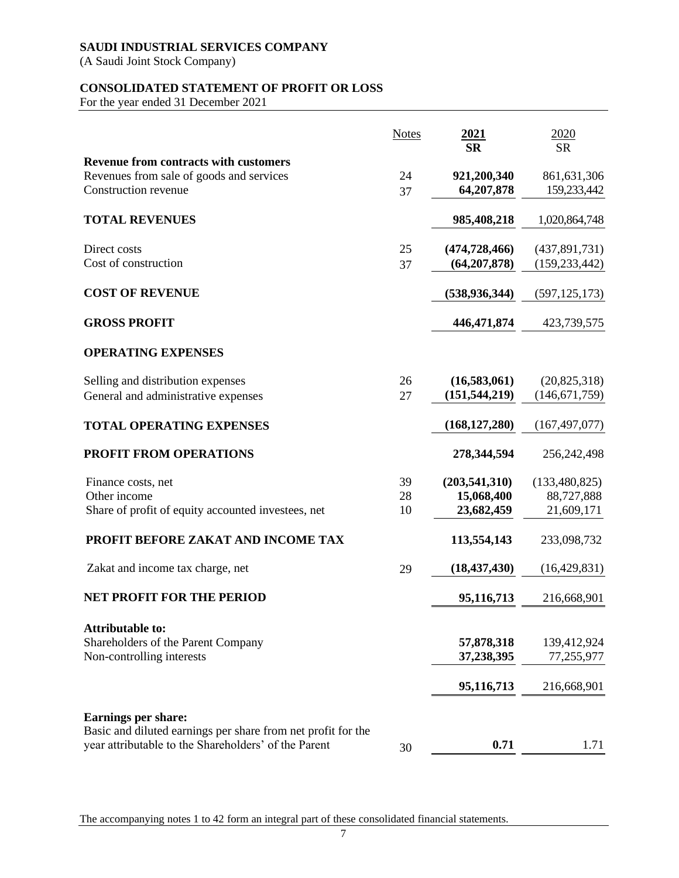**SAUDI INDUSTRIAL SERVICES COMPANY**

(A Saudi Joint Stock Company)

**CONSOLIDATED STATEMENT OF PROFIT OR LOSS**

For the year ended 31 December 2021

| | Notes | 2021 SR | 2020 SR |
|---|---|---|---|
| **Revenue from contracts with customers** | | | |
| Revenues from sale of goods and services | 24 | **921,200,340** | 861,631,306 |
| Construction revenue | 37 | **64,207,878** | 159,233,442 |
| **TOTAL REVENUES** | | **985,408,218** | 1,020,864,748 |
| Direct costs | 25 | **(474,728,466)** | (437,891,731) |
| Cost of construction | 37 | **(64,207,878)** | (159,233,442) |
| **COST OF REVENUE** | | **(538,936,344)** | (597,125,173) |
| **GROSS PROFIT** | | **446,471,874** | 423,739,575 |
| **OPERATING EXPENSES** | | | |
| Selling and distribution expenses | 26 | **(16,583,061)** | (20,825,318) |
| General and administrative expenses | 27 | **(151,544,219)** | (146,671,759) |
| **TOTAL OPERATING EXPENSES** | | **(168,127,280)** | (167,497,077) |
| **PROFIT FROM OPERATIONS** | | **278,344,594** | 256,242,498 |
| Finance costs, net | 39 | **(203,541,310)** | (133,480,825) |
| Other income | 28 | **15,068,400** | 88,727,888 |
| Share of profit of equity accounted investees, net | 10 | **23,682,459** | 21,609,171 |
| **PROFIT BEFORE ZAKAT AND INCOME TAX** | | **113,554,143** | 233,098,732 |
| Zakat and income tax charge, net | 29 | **(18,437,430)** | (16,429,831) |
| **NET PROFIT FOR THE PERIOD** | | **95,116,713** | 216,668,901 |
| **Attributable to:** | | | |
| Shareholders of the Parent Company | | **57,878,318** | 139,412,924 |
| Non-controlling interests | | **37,238,395** | 77,255,977 |
| | | **95,116,713** | 216,668,901 |
| **Earnings per share:** | | | |
| Basic and diluted earnings per share from net profit for the year attributable to the Shareholders' of the Parent | 30 | **0.71** | 1.71 |

The accompanying notes 1 to 42 form an integral part of these consolidated financial statements.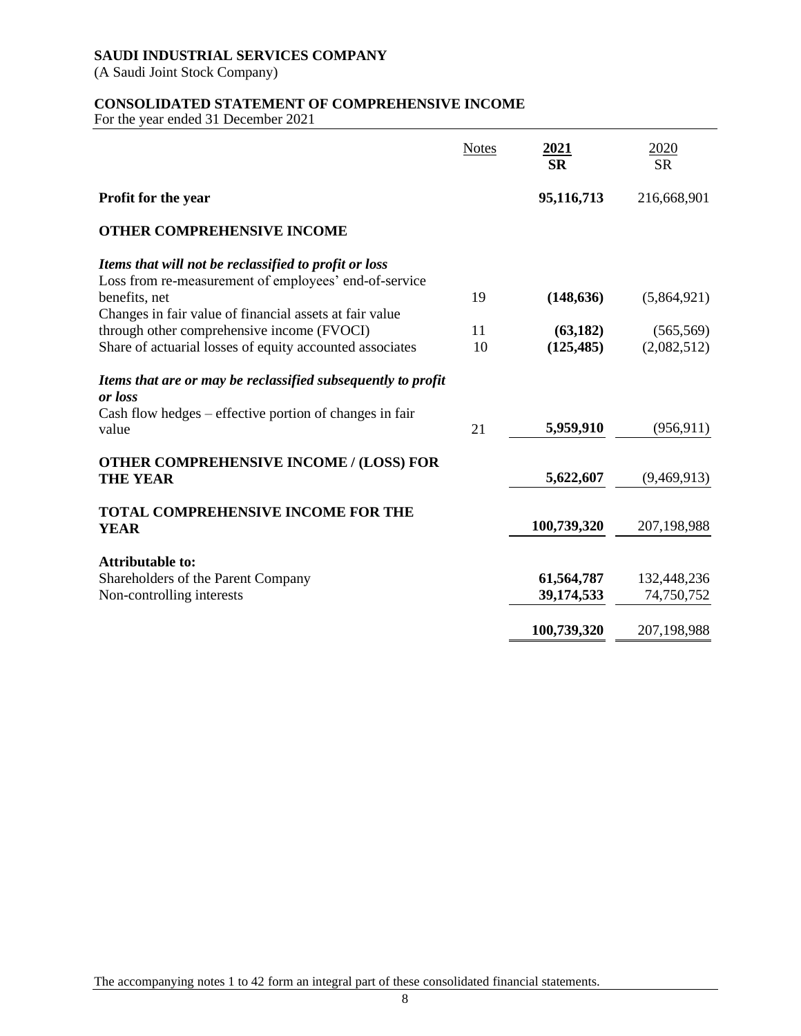**SAUDI INDUSTRIAL SERVICES COMPANY**
(A Saudi Joint Stock Company)

**CONSOLIDATED STATEMENT OF COMPREHENSIVE INCOME**
For the year ended 31 December 2021

| | Notes | 2021 SR | 2020 SR |
|---|---|---|---|
| **Profit for the year** | | **95,116,713** | 216,668,901 |
| **OTHER COMPREHENSIVE INCOME** | | | |
| ***Items that will not be reclassified to profit or loss*** | | | |
| Loss from re-measurement of employees' end-of-service benefits, net | 19 | **(148,636)** | (5,864,921) |
| Changes in fair value of financial assets at fair value through other comprehensive income (FVOCI) | 11 | **(63,182)** | (565,569) |
| Share of actuarial losses of equity accounted associates | 10 | **(125,485)** | (2,082,512) |
| ***Items that are or may be reclassified subsequently to profit or loss*** | | | |
| Cash flow hedges – effective portion of changes in fair value | 21 | **5,959,910** | (956,911) |
| **OTHER COMPREHENSIVE INCOME / (LOSS) FOR THE YEAR** | | **5,622,607** | (9,469,913) |
| **TOTAL COMPREHENSIVE INCOME FOR THE YEAR** | | **100,739,320** | 207,198,988 |
| **Attributable to:** | | | |
| Shareholders of the Parent Company | | **61,564,787** | 132,448,236 |
| Non-controlling interests | | **39,174,533** | 74,750,752 |
| | | **100,739,320** | 207,198,988 |

The accompanying notes 1 to 42 form an integral part of these consolidated financial statements.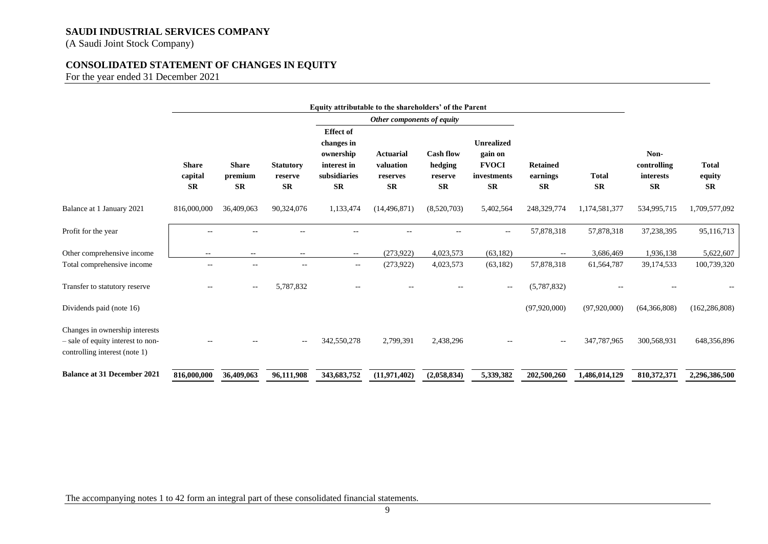# SAUDI INDUSTRIAL SERVICES COMPANY

(A Saudi Joint Stock Company)

## CONSOLIDATED STATEMENT OF CHANGES IN EQUITY

For the year ended 31 December 2021

| | Equity attributable to the shareholders' of the Parent | | | | | | | | | | |
|---|---|---|---|---|---|---|---|---|---|---|---|
| | | | | Other components of equity | | | | | | | |
| | Share capital SR | Share premium SR | Statutory reserve SR | Effect of changes in ownership interest in subsidiaries SR | Actuarial valuation reserves SR | Cash flow hedging reserve SR | Unrealized gain on FVOCI investments SR | Retained earnings SR | Total SR | Non-controlling interests SR | Total equity SR |
| Balance at 1 January 2021 | 816,000,000 | 36,409,063 | 90,324,076 | 1,133,474 | (14,496,871) | (8,520,703) | 5,402,564 | 248,329,774 | 1,174,581,377 | 534,995,715 | 1,709,577,092 |
| Profit for the year | -- | -- | -- | -- | -- | -- | -- | 57,878,318 | 57,878,318 | 37,238,395 | 95,116,713 |
| Other comprehensive income | -- | -- | -- | -- | (273,922) | 4,023,573 | (63,182) | -- | 3,686,469 | 1,936,138 | 5,622,607 |
| Total comprehensive income | -- | -- | -- | -- | (273,922) | 4,023,573 | (63,182) | 57,878,318 | 61,564,787 | 39,174,533 | 100,739,320 |
| Transfer to statutory reserve | -- | -- | 5,787,832 | -- | -- | -- | -- | (5,787,832) | -- | -- | -- |
| Dividends paid (note 16) | | | | | | | | (97,920,000) | (97,920,000) | (64,366,808) | (162,286,808) |
| Changes in ownership interests – sale of equity interest to non-controlling interest (note 1) | -- | -- | -- | 342,550,278 | 2,799,391 | 2,438,296 | -- | -- | 347,787,965 | 300,568,931 | 648,356,896 |
| **Balance at 31 December 2021** | **816,000,000** | **36,409,063** | **96,111,908** | **343,683,752** | **(11,971,402)** | **(2,058,834)** | **5,339,382** | **202,500,260** | **1,486,014,129** | **810,372,371** | **2,296,386,500** |

The accompanying notes 1 to 42 form an integral part of these consolidated financial statements.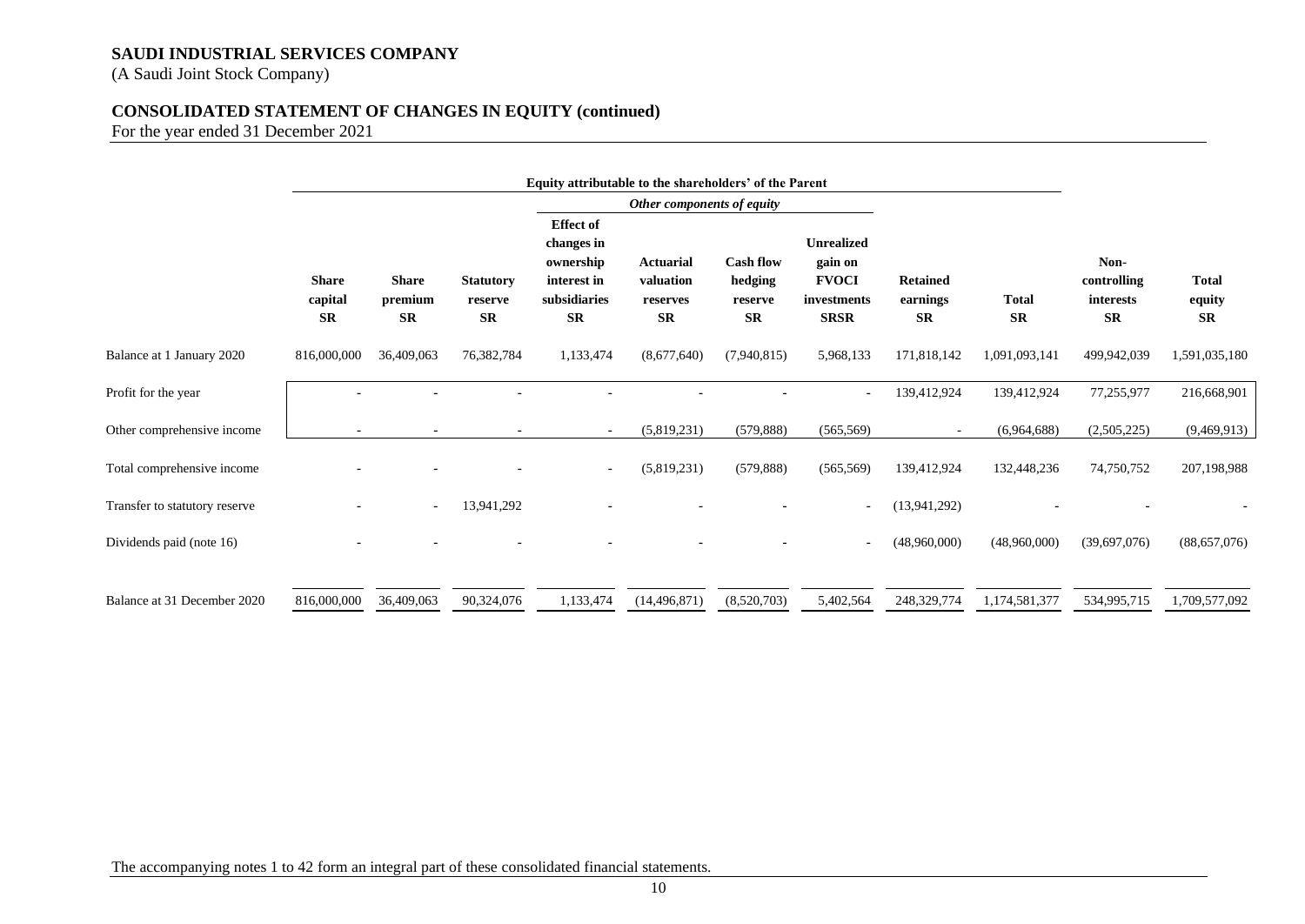# SAUDI INDUSTRIAL SERVICES COMPANY

(A Saudi Joint Stock Company)

## CONSOLIDATED STATEMENT OF CHANGES IN EQUITY (continued)

For the year ended 31 December 2021

| | Equity attributable to the shareholders' of the Parent | | | | | | | | | | |
|---|---|---|---|---|---|---|---|---|---|---|---|
| | | | | *Other components of equity* | | | | | | | |
| | Share capital SR | Share premium SR | Statutory reserve SR | Effect of changes in ownership interest in subsidiaries SR | Actuarial valuation reserves SR | Cash flow hedging reserve SR | Unrealized gain on FVOCI investments SRSR | Retained earnings SR | Total SR | Non-controlling interests SR | Total equity SR |
| Balance at 1 January 2020 | 816,000,000 | 36,409,063 | 76,382,784 | 1,133,474 | (8,677,640) | (7,940,815) | 5,968,133 | 171,818,142 | 1,091,093,141 | 499,942,039 | 1,591,035,180 |
| Profit for the year | - | - | - | - | - | - | - | 139,412,924 | 139,412,924 | 77,255,977 | 216,668,901 |
| Other comprehensive income | - | - | - | - | (5,819,231) | (579,888) | (565,569) | - | (6,964,688) | (2,505,225) | (9,469,913) |
| Total comprehensive income | - | - | - | - | (5,819,231) | (579,888) | (565,569) | 139,412,924 | 132,448,236 | 74,750,752 | 207,198,988 |
| Transfer to statutory reserve | - | - | 13,941,292 | - | - | - | - | (13,941,292) | - | - | - |
| Dividends paid (note 16) | - | - | - | - | - | - | - | (48,960,000) | (48,960,000) | (39,697,076) | (88,657,076) |
| Balance at 31 December 2020 | 816,000,000 | 36,409,063 | 90,324,076 | 1,133,474 | (14,496,871) | (8,520,703) | 5,402,564 | 248,329,774 | 1,174,581,377 | 534,995,715 | 1,709,577,092 |

The accompanying notes 1 to 42 form an integral part of these consolidated financial statements.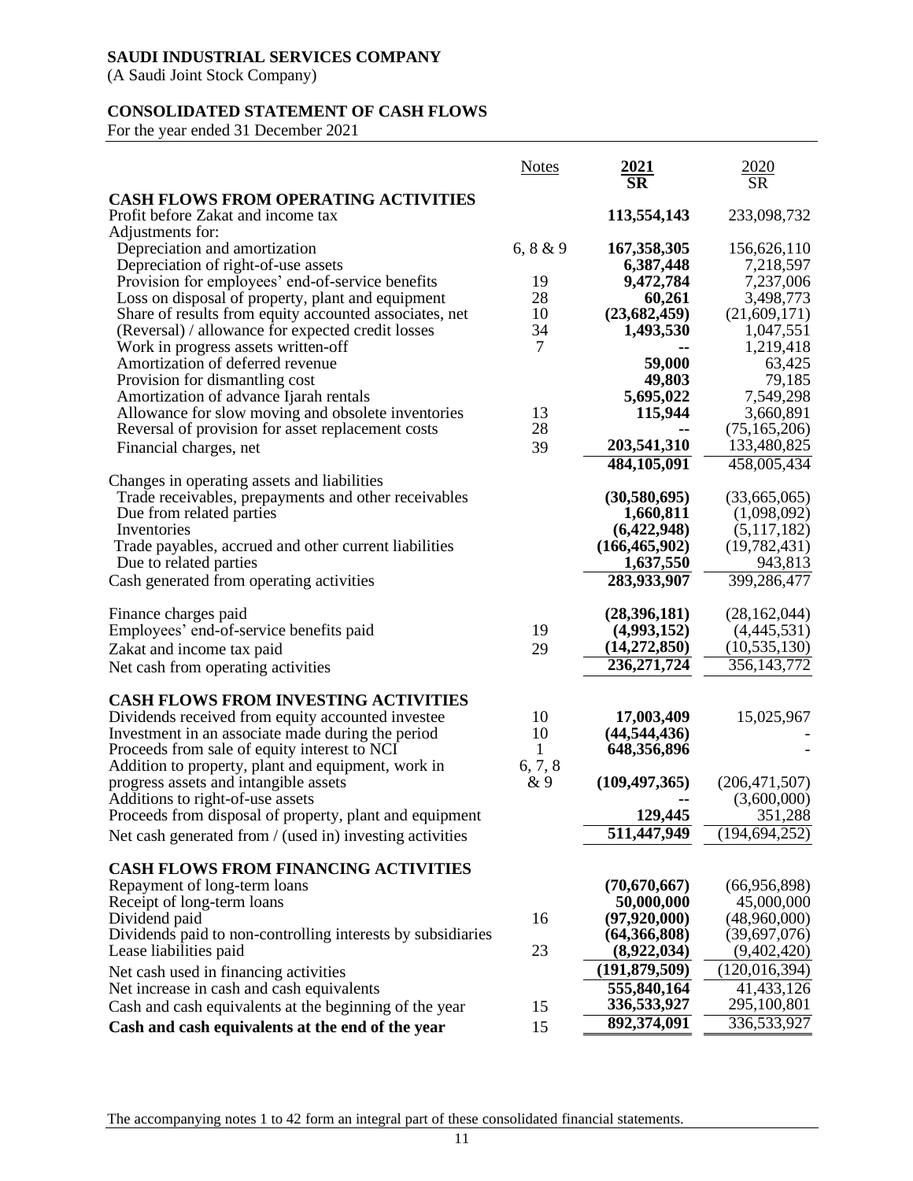**SAUDI INDUSTRIAL SERVICES COMPANY**
(A Saudi Joint Stock Company)

**CONSOLIDATED STATEMENT OF CASH FLOWS**
For the year ended 31 December 2021

| | Notes | 2021 SR | 2020 SR |
|---|---|---|---|
| **CASH FLOWS FROM OPERATING ACTIVITIES** | | | |
| Profit before Zakat and income tax | | **113,554,143** | 233,098,732 |
| Adjustments for: | | | |
| Depreciation and amortization | 6, 8 & 9 | **167,358,305** | 156,626,110 |
| Depreciation of right-of-use assets | | **6,387,448** | 7,218,597 |
| Provision for employees' end-of-service benefits | 19 | **9,472,784** | 7,237,006 |
| Loss on disposal of property, plant and equipment | 28 | **60,261** | 3,498,773 |
| Share of results from equity accounted associates, net | 10 | **(23,682,459)** | (21,609,171) |
| (Reversal) / allowance for expected credit losses | 34 | **1,493,530** | 1,047,551 |
| Work in progress assets written-off | 7 | **--** | 1,219,418 |
| Amortization of deferred revenue | | **59,000** | 63,425 |
| Provision for dismantling cost | | **49,803** | 79,185 |
| Amortization of advance Ijarah rentals | | **5,695,022** | 7,549,298 |
| Allowance for slow moving and obsolete inventories | 13 | **115,944** | 3,660,891 |
| Reversal of provision for asset replacement costs | 28 | **--** | (75,165,206) |
| Financial charges, net | 39 | **203,541,310** | 133,480,825 |
| | | **484,105,091** | 458,005,434 |
| Changes in operating assets and liabilities | | | |
| Trade receivables, prepayments and other receivables | | **(30,580,695)** | (33,665,065) |
| Due from related parties | | **1,660,811** | (1,098,092) |
| Inventories | | **(6,422,948)** | (5,117,182) |
| Trade payables, accrued and other current liabilities | | **(166,465,902)** | (19,782,431) |
| Due to related parties | | **1,637,550** | 943,813 |
| Cash generated from operating activities | | **283,933,907** | 399,286,477 |
| Finance charges paid | | **(28,396,181)** | (28,162,044) |
| Employees' end-of-service benefits paid | 19 | **(4,993,152)** | (4,445,531) |
| Zakat and income tax paid | 29 | **(14,272,850)** | (10,535,130) |
| Net cash from operating activities | | **236,271,724** | 356,143,772 |
| **CASH FLOWS FROM INVESTING ACTIVITIES** | | | |
| Dividends received from equity accounted investee | 10 | **17,003,409** | 15,025,967 |
| Investment in an associate made during the period | 10 | **(44,544,436)** | - |
| Proceeds from sale of equity interest to NCI | 1 | **648,356,896** | - |
| Addition to property, plant and equipment, work in progress assets and intangible assets | 6, 7, 8 & 9 | **(109,497,365)** | (206,471,507) |
| Additions to right-of-use assets | | **--** | (3,600,000) |
| Proceeds from disposal of property, plant and equipment | | **129,445** | 351,288 |
| Net cash generated from / (used in) investing activities | | **511,447,949** | (194,694,252) |
| **CASH FLOWS FROM FINANCING ACTIVITIES** | | | |
| Repayment of long-term loans | | **(70,670,667)** | (66,956,898) |
| Receipt of long-term loans | | **50,000,000** | 45,000,000 |
| Dividend paid | 16 | **(97,920,000)** | (48,960,000) |
| Dividends paid to non-controlling interests by subsidiaries | | **(64,366,808)** | (39,697,076) |
| Lease liabilities paid | 23 | **(8,922,034)** | (9,402,420) |
| Net cash used in financing activities | | **(191,879,509)** | (120,016,394) |
| Net increase in cash and cash equivalents | | **555,840,164** | 41,433,126 |
| Cash and cash equivalents at the beginning of the year | 15 | **336,533,927** | 295,100,801 |
| **Cash and cash equivalents at the end of the year** | 15 | **892,374,091** | 336,533,927 |

The accompanying notes 1 to 42 form an integral part of these consolidated financial statements.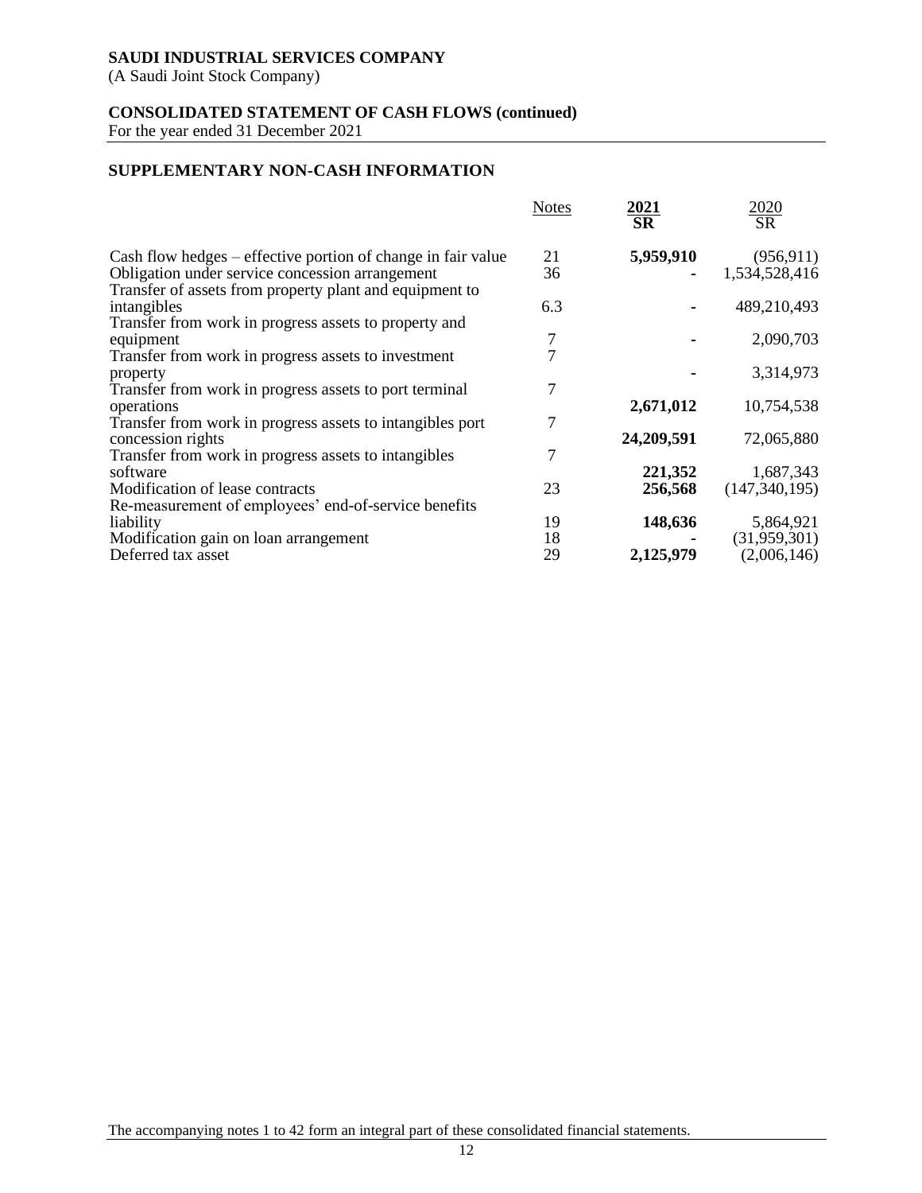**SAUDI INDUSTRIAL SERVICES COMPANY**
(A Saudi Joint Stock Company)

**CONSOLIDATED STATEMENT OF CASH FLOWS (continued)**
For the year ended 31 December 2021

## SUPPLEMENTARY NON-CASH INFORMATION

| | Notes | **2021 SR** | 2020 SR |
|---|---|---|---|
| Cash flow hedges – effective portion of change in fair value | 21 | **5,959,910** | (956,911) |
| Obligation under service concession arrangement | 36 | **-** | 1,534,528,416 |
| Transfer of assets from property plant and equipment to intangibles | 6.3 | **-** | 489,210,493 |
| Transfer from work in progress assets to property and equipment | 7 | **-** | 2,090,703 |
| Transfer from work in progress assets to investment property | 7 | **-** | 3,314,973 |
| Transfer from work in progress assets to port terminal operations | 7 | **2,671,012** | 10,754,538 |
| Transfer from work in progress assets to intangibles port concession rights | 7 | **24,209,591** | 72,065,880 |
| Transfer from work in progress assets to intangibles software | 7 | **221,352** | 1,687,343 |
| Modification of lease contracts | 23 | **256,568** | (147,340,195) |
| Re-measurement of employees' end-of-service benefits liability | 19 | **148,636** | 5,864,921 |
| Modification gain on loan arrangement | 18 | **-** | (31,959,301) |
| Deferred tax asset | 29 | **2,125,979** | (2,006,146) |

The accompanying notes 1 to 42 form an integral part of these consolidated financial statements.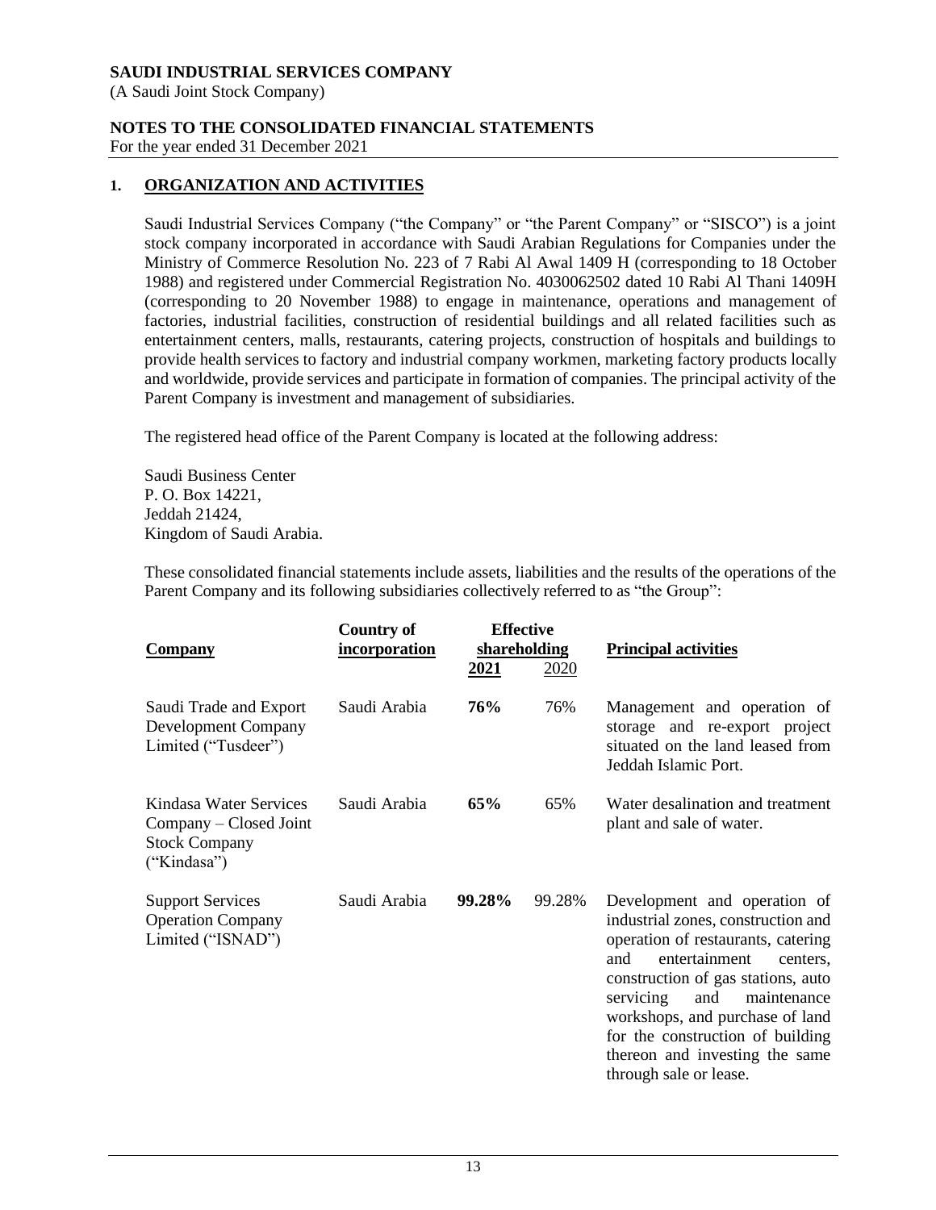**SAUDI INDUSTRIAL SERVICES COMPANY**
(A Saudi Joint Stock Company)

**NOTES TO THE CONSOLIDATED FINANCIAL STATEMENTS**
For the year ended 31 December 2021

## 1. ORGANIZATION AND ACTIVITIES

Saudi Industrial Services Company ("the Company" or "the Parent Company" or "SISCO") is a joint stock company incorporated in accordance with Saudi Arabian Regulations for Companies under the Ministry of Commerce Resolution No. 223 of 7 Rabi Al Awal 1409 H (corresponding to 18 October 1988) and registered under Commercial Registration No. 4030062502 dated 10 Rabi Al Thani 1409H (corresponding to 20 November 1988) to engage in maintenance, operations and management of factories, industrial facilities, construction of residential buildings and all related facilities such as entertainment centers, malls, restaurants, catering projects, construction of hospitals and buildings to provide health services to factory and industrial company workmen, marketing factory products locally and worldwide, provide services and participate in formation of companies. The principal activity of the Parent Company is investment and management of subsidiaries.

The registered head office of the Parent Company is located at the following address:

Saudi Business Center
P. O. Box 14221,
Jeddah 21424,
Kingdom of Saudi Arabia.

These consolidated financial statements include assets, liabilities and the results of the operations of the Parent Company and its following subsidiaries collectively referred to as "the Group":

| **Company** | **Country of incorporation** | **Effective shareholding** | | **Principal activities** |
|---|---|---|---|---|
| | | **2021** | 2020 | |
| Saudi Trade and Export Development Company Limited ("Tusdeer") | Saudi Arabia | **76%** | 76% | Management and operation of storage and re-export project situated on the land leased from Jeddah Islamic Port. |
| Kindasa Water Services Company – Closed Joint Stock Company ("Kindasa") | Saudi Arabia | **65%** | 65% | Water desalination and treatment plant and sale of water. |
| Support Services Operation Company Limited ("ISNAD") | Saudi Arabia | **99.28%** | 99.28% | Development and operation of industrial zones, construction and operation of restaurants, catering and entertainment centers, construction of gas stations, auto servicing and maintenance workshops, and purchase of land for the construction of building thereon and investing the same through sale or lease. |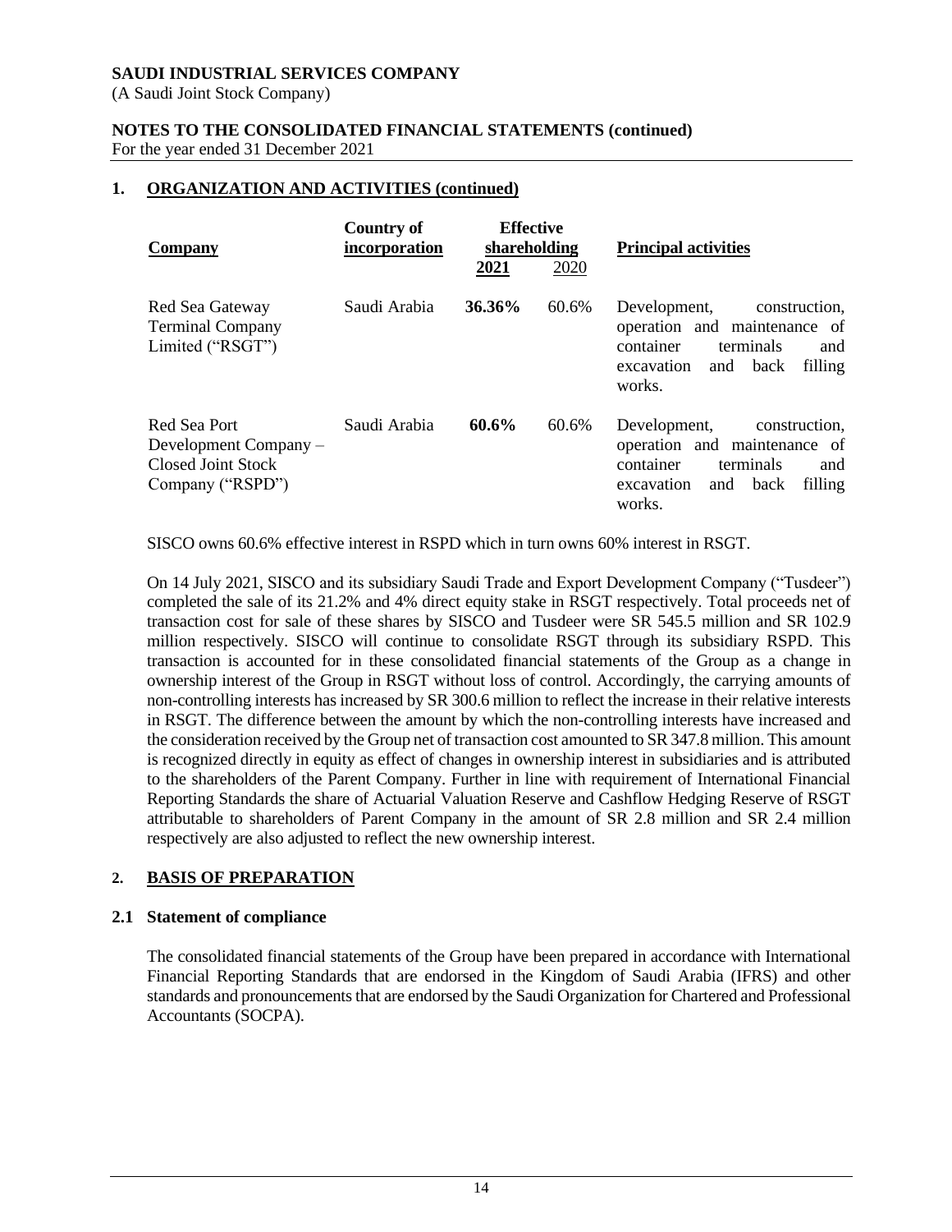## 1. ORGANIZATION AND ACTIVITIES (continued)

| Company | Country of incorporation | Effective shareholding | | Principal activities |
|---|---|---|---|---|
| | | **2021** | 2020 | |
| Red Sea Gateway Terminal Company Limited ("RSGT") | Saudi Arabia | **36.36%** | 60.6% | Development, construction, operation and maintenance of container terminals and excavation and back filling works. |
| Red Sea Port Development Company – Closed Joint Stock Company ("RSPD") | Saudi Arabia | **60.6%** | 60.6% | Development, construction, operation and maintenance of container terminals and excavation and back filling works. |

SISCO owns 60.6% effective interest in RSPD which in turn owns 60% interest in RSGT.

On 14 July 2021, SISCO and its subsidiary Saudi Trade and Export Development Company ("Tusdeer") completed the sale of its 21.2% and 4% direct equity stake in RSGT respectively. Total proceeds net of transaction cost for sale of these shares by SISCO and Tusdeer were SR 545.5 million and SR 102.9 million respectively. SISCO will continue to consolidate RSGT through its subsidiary RSPD. This transaction is accounted for in these consolidated financial statements of the Group as a change in ownership interest of the Group in RSGT without loss of control. Accordingly, the carrying amounts of non-controlling interests has increased by SR 300.6 million to reflect the increase in their relative interests in RSGT. The difference between the amount by which the non-controlling interests have increased and the consideration received by the Group net of transaction cost amounted to SR 347.8 million. This amount is recognized directly in equity as effect of changes in ownership interest in subsidiaries and is attributed to the shareholders of the Parent Company. Further in line with requirement of International Financial Reporting Standards the share of Actuarial Valuation Reserve and Cashflow Hedging Reserve of RSGT attributable to shareholders of Parent Company in the amount of SR 2.8 million and SR 2.4 million respectively are also adjusted to reflect the new ownership interest.

## 2. BASIS OF PREPARATION

### 2.1 Statement of compliance

The consolidated financial statements of the Group have been prepared in accordance with International Financial Reporting Standards that are endorsed in the Kingdom of Saudi Arabia (IFRS) and other standards and pronouncements that are endorsed by the Saudi Organization for Chartered and Professional Accountants (SOCPA).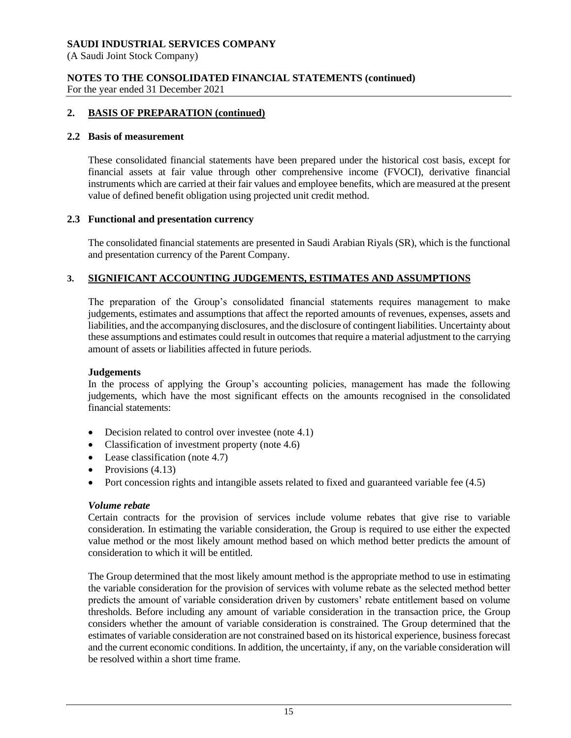## 2. BASIS OF PREPARATION (continued)

### 2.2 Basis of measurement

These consolidated financial statements have been prepared under the historical cost basis, except for financial assets at fair value through other comprehensive income (FVOCI), derivative financial instruments which are carried at their fair values and employee benefits, which are measured at the present value of defined benefit obligation using projected unit credit method.

### 2.3 Functional and presentation currency

The consolidated financial statements are presented in Saudi Arabian Riyals (SR), which is the functional and presentation currency of the Parent Company.

## 3. SIGNIFICANT ACCOUNTING JUDGEMENTS, ESTIMATES AND ASSUMPTIONS

The preparation of the Group's consolidated financial statements requires management to make judgements, estimates and assumptions that affect the reported amounts of revenues, expenses, assets and liabilities, and the accompanying disclosures, and the disclosure of contingent liabilities. Uncertainty about these assumptions and estimates could result in outcomes that require a material adjustment to the carrying amount of assets or liabilities affected in future periods.

**Judgements**

In the process of applying the Group's accounting policies, management has made the following judgements, which have the most significant effects on the amounts recognised in the consolidated financial statements:

- Decision related to control over investee (note 4.1)
- Classification of investment property (note 4.6)
- Lease classification (note 4.7)
- Provisions (4.13)
- Port concession rights and intangible assets related to fixed and guaranteed variable fee (4.5)

***Volume rebate***

Certain contracts for the provision of services include volume rebates that give rise to variable consideration. In estimating the variable consideration, the Group is required to use either the expected value method or the most likely amount method based on which method better predicts the amount of consideration to which it will be entitled.

The Group determined that the most likely amount method is the appropriate method to use in estimating the variable consideration for the provision of services with volume rebate as the selected method better predicts the amount of variable consideration driven by customers' rebate entitlement based on volume thresholds. Before including any amount of variable consideration in the transaction price, the Group considers whether the amount of variable consideration is constrained. The Group determined that the estimates of variable consideration are not constrained based on its historical experience, business forecast and the current economic conditions. In addition, the uncertainty, if any, on the variable consideration will be resolved within a short time frame.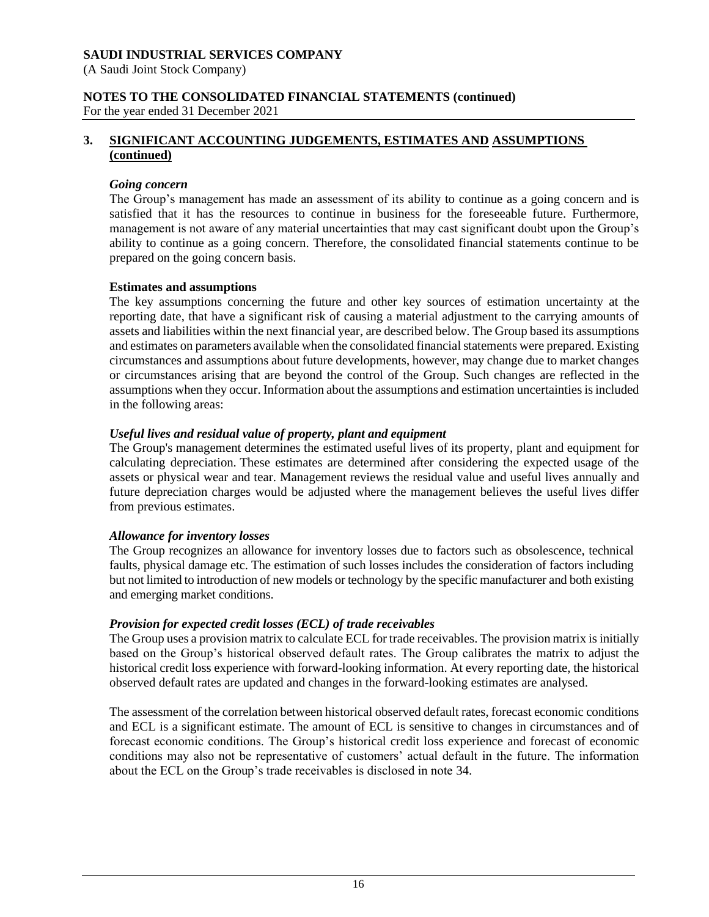## 3. SIGNIFICANT ACCOUNTING JUDGEMENTS, ESTIMATES AND ASSUMPTIONS (continued)

***Going concern***

The Group's management has made an assessment of its ability to continue as a going concern and is satisfied that it has the resources to continue in business for the foreseeable future. Furthermore, management is not aware of any material uncertainties that may cast significant doubt upon the Group's ability to continue as a going concern. Therefore, the consolidated financial statements continue to be prepared on the going concern basis.

**Estimates and assumptions**

The key assumptions concerning the future and other key sources of estimation uncertainty at the reporting date, that have a significant risk of causing a material adjustment to the carrying amounts of assets and liabilities within the next financial year, are described below. The Group based its assumptions and estimates on parameters available when the consolidated financial statements were prepared. Existing circumstances and assumptions about future developments, however, may change due to market changes or circumstances arising that are beyond the control of the Group. Such changes are reflected in the assumptions when they occur. Information about the assumptions and estimation uncertainties is included in the following areas:

***Useful lives and residual value of property, plant and equipment***

The Group's management determines the estimated useful lives of its property, plant and equipment for calculating depreciation. These estimates are determined after considering the expected usage of the assets or physical wear and tear. Management reviews the residual value and useful lives annually and future depreciation charges would be adjusted where the management believes the useful lives differ from previous estimates.

***Allowance for inventory losses***

The Group recognizes an allowance for inventory losses due to factors such as obsolescence, technical faults, physical damage etc. The estimation of such losses includes the consideration of factors including but not limited to introduction of new models or technology by the specific manufacturer and both existing and emerging market conditions.

***Provision for expected credit losses (ECL) of trade receivables***

The Group uses a provision matrix to calculate ECL for trade receivables. The provision matrix is initially based on the Group's historical observed default rates. The Group calibrates the matrix to adjust the historical credit loss experience with forward-looking information. At every reporting date, the historical observed default rates are updated and changes in the forward-looking estimates are analysed.

The assessment of the correlation between historical observed default rates, forecast economic conditions and ECL is a significant estimate. The amount of ECL is sensitive to changes in circumstances and of forecast economic conditions. The Group's historical credit loss experience and forecast of economic conditions may also not be representative of customers' actual default in the future. The information about the ECL on the Group's trade receivables is disclosed in note 34.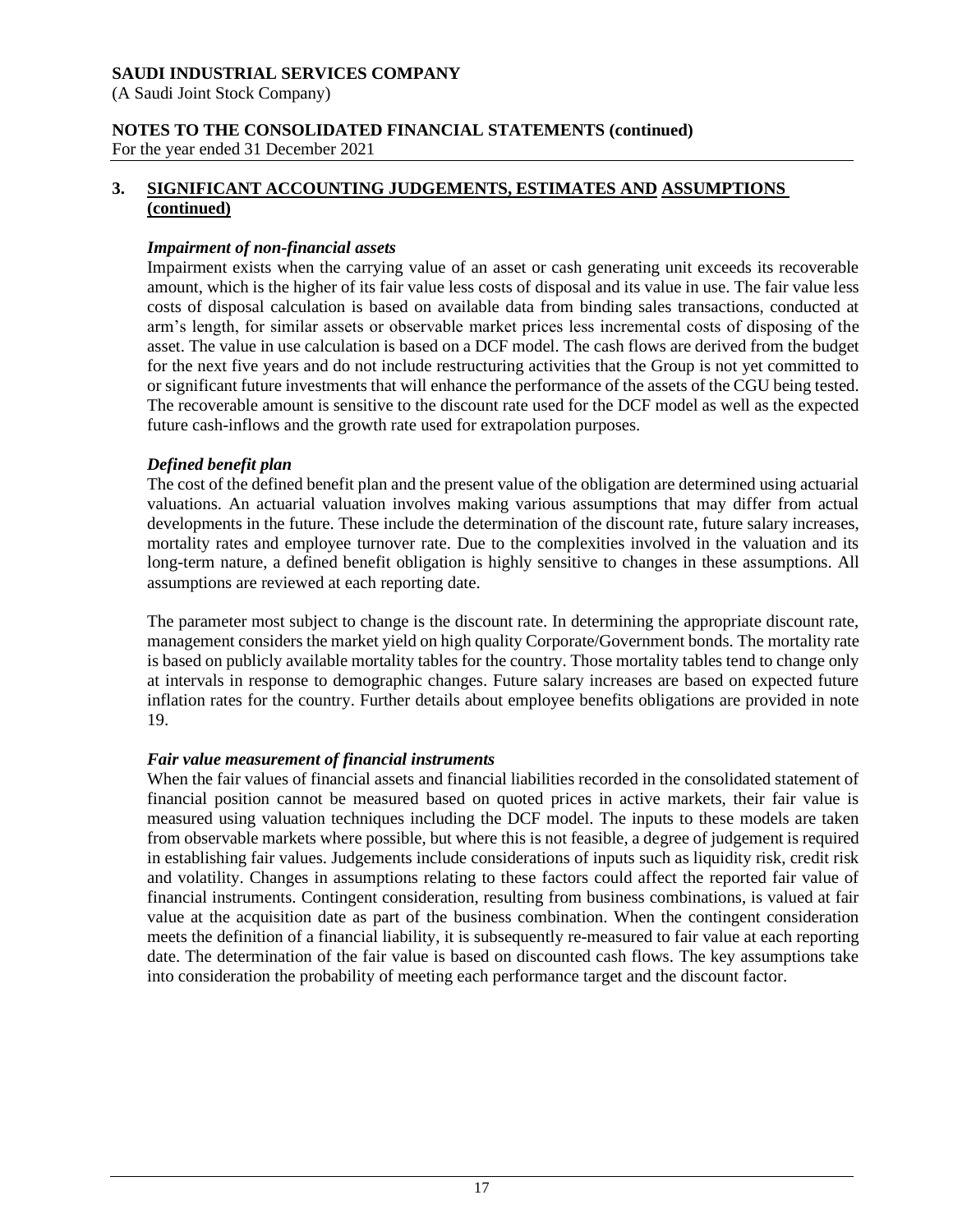## 3. SIGNIFICANT ACCOUNTING JUDGEMENTS, ESTIMATES AND ASSUMPTIONS (continued)

### *Impairment of non-financial assets*

Impairment exists when the carrying value of an asset or cash generating unit exceeds its recoverable amount, which is the higher of its fair value less costs of disposal and its value in use. The fair value less costs of disposal calculation is based on available data from binding sales transactions, conducted at arm's length, for similar assets or observable market prices less incremental costs of disposing of the asset. The value in use calculation is based on a DCF model. The cash flows are derived from the budget for the next five years and do not include restructuring activities that the Group is not yet committed to or significant future investments that will enhance the performance of the assets of the CGU being tested. The recoverable amount is sensitive to the discount rate used for the DCF model as well as the expected future cash-inflows and the growth rate used for extrapolation purposes.

### *Defined benefit plan*

The cost of the defined benefit plan and the present value of the obligation are determined using actuarial valuations. An actuarial valuation involves making various assumptions that may differ from actual developments in the future. These include the determination of the discount rate, future salary increases, mortality rates and employee turnover rate. Due to the complexities involved in the valuation and its long-term nature, a defined benefit obligation is highly sensitive to changes in these assumptions. All assumptions are reviewed at each reporting date.

The parameter most subject to change is the discount rate. In determining the appropriate discount rate, management considers the market yield on high quality Corporate/Government bonds. The mortality rate is based on publicly available mortality tables for the country. Those mortality tables tend to change only at intervals in response to demographic changes. Future salary increases are based on expected future inflation rates for the country. Further details about employee benefits obligations are provided in note 19.

### *Fair value measurement of financial instruments*

When the fair values of financial assets and financial liabilities recorded in the consolidated statement of financial position cannot be measured based on quoted prices in active markets, their fair value is measured using valuation techniques including the DCF model. The inputs to these models are taken from observable markets where possible, but where this is not feasible, a degree of judgement is required in establishing fair values. Judgements include considerations of inputs such as liquidity risk, credit risk and volatility. Changes in assumptions relating to these factors could affect the reported fair value of financial instruments. Contingent consideration, resulting from business combinations, is valued at fair value at the acquisition date as part of the business combination. When the contingent consideration meets the definition of a financial liability, it is subsequently re-measured to fair value at each reporting date. The determination of the fair value is based on discounted cash flows. The key assumptions take into consideration the probability of meeting each performance target and the discount factor.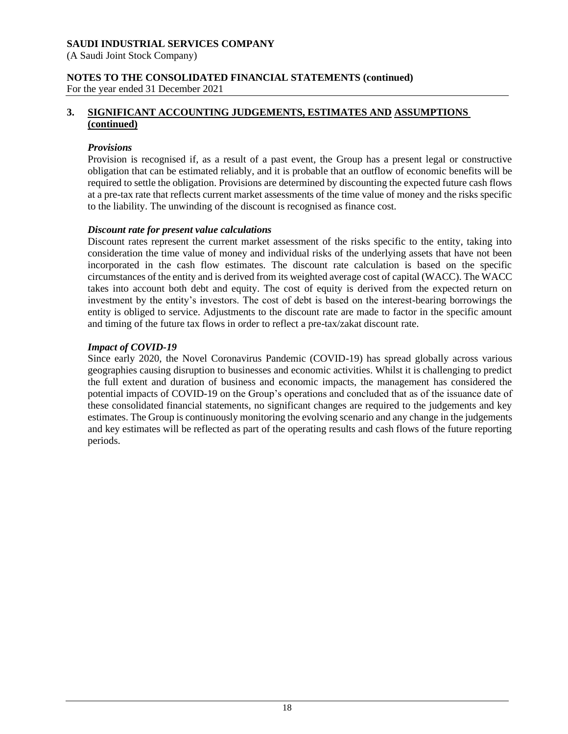## 3. SIGNIFICANT ACCOUNTING JUDGEMENTS, ESTIMATES AND ASSUMPTIONS (continued)

***Provisions***

Provision is recognised if, as a result of a past event, the Group has a present legal or constructive obligation that can be estimated reliably, and it is probable that an outflow of economic benefits will be required to settle the obligation. Provisions are determined by discounting the expected future cash flows at a pre-tax rate that reflects current market assessments of the time value of money and the risks specific to the liability. The unwinding of the discount is recognised as finance cost.

***Discount rate for present value calculations***

Discount rates represent the current market assessment of the risks specific to the entity, taking into consideration the time value of money and individual risks of the underlying assets that have not been incorporated in the cash flow estimates. The discount rate calculation is based on the specific circumstances of the entity and is derived from its weighted average cost of capital (WACC). The WACC takes into account both debt and equity. The cost of equity is derived from the expected return on investment by the entity's investors. The cost of debt is based on the interest-bearing borrowings the entity is obliged to service. Adjustments to the discount rate are made to factor in the specific amount and timing of the future tax flows in order to reflect a pre-tax/zakat discount rate.

***Impact of COVID-19***

Since early 2020, the Novel Coronavirus Pandemic (COVID-19) has spread globally across various geographies causing disruption to businesses and economic activities. Whilst it is challenging to predict the full extent and duration of business and economic impacts, the management has considered the potential impacts of COVID-19 on the Group's operations and concluded that as of the issuance date of these consolidated financial statements, no significant changes are required to the judgements and key estimates. The Group is continuously monitoring the evolving scenario and any change in the judgements and key estimates will be reflected as part of the operating results and cash flows of the future reporting periods.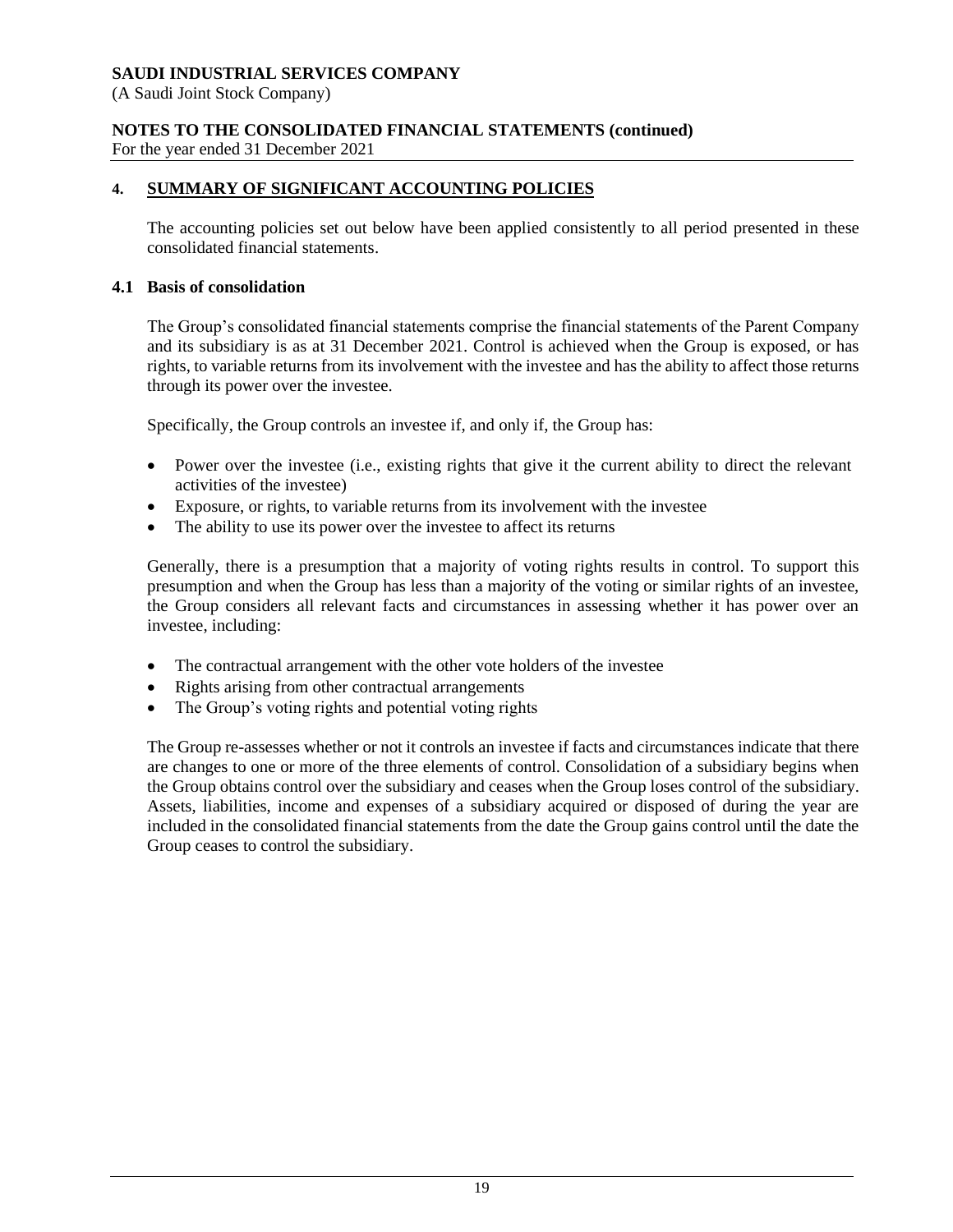## 4. SUMMARY OF SIGNIFICANT ACCOUNTING POLICIES

The accounting policies set out below have been applied consistently to all period presented in these consolidated financial statements.

### 4.1 Basis of consolidation

The Group's consolidated financial statements comprise the financial statements of the Parent Company and its subsidiary is as at 31 December 2021. Control is achieved when the Group is exposed, or has rights, to variable returns from its involvement with the investee and has the ability to affect those returns through its power over the investee.

Specifically, the Group controls an investee if, and only if, the Group has:

- Power over the investee (i.e., existing rights that give it the current ability to direct the relevant activities of the investee)
- Exposure, or rights, to variable returns from its involvement with the investee
- The ability to use its power over the investee to affect its returns

Generally, there is a presumption that a majority of voting rights results in control. To support this presumption and when the Group has less than a majority of the voting or similar rights of an investee, the Group considers all relevant facts and circumstances in assessing whether it has power over an investee, including:

- The contractual arrangement with the other vote holders of the investee
- Rights arising from other contractual arrangements
- The Group's voting rights and potential voting rights

The Group re-assesses whether or not it controls an investee if facts and circumstances indicate that there are changes to one or more of the three elements of control. Consolidation of a subsidiary begins when the Group obtains control over the subsidiary and ceases when the Group loses control of the subsidiary. Assets, liabilities, income and expenses of a subsidiary acquired or disposed of during the year are included in the consolidated financial statements from the date the Group gains control until the date the Group ceases to control the subsidiary.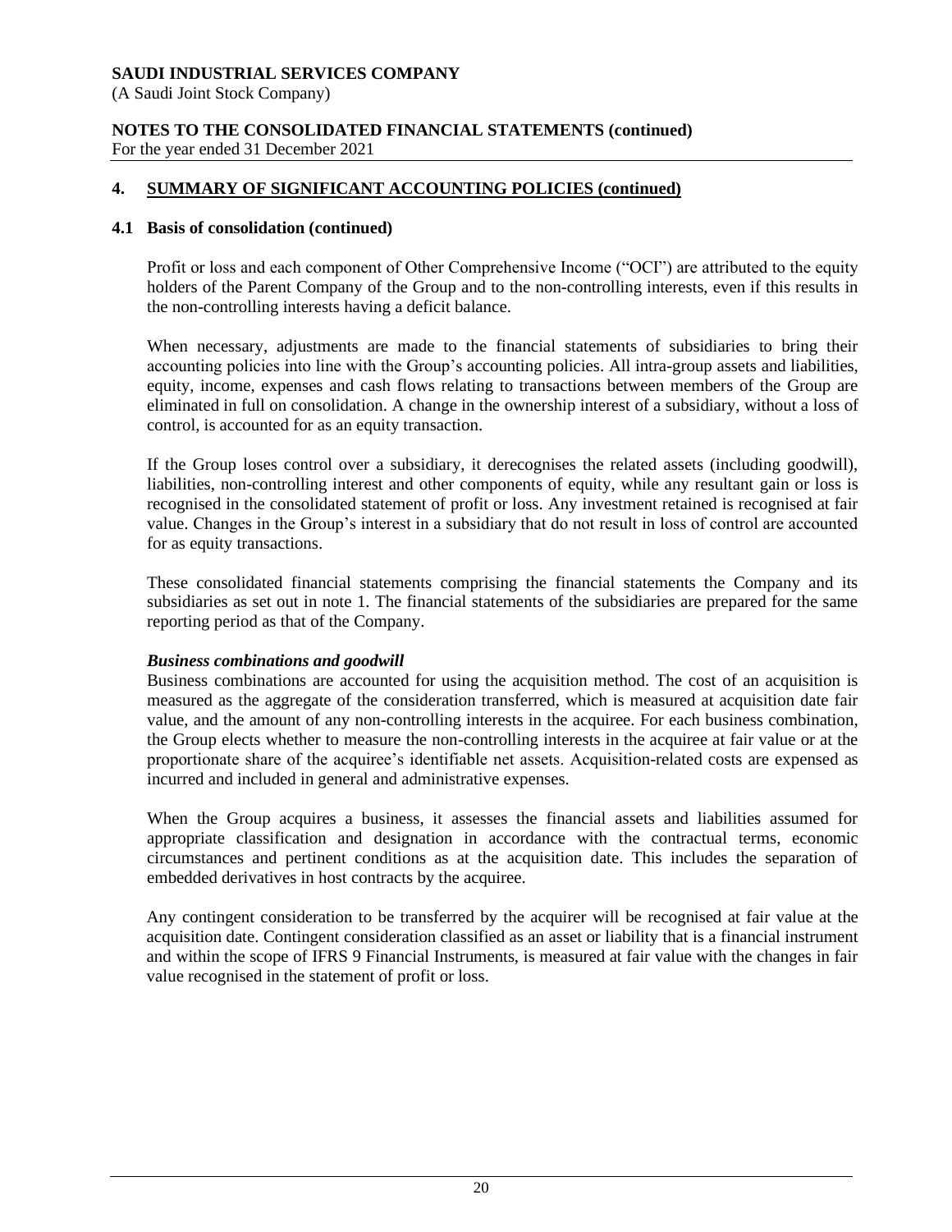## 4. SUMMARY OF SIGNIFICANT ACCOUNTING POLICIES (continued)

### 4.1 Basis of consolidation (continued)

Profit or loss and each component of Other Comprehensive Income ("OCI") are attributed to the equity holders of the Parent Company of the Group and to the non-controlling interests, even if this results in the non-controlling interests having a deficit balance.

When necessary, adjustments are made to the financial statements of subsidiaries to bring their accounting policies into line with the Group's accounting policies. All intra-group assets and liabilities, equity, income, expenses and cash flows relating to transactions between members of the Group are eliminated in full on consolidation. A change in the ownership interest of a subsidiary, without a loss of control, is accounted for as an equity transaction.

If the Group loses control over a subsidiary, it derecognises the related assets (including goodwill), liabilities, non-controlling interest and other components of equity, while any resultant gain or loss is recognised in the consolidated statement of profit or loss. Any investment retained is recognised at fair value. Changes in the Group's interest in a subsidiary that do not result in loss of control are accounted for as equity transactions.

These consolidated financial statements comprising the financial statements the Company and its subsidiaries as set out in note 1. The financial statements of the subsidiaries are prepared for the same reporting period as that of the Company.

***Business combinations and goodwill***

Business combinations are accounted for using the acquisition method. The cost of an acquisition is measured as the aggregate of the consideration transferred, which is measured at acquisition date fair value, and the amount of any non-controlling interests in the acquiree. For each business combination, the Group elects whether to measure the non-controlling interests in the acquiree at fair value or at the proportionate share of the acquiree's identifiable net assets. Acquisition-related costs are expensed as incurred and included in general and administrative expenses.

When the Group acquires a business, it assesses the financial assets and liabilities assumed for appropriate classification and designation in accordance with the contractual terms, economic circumstances and pertinent conditions as at the acquisition date. This includes the separation of embedded derivatives in host contracts by the acquiree.

Any contingent consideration to be transferred by the acquirer will be recognised at fair value at the acquisition date. Contingent consideration classified as an asset or liability that is a financial instrument and within the scope of IFRS 9 Financial Instruments, is measured at fair value with the changes in fair value recognised in the statement of profit or loss.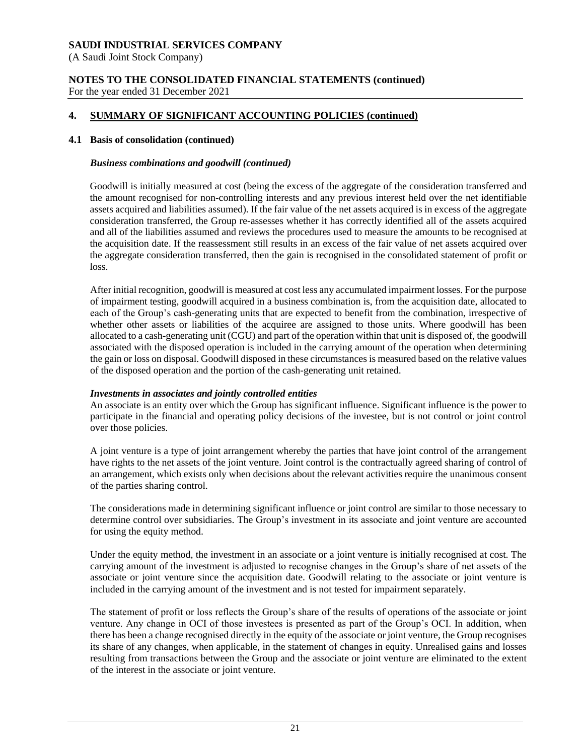## 4. SUMMARY OF SIGNIFICANT ACCOUNTING POLICIES (continued)

### 4.1 Basis of consolidation (continued)

***Business combinations and goodwill (continued)***

Goodwill is initially measured at cost (being the excess of the aggregate of the consideration transferred and the amount recognised for non-controlling interests and any previous interest held over the net identifiable assets acquired and liabilities assumed). If the fair value of the net assets acquired is in excess of the aggregate consideration transferred, the Group re-assesses whether it has correctly identified all of the assets acquired and all of the liabilities assumed and reviews the procedures used to measure the amounts to be recognised at the acquisition date. If the reassessment still results in an excess of the fair value of net assets acquired over the aggregate consideration transferred, then the gain is recognised in the consolidated statement of profit or loss.

After initial recognition, goodwill is measured at cost less any accumulated impairment losses. For the purpose of impairment testing, goodwill acquired in a business combination is, from the acquisition date, allocated to each of the Group's cash-generating units that are expected to benefit from the combination, irrespective of whether other assets or liabilities of the acquiree are assigned to those units. Where goodwill has been allocated to a cash-generating unit (CGU) and part of the operation within that unit is disposed of, the goodwill associated with the disposed operation is included in the carrying amount of the operation when determining the gain or loss on disposal. Goodwill disposed in these circumstances is measured based on the relative values of the disposed operation and the portion of the cash-generating unit retained.

***Investments in associates and jointly controlled entities***

An associate is an entity over which the Group has significant influence. Significant influence is the power to participate in the financial and operating policy decisions of the investee, but is not control or joint control over those policies.

A joint venture is a type of joint arrangement whereby the parties that have joint control of the arrangement have rights to the net assets of the joint venture. Joint control is the contractually agreed sharing of control of an arrangement, which exists only when decisions about the relevant activities require the unanimous consent of the parties sharing control.

The considerations made in determining significant influence or joint control are similar to those necessary to determine control over subsidiaries. The Group's investment in its associate and joint venture are accounted for using the equity method.

Under the equity method, the investment in an associate or a joint venture is initially recognised at cost. The carrying amount of the investment is adjusted to recognise changes in the Group's share of net assets of the associate or joint venture since the acquisition date. Goodwill relating to the associate or joint venture is included in the carrying amount of the investment and is not tested for impairment separately.

The statement of profit or loss reflects the Group's share of the results of operations of the associate or joint venture. Any change in OCI of those investees is presented as part of the Group's OCI. In addition, when there has been a change recognised directly in the equity of the associate or joint venture, the Group recognises its share of any changes, when applicable, in the statement of changes in equity. Unrealised gains and losses resulting from transactions between the Group and the associate or joint venture are eliminated to the extent of the interest in the associate or joint venture.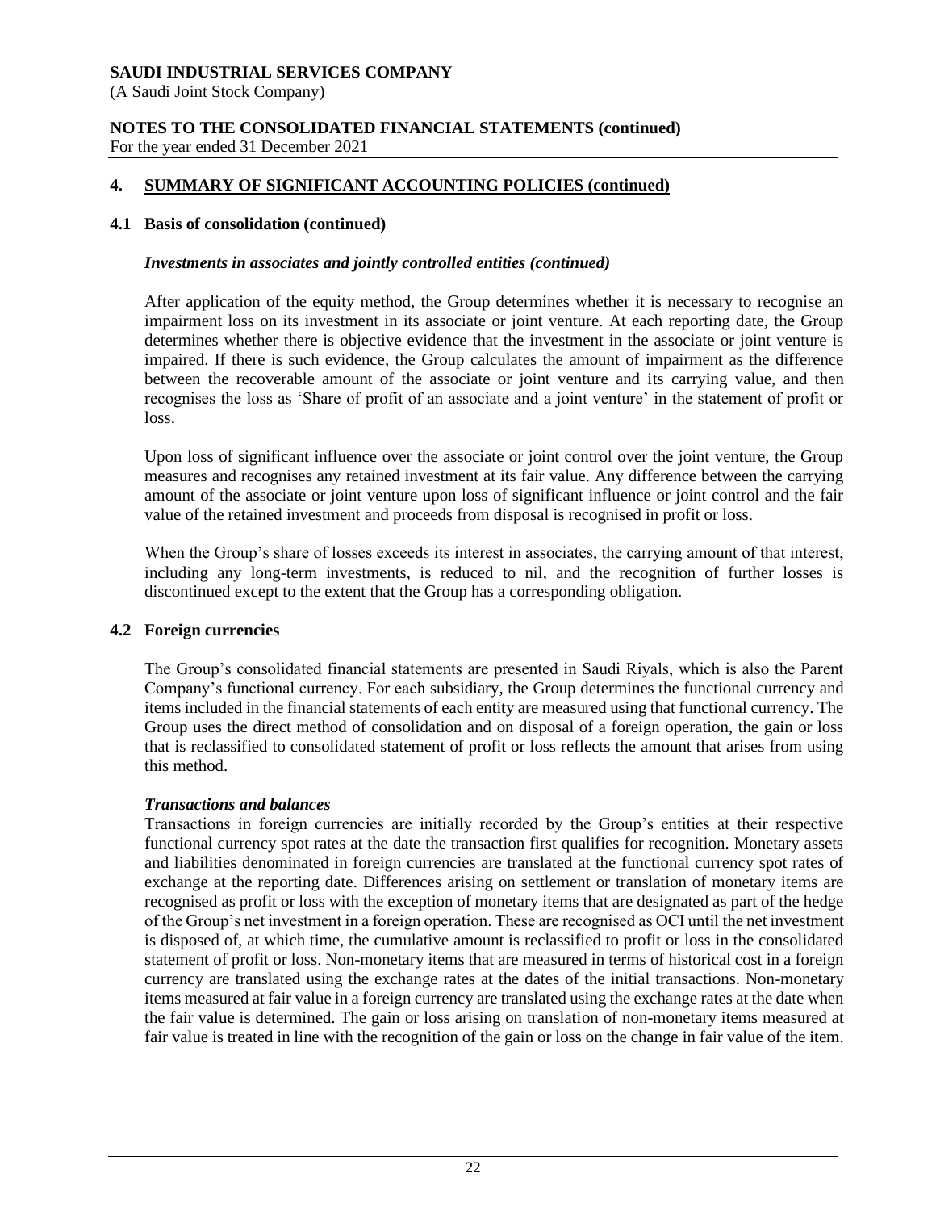## 4. SUMMARY OF SIGNIFICANT ACCOUNTING POLICIES (continued)

### 4.1 Basis of consolidation (continued)

***Investments in associates and jointly controlled entities (continued)***

After application of the equity method, the Group determines whether it is necessary to recognise an impairment loss on its investment in its associate or joint venture. At each reporting date, the Group determines whether there is objective evidence that the investment in the associate or joint venture is impaired. If there is such evidence, the Group calculates the amount of impairment as the difference between the recoverable amount of the associate or joint venture and its carrying value, and then recognises the loss as 'Share of profit of an associate and a joint venture' in the statement of profit or loss.

Upon loss of significant influence over the associate or joint control over the joint venture, the Group measures and recognises any retained investment at its fair value. Any difference between the carrying amount of the associate or joint venture upon loss of significant influence or joint control and the fair value of the retained investment and proceeds from disposal is recognised in profit or loss.

When the Group's share of losses exceeds its interest in associates, the carrying amount of that interest, including any long-term investments, is reduced to nil, and the recognition of further losses is discontinued except to the extent that the Group has a corresponding obligation.

### 4.2 Foreign currencies

The Group's consolidated financial statements are presented in Saudi Riyals, which is also the Parent Company's functional currency. For each subsidiary, the Group determines the functional currency and items included in the financial statements of each entity are measured using that functional currency. The Group uses the direct method of consolidation and on disposal of a foreign operation, the gain or loss that is reclassified to consolidated statement of profit or loss reflects the amount that arises from using this method.

***Transactions and balances***

Transactions in foreign currencies are initially recorded by the Group's entities at their respective functional currency spot rates at the date the transaction first qualifies for recognition. Monetary assets and liabilities denominated in foreign currencies are translated at the functional currency spot rates of exchange at the reporting date. Differences arising on settlement or translation of monetary items are recognised as profit or loss with the exception of monetary items that are designated as part of the hedge of the Group's net investment in a foreign operation. These are recognised as OCI until the net investment is disposed of, at which time, the cumulative amount is reclassified to profit or loss in the consolidated statement of profit or loss. Non-monetary items that are measured in terms of historical cost in a foreign currency are translated using the exchange rates at the dates of the initial transactions. Non-monetary items measured at fair value in a foreign currency are translated using the exchange rates at the date when the fair value is determined. The gain or loss arising on translation of non-monetary items measured at fair value is treated in line with the recognition of the gain or loss on the change in fair value of the item.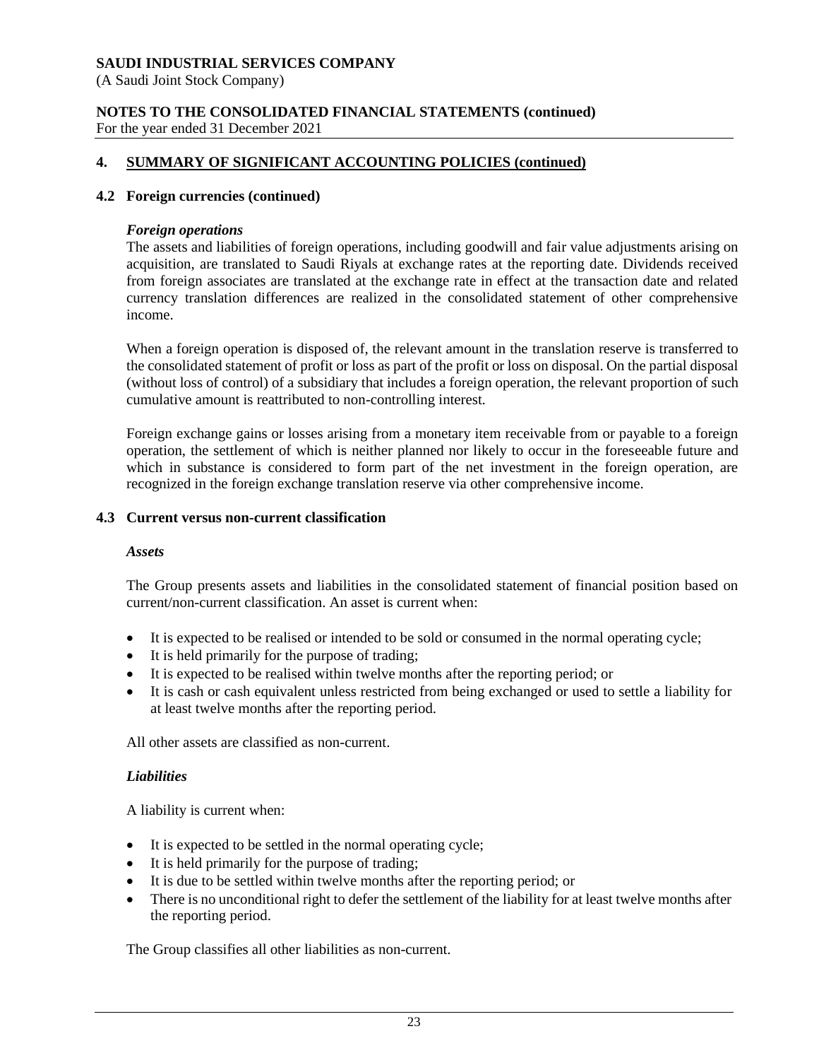## 4. SUMMARY OF SIGNIFICANT ACCOUNTING POLICIES (continued)

### 4.2 Foreign currencies (continued)

***Foreign operations***

The assets and liabilities of foreign operations, including goodwill and fair value adjustments arising on acquisition, are translated to Saudi Riyals at exchange rates at the reporting date. Dividends received from foreign associates are translated at the exchange rate in effect at the transaction date and related currency translation differences are realized in the consolidated statement of other comprehensive income.

When a foreign operation is disposed of, the relevant amount in the translation reserve is transferred to the consolidated statement of profit or loss as part of the profit or loss on disposal. On the partial disposal (without loss of control) of a subsidiary that includes a foreign operation, the relevant proportion of such cumulative amount is reattributed to non-controlling interest.

Foreign exchange gains or losses arising from a monetary item receivable from or payable to a foreign operation, the settlement of which is neither planned nor likely to occur in the foreseeable future and which in substance is considered to form part of the net investment in the foreign operation, are recognized in the foreign exchange translation reserve via other comprehensive income.

### 4.3 Current versus non-current classification

***Assets***

The Group presents assets and liabilities in the consolidated statement of financial position based on current/non-current classification. An asset is current when:

- It is expected to be realised or intended to be sold or consumed in the normal operating cycle;
- It is held primarily for the purpose of trading;
- It is expected to be realised within twelve months after the reporting period; or
- It is cash or cash equivalent unless restricted from being exchanged or used to settle a liability for at least twelve months after the reporting period.

All other assets are classified as non-current.

***Liabilities***

A liability is current when:

- It is expected to be settled in the normal operating cycle;
- It is held primarily for the purpose of trading;
- It is due to be settled within twelve months after the reporting period; or
- There is no unconditional right to defer the settlement of the liability for at least twelve months after the reporting period.

The Group classifies all other liabilities as non-current.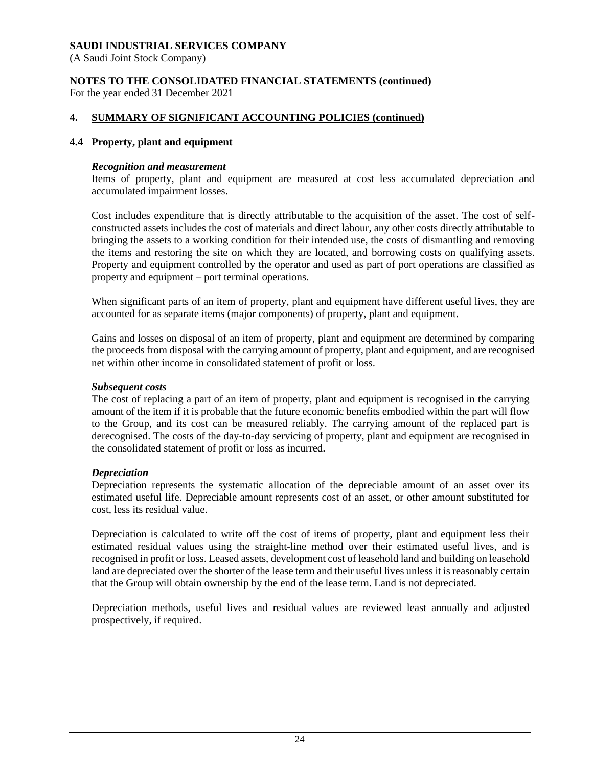## 4. SUMMARY OF SIGNIFICANT ACCOUNTING POLICIES (continued)

### 4.4 Property, plant and equipment

***Recognition and measurement***

Items of property, plant and equipment are measured at cost less accumulated depreciation and accumulated impairment losses.

Cost includes expenditure that is directly attributable to the acquisition of the asset. The cost of self-constructed assets includes the cost of materials and direct labour, any other costs directly attributable to bringing the assets to a working condition for their intended use, the costs of dismantling and removing the items and restoring the site on which they are located, and borrowing costs on qualifying assets. Property and equipment controlled by the operator and used as part of port operations are classified as property and equipment – port terminal operations.

When significant parts of an item of property, plant and equipment have different useful lives, they are accounted for as separate items (major components) of property, plant and equipment.

Gains and losses on disposal of an item of property, plant and equipment are determined by comparing the proceeds from disposal with the carrying amount of property, plant and equipment, and are recognised net within other income in consolidated statement of profit or loss.

***Subsequent costs***

The cost of replacing a part of an item of property, plant and equipment is recognised in the carrying amount of the item if it is probable that the future economic benefits embodied within the part will flow to the Group, and its cost can be measured reliably. The carrying amount of the replaced part is derecognised. The costs of the day-to-day servicing of property, plant and equipment are recognised in the consolidated statement of profit or loss as incurred.

***Depreciation***

Depreciation represents the systematic allocation of the depreciable amount of an asset over its estimated useful life. Depreciable amount represents cost of an asset, or other amount substituted for cost, less its residual value.

Depreciation is calculated to write off the cost of items of property, plant and equipment less their estimated residual values using the straight-line method over their estimated useful lives, and is recognised in profit or loss. Leased assets, development cost of leasehold land and building on leasehold land are depreciated over the shorter of the lease term and their useful lives unless it is reasonably certain that the Group will obtain ownership by the end of the lease term. Land is not depreciated.

Depreciation methods, useful lives and residual values are reviewed least annually and adjusted prospectively, if required.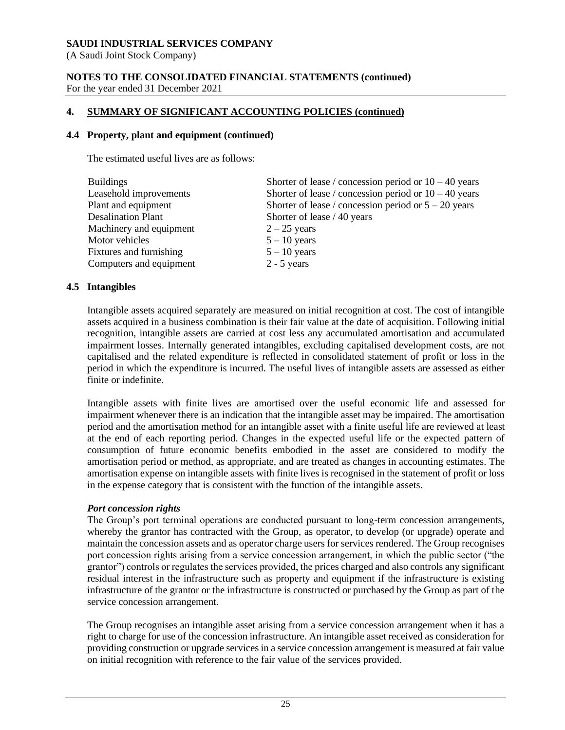## 4. SUMMARY OF SIGNIFICANT ACCOUNTING POLICIES (continued)

### 4.4 Property, plant and equipment (continued)

The estimated useful lives are as follows:

| | |
|---|---|
| Buildings | Shorter of lease / concession period or 10 – 40 years |
| Leasehold improvements | Shorter of lease / concession period or 10 – 40 years |
| Plant and equipment | Shorter of lease / concession period or 5 – 20 years |
| Desalination Plant | Shorter of lease / 40 years |
| Machinery and equipment | 2 – 25 years |
| Motor vehicles | 5 – 10 years |
| Fixtures and furnishing | 5 – 10 years |
| Computers and equipment | 2 - 5 years |

### 4.5 Intangibles

Intangible assets acquired separately are measured on initial recognition at cost. The cost of intangible assets acquired in a business combination is their fair value at the date of acquisition. Following initial recognition, intangible assets are carried at cost less any accumulated amortisation and accumulated impairment losses. Internally generated intangibles, excluding capitalised development costs, are not capitalised and the related expenditure is reflected in consolidated statement of profit or loss in the period in which the expenditure is incurred. The useful lives of intangible assets are assessed as either finite or indefinite.

Intangible assets with finite lives are amortised over the useful economic life and assessed for impairment whenever there is an indication that the intangible asset may be impaired. The amortisation period and the amortisation method for an intangible asset with a finite useful life are reviewed at least at the end of each reporting period. Changes in the expected useful life or the expected pattern of consumption of future economic benefits embodied in the asset are considered to modify the amortisation period or method, as appropriate, and are treated as changes in accounting estimates. The amortisation expense on intangible assets with finite lives is recognised in the statement of profit or loss in the expense category that is consistent with the function of the intangible assets.

***Port concession rights***

The Group's port terminal operations are conducted pursuant to long-term concession arrangements, whereby the grantor has contracted with the Group, as operator, to develop (or upgrade) operate and maintain the concession assets and as operator charge users for services rendered. The Group recognises port concession rights arising from a service concession arrangement, in which the public sector ("the grantor") controls or regulates the services provided, the prices charged and also controls any significant residual interest in the infrastructure such as property and equipment if the infrastructure is existing infrastructure of the grantor or the infrastructure is constructed or purchased by the Group as part of the service concession arrangement.

The Group recognises an intangible asset arising from a service concession arrangement when it has a right to charge for use of the concession infrastructure. An intangible asset received as consideration for providing construction or upgrade services in a service concession arrangement is measured at fair value on initial recognition with reference to the fair value of the services provided.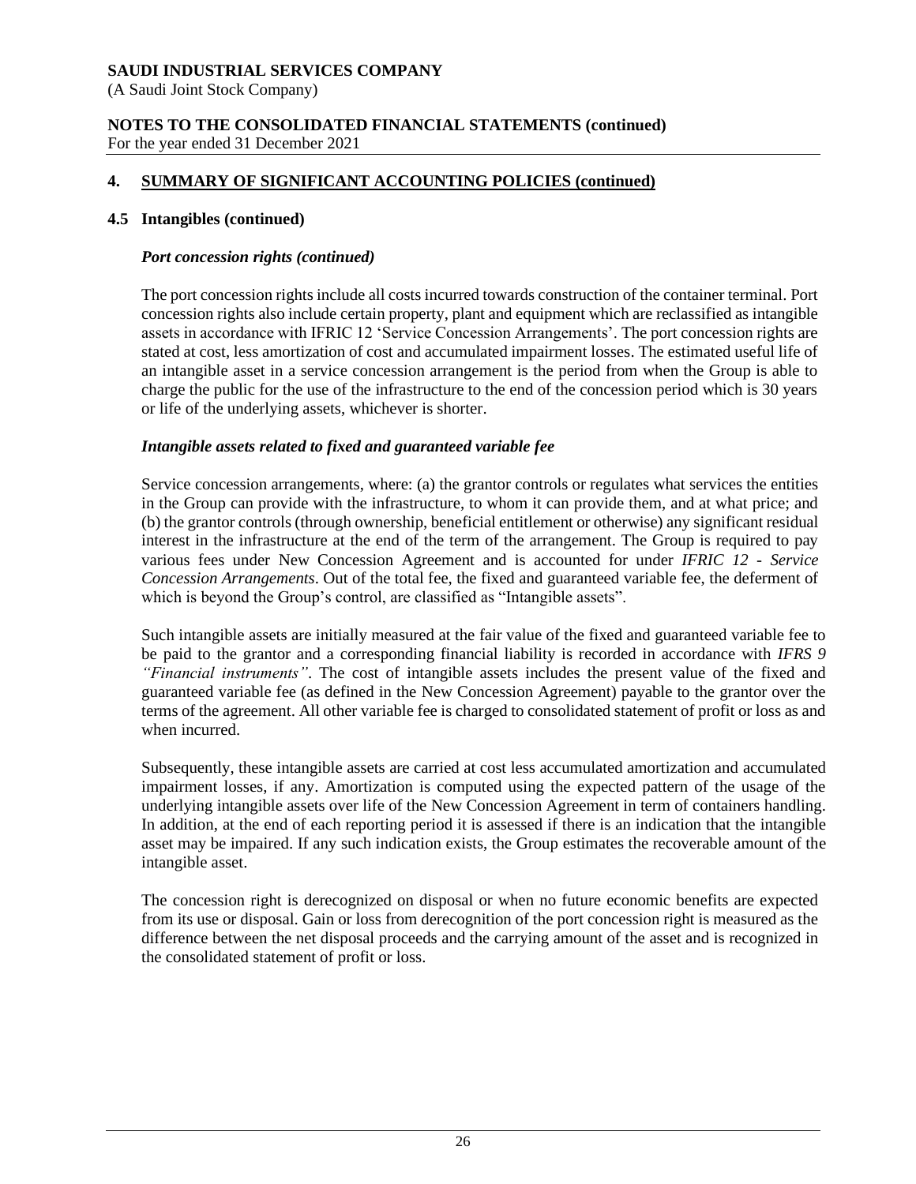## 4. SUMMARY OF SIGNIFICANT ACCOUNTING POLICIES (continued)

### 4.5 Intangibles (continued)

***Port concession rights (continued)***

The port concession rights include all costs incurred towards construction of the container terminal. Port concession rights also include certain property, plant and equipment which are reclassified as intangible assets in accordance with IFRIC 12 'Service Concession Arrangements'. The port concession rights are stated at cost, less amortization of cost and accumulated impairment losses. The estimated useful life of an intangible asset in a service concession arrangement is the period from when the Group is able to charge the public for the use of the infrastructure to the end of the concession period which is 30 years or life of the underlying assets, whichever is shorter.

***Intangible assets related to fixed and guaranteed variable fee***

Service concession arrangements, where: (a) the grantor controls or regulates what services the entities in the Group can provide with the infrastructure, to whom it can provide them, and at what price; and (b) the grantor controls (through ownership, beneficial entitlement or otherwise) any significant residual interest in the infrastructure at the end of the term of the arrangement. The Group is required to pay various fees under New Concession Agreement and is accounted for under *IFRIC 12 - Service Concession Arrangements*. Out of the total fee, the fixed and guaranteed variable fee, the deferment of which is beyond the Group's control, are classified as "Intangible assets".

Such intangible assets are initially measured at the fair value of the fixed and guaranteed variable fee to be paid to the grantor and a corresponding financial liability is recorded in accordance with *IFRS 9 "Financial instruments"*. The cost of intangible assets includes the present value of the fixed and guaranteed variable fee (as defined in the New Concession Agreement) payable to the grantor over the terms of the agreement. All other variable fee is charged to consolidated statement of profit or loss as and when incurred.

Subsequently, these intangible assets are carried at cost less accumulated amortization and accumulated impairment losses, if any. Amortization is computed using the expected pattern of the usage of the underlying intangible assets over life of the New Concession Agreement in term of containers handling. In addition, at the end of each reporting period it is assessed if there is an indication that the intangible asset may be impaired. If any such indication exists, the Group estimates the recoverable amount of the intangible asset.

The concession right is derecognized on disposal or when no future economic benefits are expected from its use or disposal. Gain or loss from derecognition of the port concession right is measured as the difference between the net disposal proceeds and the carrying amount of the asset and is recognized in the consolidated statement of profit or loss.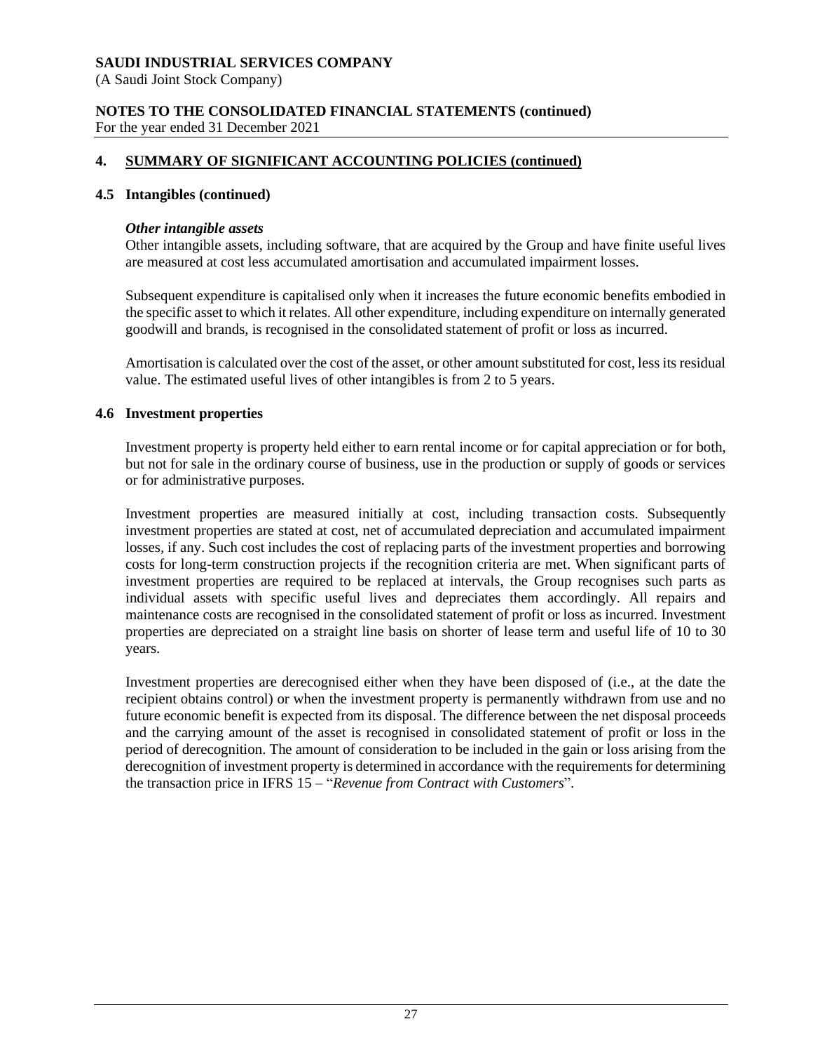## 4. SUMMARY OF SIGNIFICANT ACCOUNTING POLICIES (continued)

### 4.5 Intangibles (continued)

***Other intangible assets***

Other intangible assets, including software, that are acquired by the Group and have finite useful lives are measured at cost less accumulated amortisation and accumulated impairment losses.

Subsequent expenditure is capitalised only when it increases the future economic benefits embodied in the specific asset to which it relates. All other expenditure, including expenditure on internally generated goodwill and brands, is recognised in the consolidated statement of profit or loss as incurred.

Amortisation is calculated over the cost of the asset, or other amount substituted for cost, less its residual value. The estimated useful lives of other intangibles is from 2 to 5 years.

### 4.6 Investment properties

Investment property is property held either to earn rental income or for capital appreciation or for both, but not for sale in the ordinary course of business, use in the production or supply of goods or services or for administrative purposes.

Investment properties are measured initially at cost, including transaction costs. Subsequently investment properties are stated at cost, net of accumulated depreciation and accumulated impairment losses, if any. Such cost includes the cost of replacing parts of the investment properties and borrowing costs for long-term construction projects if the recognition criteria are met. When significant parts of investment properties are required to be replaced at intervals, the Group recognises such parts as individual assets with specific useful lives and depreciates them accordingly. All repairs and maintenance costs are recognised in the consolidated statement of profit or loss as incurred. Investment properties are depreciated on a straight line basis on shorter of lease term and useful life of 10 to 30 years.

Investment properties are derecognised either when they have been disposed of (i.e., at the date the recipient obtains control) or when the investment property is permanently withdrawn from use and no future economic benefit is expected from its disposal. The difference between the net disposal proceeds and the carrying amount of the asset is recognised in consolidated statement of profit or loss in the period of derecognition. The amount of consideration to be included in the gain or loss arising from the derecognition of investment property is determined in accordance with the requirements for determining the transaction price in IFRS 15 – "*Revenue from Contract with Customers*".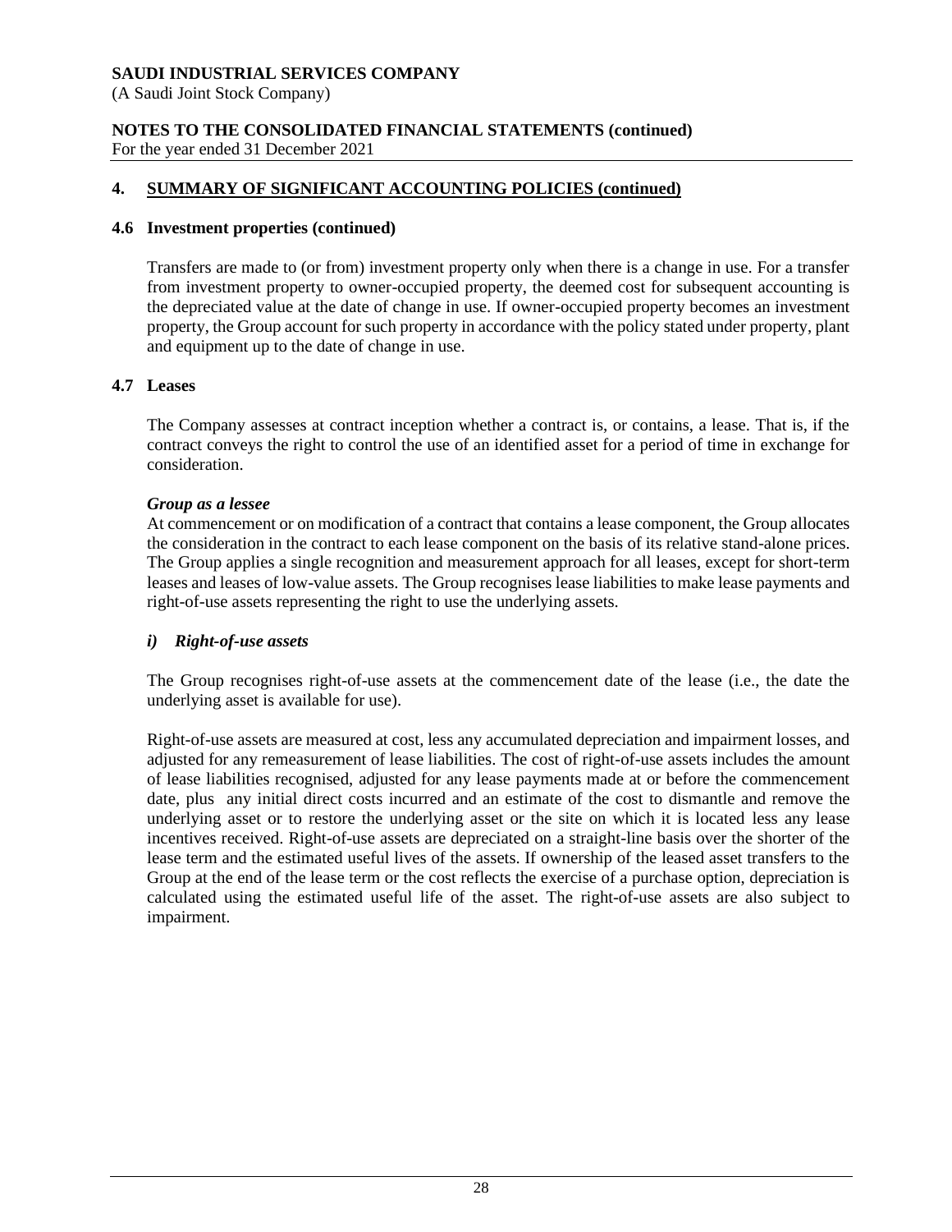## 4. SUMMARY OF SIGNIFICANT ACCOUNTING POLICIES (continued)

### 4.6 Investment properties (continued)

Transfers are made to (or from) investment property only when there is a change in use. For a transfer from investment property to owner-occupied property, the deemed cost for subsequent accounting is the depreciated value at the date of change in use. If owner-occupied property becomes an investment property, the Group account for such property in accordance with the policy stated under property, plant and equipment up to the date of change in use.

### 4.7 Leases

The Company assesses at contract inception whether a contract is, or contains, a lease. That is, if the contract conveys the right to control the use of an identified asset for a period of time in exchange for consideration.

***Group as a lessee***

At commencement or on modification of a contract that contains a lease component, the Group allocates the consideration in the contract to each lease component on the basis of its relative stand-alone prices. The Group applies a single recognition and measurement approach for all leases, except for short-term leases and leases of low-value assets. The Group recognises lease liabilities to make lease payments and right-of-use assets representing the right to use the underlying assets.

***i) Right-of-use assets***

The Group recognises right-of-use assets at the commencement date of the lease (i.e., the date the underlying asset is available for use).

Right-of-use assets are measured at cost, less any accumulated depreciation and impairment losses, and adjusted for any remeasurement of lease liabilities. The cost of right-of-use assets includes the amount of lease liabilities recognised, adjusted for any lease payments made at or before the commencement date, plus any initial direct costs incurred and an estimate of the cost to dismantle and remove the underlying asset or to restore the underlying asset or the site on which it is located less any lease incentives received. Right-of-use assets are depreciated on a straight-line basis over the shorter of the lease term and the estimated useful lives of the assets. If ownership of the leased asset transfers to the Group at the end of the lease term or the cost reflects the exercise of a purchase option, depreciation is calculated using the estimated useful life of the asset. The right-of-use assets are also subject to impairment.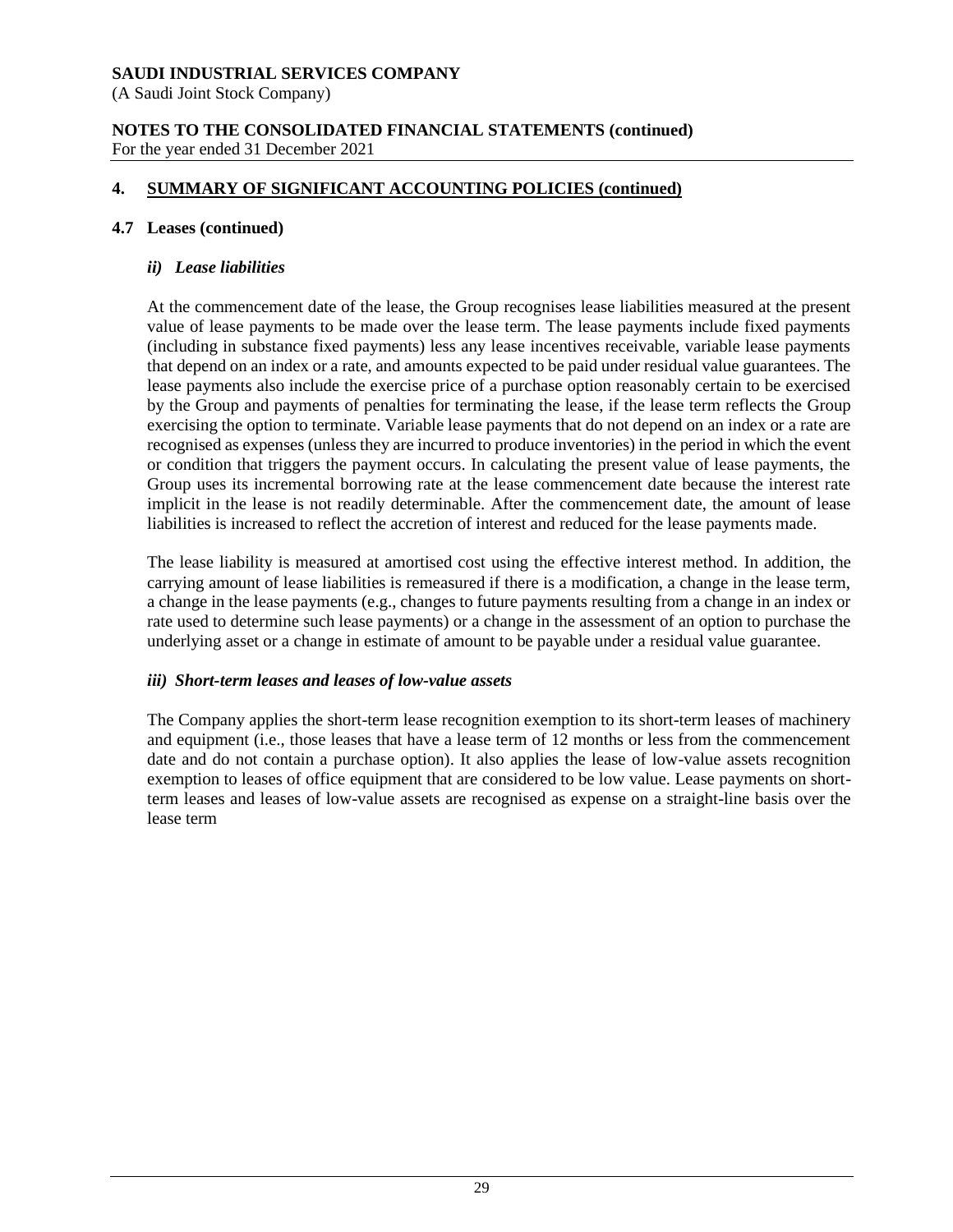## 4. SUMMARY OF SIGNIFICANT ACCOUNTING POLICIES (continued)

### 4.7 Leases (continued)

#### *ii) Lease liabilities*

At the commencement date of the lease, the Group recognises lease liabilities measured at the present value of lease payments to be made over the lease term. The lease payments include fixed payments (including in substance fixed payments) less any lease incentives receivable, variable lease payments that depend on an index or a rate, and amounts expected to be paid under residual value guarantees. The lease payments also include the exercise price of a purchase option reasonably certain to be exercised by the Group and payments of penalties for terminating the lease, if the lease term reflects the Group exercising the option to terminate. Variable lease payments that do not depend on an index or a rate are recognised as expenses (unless they are incurred to produce inventories) in the period in which the event or condition that triggers the payment occurs. In calculating the present value of lease payments, the Group uses its incremental borrowing rate at the lease commencement date because the interest rate implicit in the lease is not readily determinable. After the commencement date, the amount of lease liabilities is increased to reflect the accretion of interest and reduced for the lease payments made.

The lease liability is measured at amortised cost using the effective interest method. In addition, the carrying amount of lease liabilities is remeasured if there is a modification, a change in the lease term, a change in the lease payments (e.g., changes to future payments resulting from a change in an index or rate used to determine such lease payments) or a change in the assessment of an option to purchase the underlying asset or a change in estimate of amount to be payable under a residual value guarantee.

#### *iii) Short-term leases and leases of low-value assets*

The Company applies the short-term lease recognition exemption to its short-term leases of machinery and equipment (i.e., those leases that have a lease term of 12 months or less from the commencement date and do not contain a purchase option). It also applies the lease of low-value assets recognition exemption to leases of office equipment that are considered to be low value. Lease payments on short-term leases and leases of low-value assets are recognised as expense on a straight-line basis over the lease term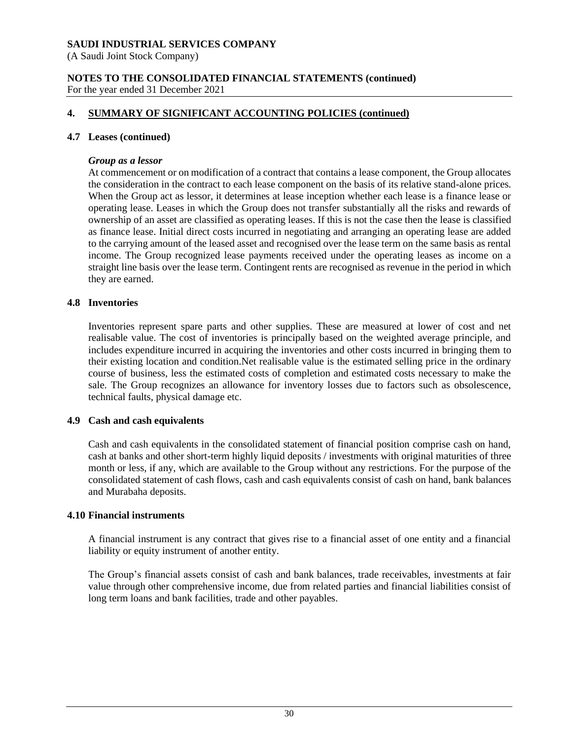## 4. SUMMARY OF SIGNIFICANT ACCOUNTING POLICIES (continued)

### 4.7 Leases (continued)

***Group as a lessor***

At commencement or on modification of a contract that contains a lease component, the Group allocates the consideration in the contract to each lease component on the basis of its relative stand-alone prices. When the Group act as lessor, it determines at lease inception whether each lease is a finance lease or operating lease. Leases in which the Group does not transfer substantially all the risks and rewards of ownership of an asset are classified as operating leases. If this is not the case then the lease is classified as finance lease. Initial direct costs incurred in negotiating and arranging an operating lease are added to the carrying amount of the leased asset and recognised over the lease term on the same basis as rental income. The Group recognized lease payments received under the operating leases as income on a straight line basis over the lease term. Contingent rents are recognised as revenue in the period in which they are earned.

### 4.8 Inventories

Inventories represent spare parts and other supplies. These are measured at lower of cost and net realisable value. The cost of inventories is principally based on the weighted average principle, and includes expenditure incurred in acquiring the inventories and other costs incurred in bringing them to their existing location and condition.Net realisable value is the estimated selling price in the ordinary course of business, less the estimated costs of completion and estimated costs necessary to make the sale. The Group recognizes an allowance for inventory losses due to factors such as obsolescence, technical faults, physical damage etc.

### 4.9 Cash and cash equivalents

Cash and cash equivalents in the consolidated statement of financial position comprise cash on hand, cash at banks and other short-term highly liquid deposits / investments with original maturities of three month or less, if any, which are available to the Group without any restrictions. For the purpose of the consolidated statement of cash flows, cash and cash equivalents consist of cash on hand, bank balances and Murabaha deposits.

### 4.10 Financial instruments

A financial instrument is any contract that gives rise to a financial asset of one entity and a financial liability or equity instrument of another entity.

The Group's financial assets consist of cash and bank balances, trade receivables, investments at fair value through other comprehensive income, due from related parties and financial liabilities consist of long term loans and bank facilities, trade and other payables.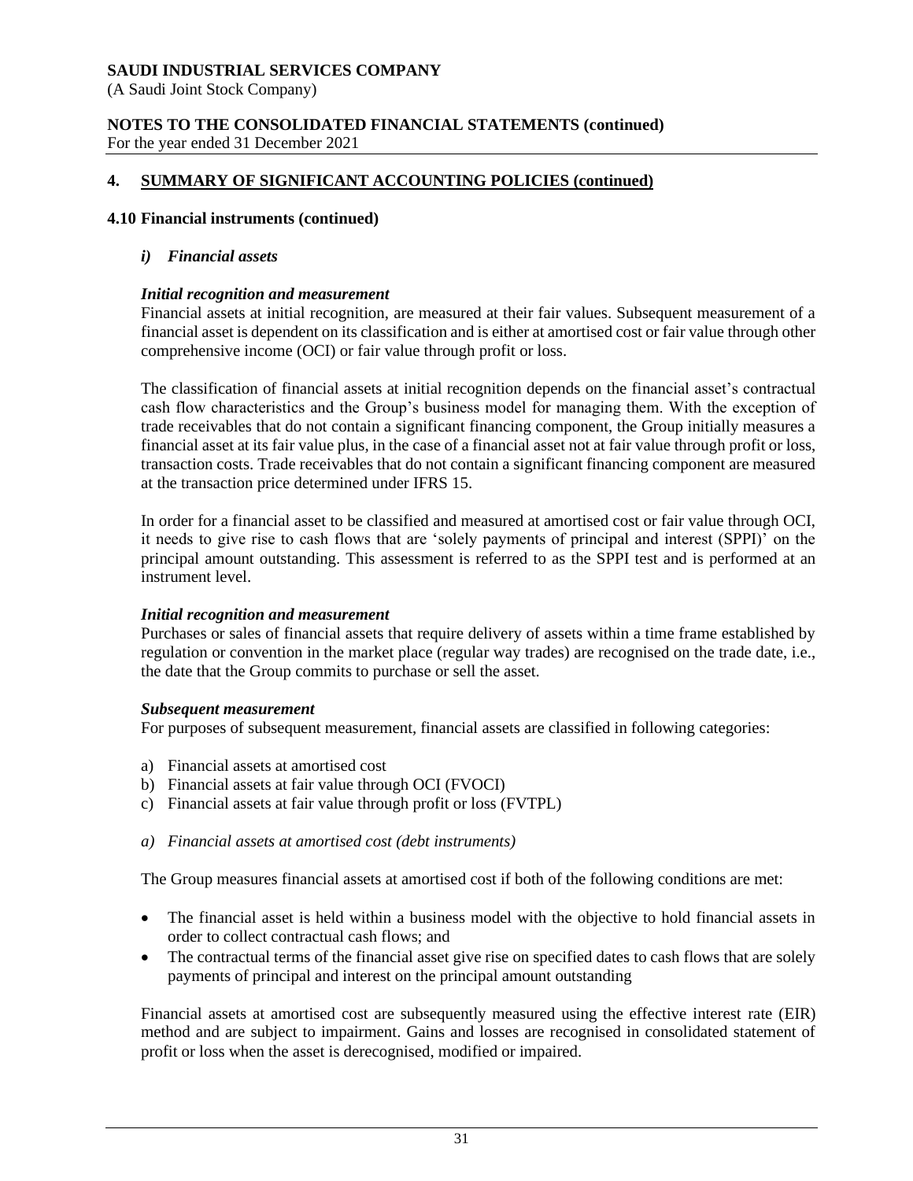## 4. SUMMARY OF SIGNIFICANT ACCOUNTING POLICIES (continued)

### 4.10 Financial instruments (continued)

#### *i) Financial assets*

***Initial recognition and measurement***

Financial assets at initial recognition, are measured at their fair values. Subsequent measurement of a financial asset is dependent on its classification and is either at amortised cost or fair value through other comprehensive income (OCI) or fair value through profit or loss.

The classification of financial assets at initial recognition depends on the financial asset's contractual cash flow characteristics and the Group's business model for managing them. With the exception of trade receivables that do not contain a significant financing component, the Group initially measures a financial asset at its fair value plus, in the case of a financial asset not at fair value through profit or loss, transaction costs. Trade receivables that do not contain a significant financing component are measured at the transaction price determined under IFRS 15.

In order for a financial asset to be classified and measured at amortised cost or fair value through OCI, it needs to give rise to cash flows that are 'solely payments of principal and interest (SPPI)' on the principal amount outstanding. This assessment is referred to as the SPPI test and is performed at an instrument level.

***Initial recognition and measurement***

Purchases or sales of financial assets that require delivery of assets within a time frame established by regulation or convention in the market place (regular way trades) are recognised on the trade date, i.e., the date that the Group commits to purchase or sell the asset.

***Subsequent measurement***

For purposes of subsequent measurement, financial assets are classified in following categories:

a) Financial assets at amortised cost
b) Financial assets at fair value through OCI (FVOCI)
c) Financial assets at fair value through profit or loss (FVTPL)

*a) Financial assets at amortised cost (debt instruments)*

The Group measures financial assets at amortised cost if both of the following conditions are met:

- The financial asset is held within a business model with the objective to hold financial assets in order to collect contractual cash flows; and
- The contractual terms of the financial asset give rise on specified dates to cash flows that are solely payments of principal and interest on the principal amount outstanding

Financial assets at amortised cost are subsequently measured using the effective interest rate (EIR) method and are subject to impairment. Gains and losses are recognised in consolidated statement of profit or loss when the asset is derecognised, modified or impaired.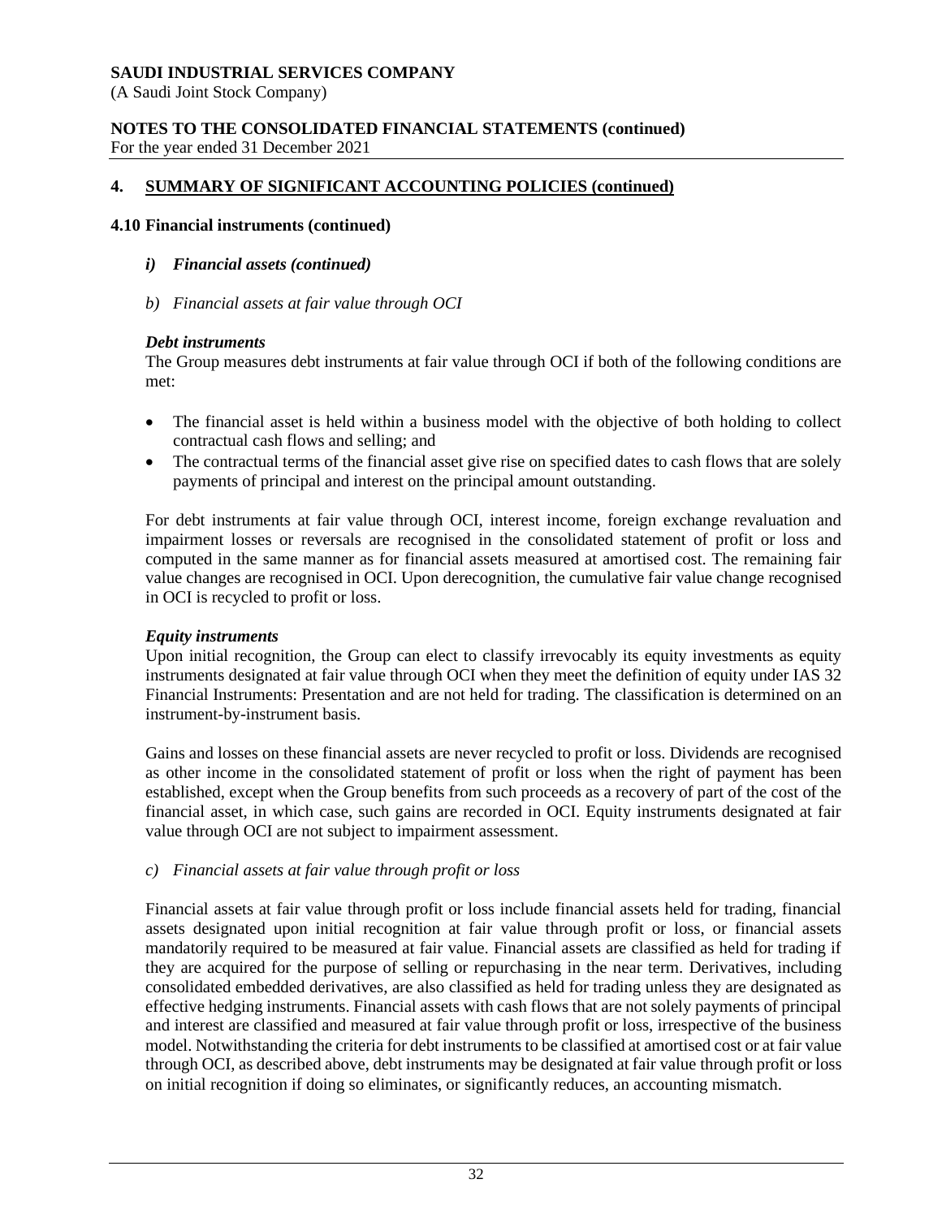## 4. SUMMARY OF SIGNIFICANT ACCOUNTING POLICIES (continued)

### 4.10 Financial instruments (continued)

#### *i) Financial assets (continued)*

*b) Financial assets at fair value through OCI*

***Debt instruments***

The Group measures debt instruments at fair value through OCI if both of the following conditions are met:

- The financial asset is held within a business model with the objective of both holding to collect contractual cash flows and selling; and
- The contractual terms of the financial asset give rise on specified dates to cash flows that are solely payments of principal and interest on the principal amount outstanding.

For debt instruments at fair value through OCI, interest income, foreign exchange revaluation and impairment losses or reversals are recognised in the consolidated statement of profit or loss and computed in the same manner as for financial assets measured at amortised cost. The remaining fair value changes are recognised in OCI. Upon derecognition, the cumulative fair value change recognised in OCI is recycled to profit or loss.

***Equity instruments***

Upon initial recognition, the Group can elect to classify irrevocably its equity investments as equity instruments designated at fair value through OCI when they meet the definition of equity under IAS 32 Financial Instruments: Presentation and are not held for trading. The classification is determined on an instrument-by-instrument basis.

Gains and losses on these financial assets are never recycled to profit or loss. Dividends are recognised as other income in the consolidated statement of profit or loss when the right of payment has been established, except when the Group benefits from such proceeds as a recovery of part of the cost of the financial asset, in which case, such gains are recorded in OCI. Equity instruments designated at fair value through OCI are not subject to impairment assessment.

*c) Financial assets at fair value through profit or loss*

Financial assets at fair value through profit or loss include financial assets held for trading, financial assets designated upon initial recognition at fair value through profit or loss, or financial assets mandatorily required to be measured at fair value. Financial assets are classified as held for trading if they are acquired for the purpose of selling or repurchasing in the near term. Derivatives, including consolidated embedded derivatives, are also classified as held for trading unless they are designated as effective hedging instruments. Financial assets with cash flows that are not solely payments of principal and interest are classified and measured at fair value through profit or loss, irrespective of the business model. Notwithstanding the criteria for debt instruments to be classified at amortised cost or at fair value through OCI, as described above, debt instruments may be designated at fair value through profit or loss on initial recognition if doing so eliminates, or significantly reduces, an accounting mismatch.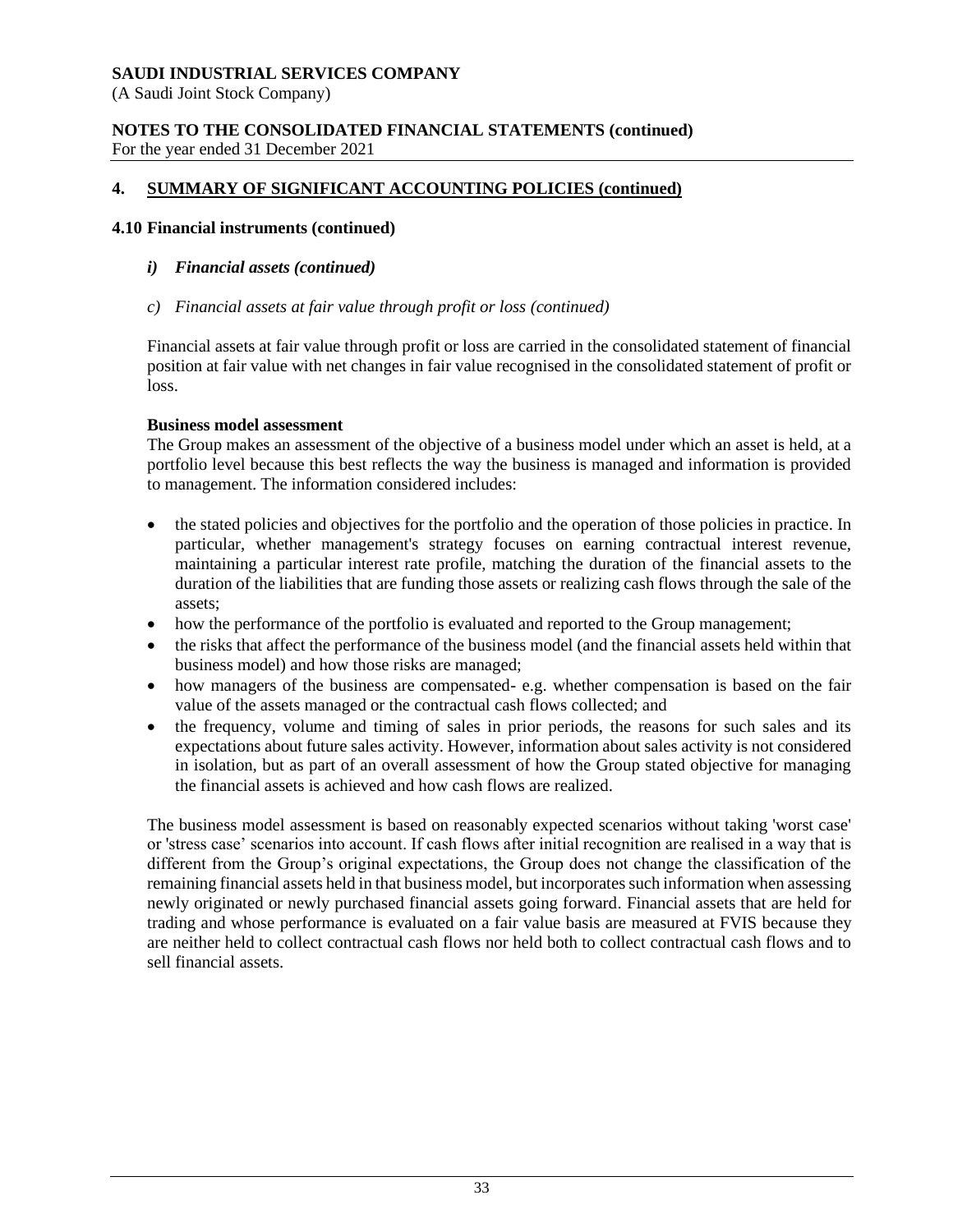## 4. SUMMARY OF SIGNIFICANT ACCOUNTING POLICIES (continued)

### 4.10 Financial instruments (continued)

***i) Financial assets (continued)***

*c) Financial assets at fair value through profit or loss (continued)*

Financial assets at fair value through profit or loss are carried in the consolidated statement of financial position at fair value with net changes in fair value recognised in the consolidated statement of profit or loss.

**Business model assessment**

The Group makes an assessment of the objective of a business model under which an asset is held, at a portfolio level because this best reflects the way the business is managed and information is provided to management. The information considered includes:

- the stated policies and objectives for the portfolio and the operation of those policies in practice. In particular, whether management's strategy focuses on earning contractual interest revenue, maintaining a particular interest rate profile, matching the duration of the financial assets to the duration of the liabilities that are funding those assets or realizing cash flows through the sale of the assets;
- how the performance of the portfolio is evaluated and reported to the Group management;
- the risks that affect the performance of the business model (and the financial assets held within that business model) and how those risks are managed;
- how managers of the business are compensated- e.g. whether compensation is based on the fair value of the assets managed or the contractual cash flows collected; and
- the frequency, volume and timing of sales in prior periods, the reasons for such sales and its expectations about future sales activity. However, information about sales activity is not considered in isolation, but as part of an overall assessment of how the Group stated objective for managing the financial assets is achieved and how cash flows are realized.

The business model assessment is based on reasonably expected scenarios without taking 'worst case' or 'stress case' scenarios into account. If cash flows after initial recognition are realised in a way that is different from the Group's original expectations, the Group does not change the classification of the remaining financial assets held in that business model, but incorporates such information when assessing newly originated or newly purchased financial assets going forward. Financial assets that are held for trading and whose performance is evaluated on a fair value basis are measured at FVIS because they are neither held to collect contractual cash flows nor held both to collect contractual cash flows and to sell financial assets.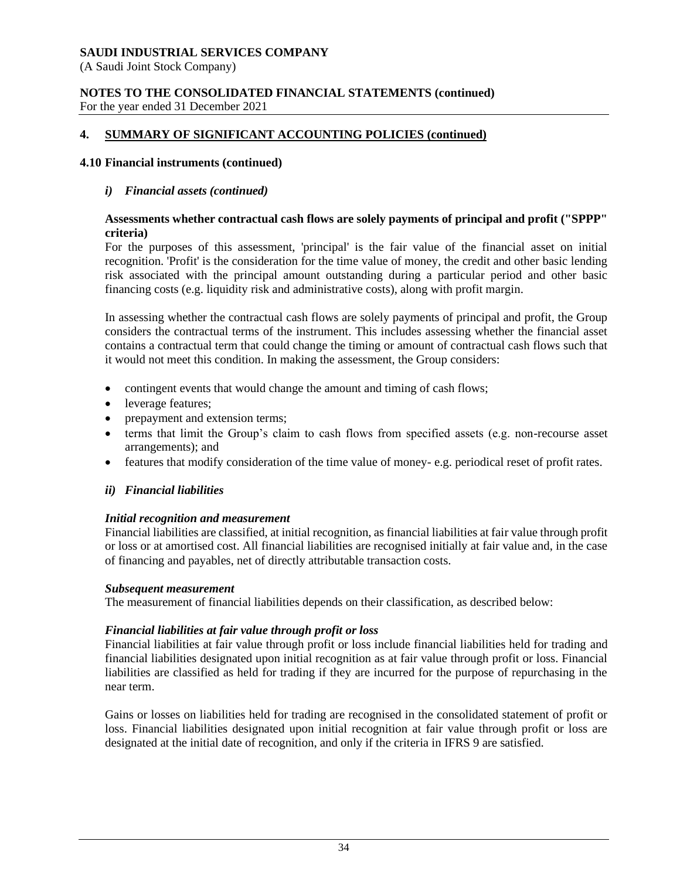## 4. SUMMARY OF SIGNIFICANT ACCOUNTING POLICIES (continued)

### 4.10 Financial instruments (continued)

#### *i) Financial assets (continued)*

**Assessments whether contractual cash flows are solely payments of principal and profit ("SPPP" criteria)**

For the purposes of this assessment, 'principal' is the fair value of the financial asset on initial recognition. 'Profit' is the consideration for the time value of money, the credit and other basic lending risk associated with the principal amount outstanding during a particular period and other basic financing costs (e.g. liquidity risk and administrative costs), along with profit margin.

In assessing whether the contractual cash flows are solely payments of principal and profit, the Group considers the contractual terms of the instrument. This includes assessing whether the financial asset contains a contractual term that could change the timing or amount of contractual cash flows such that it would not meet this condition. In making the assessment, the Group considers:

- contingent events that would change the amount and timing of cash flows;
- leverage features;
- prepayment and extension terms;
- terms that limit the Group's claim to cash flows from specified assets (e.g. non-recourse asset arrangements); and
- features that modify consideration of the time value of money- e.g. periodical reset of profit rates.

#### *ii) Financial liabilities*

***Initial recognition and measurement***

Financial liabilities are classified, at initial recognition, as financial liabilities at fair value through profit or loss or at amortised cost. All financial liabilities are recognised initially at fair value and, in the case of financing and payables, net of directly attributable transaction costs.

***Subsequent measurement***

The measurement of financial liabilities depends on their classification, as described below:

***Financial liabilities at fair value through profit or loss***

Financial liabilities at fair value through profit or loss include financial liabilities held for trading and financial liabilities designated upon initial recognition as at fair value through profit or loss. Financial liabilities are classified as held for trading if they are incurred for the purpose of repurchasing in the near term.

Gains or losses on liabilities held for trading are recognised in the consolidated statement of profit or loss. Financial liabilities designated upon initial recognition at fair value through profit or loss are designated at the initial date of recognition, and only if the criteria in IFRS 9 are satisfied.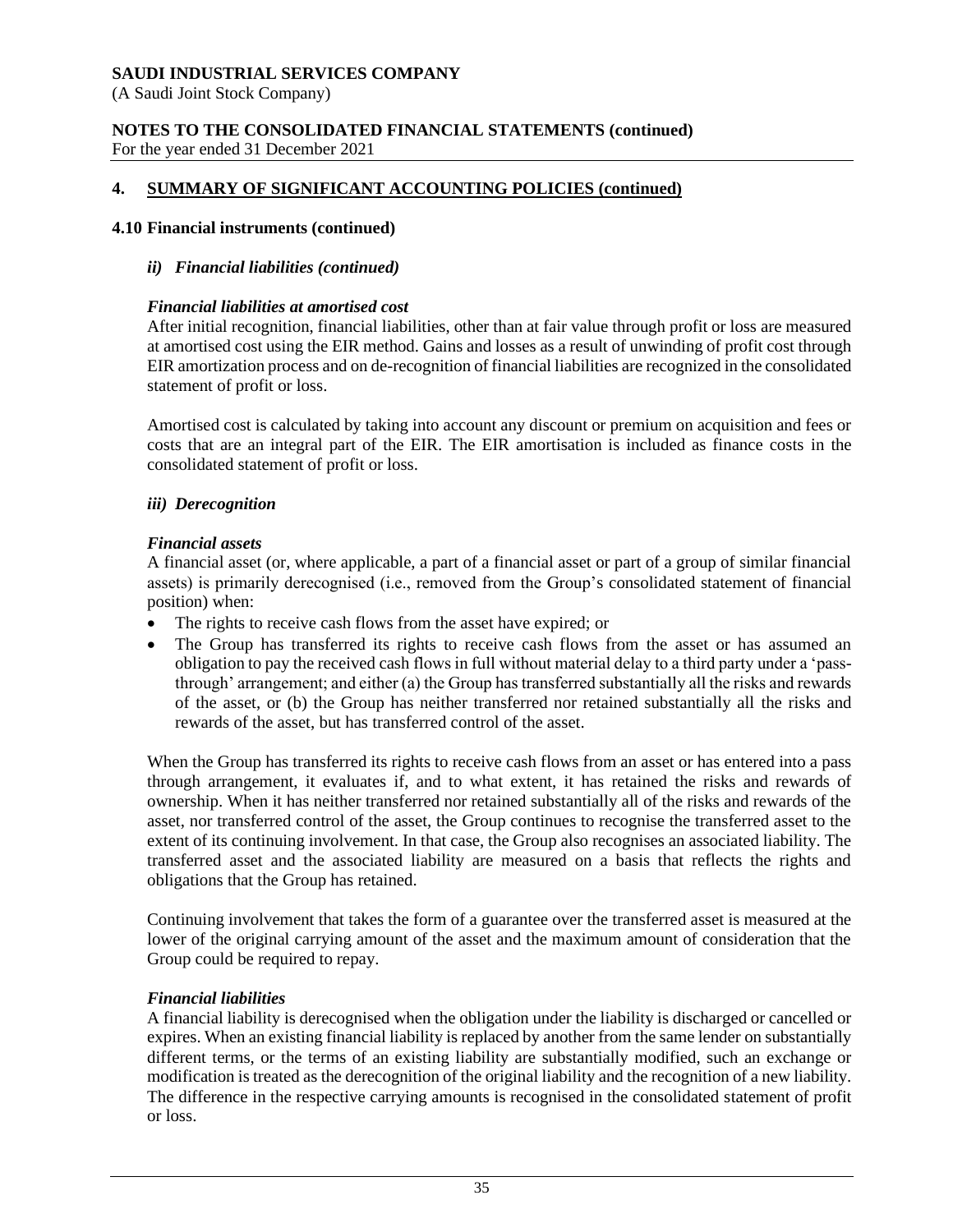## 4. SUMMARY OF SIGNIFICANT ACCOUNTING POLICIES (continued)

### 4.10 Financial instruments (continued)

#### *ii) Financial liabilities (continued)*

***Financial liabilities at amortised cost***

After initial recognition, financial liabilities, other than at fair value through profit or loss are measured at amortised cost using the EIR method. Gains and losses as a result of unwinding of profit cost through EIR amortization process and on de-recognition of financial liabilities are recognized in the consolidated statement of profit or loss.

Amortised cost is calculated by taking into account any discount or premium on acquisition and fees or costs that are an integral part of the EIR. The EIR amortisation is included as finance costs in the consolidated statement of profit or loss.

#### *iii) Derecognition*

***Financial assets***

A financial asset (or, where applicable, a part of a financial asset or part of a group of similar financial assets) is primarily derecognised (i.e., removed from the Group's consolidated statement of financial position) when:

- The rights to receive cash flows from the asset have expired; or
- The Group has transferred its rights to receive cash flows from the asset or has assumed an obligation to pay the received cash flows in full without material delay to a third party under a 'pass-through' arrangement; and either (a) the Group has transferred substantially all the risks and rewards of the asset, or (b) the Group has neither transferred nor retained substantially all the risks and rewards of the asset, but has transferred control of the asset.

When the Group has transferred its rights to receive cash flows from an asset or has entered into a pass through arrangement, it evaluates if, and to what extent, it has retained the risks and rewards of ownership. When it has neither transferred nor retained substantially all of the risks and rewards of the asset, nor transferred control of the asset, the Group continues to recognise the transferred asset to the extent of its continuing involvement. In that case, the Group also recognises an associated liability. The transferred asset and the associated liability are measured on a basis that reflects the rights and obligations that the Group has retained.

Continuing involvement that takes the form of a guarantee over the transferred asset is measured at the lower of the original carrying amount of the asset and the maximum amount of consideration that the Group could be required to repay.

***Financial liabilities***

A financial liability is derecognised when the obligation under the liability is discharged or cancelled or expires. When an existing financial liability is replaced by another from the same lender on substantially different terms, or the terms of an existing liability are substantially modified, such an exchange or modification is treated as the derecognition of the original liability and the recognition of a new liability. The difference in the respective carrying amounts is recognised in the consolidated statement of profit or loss.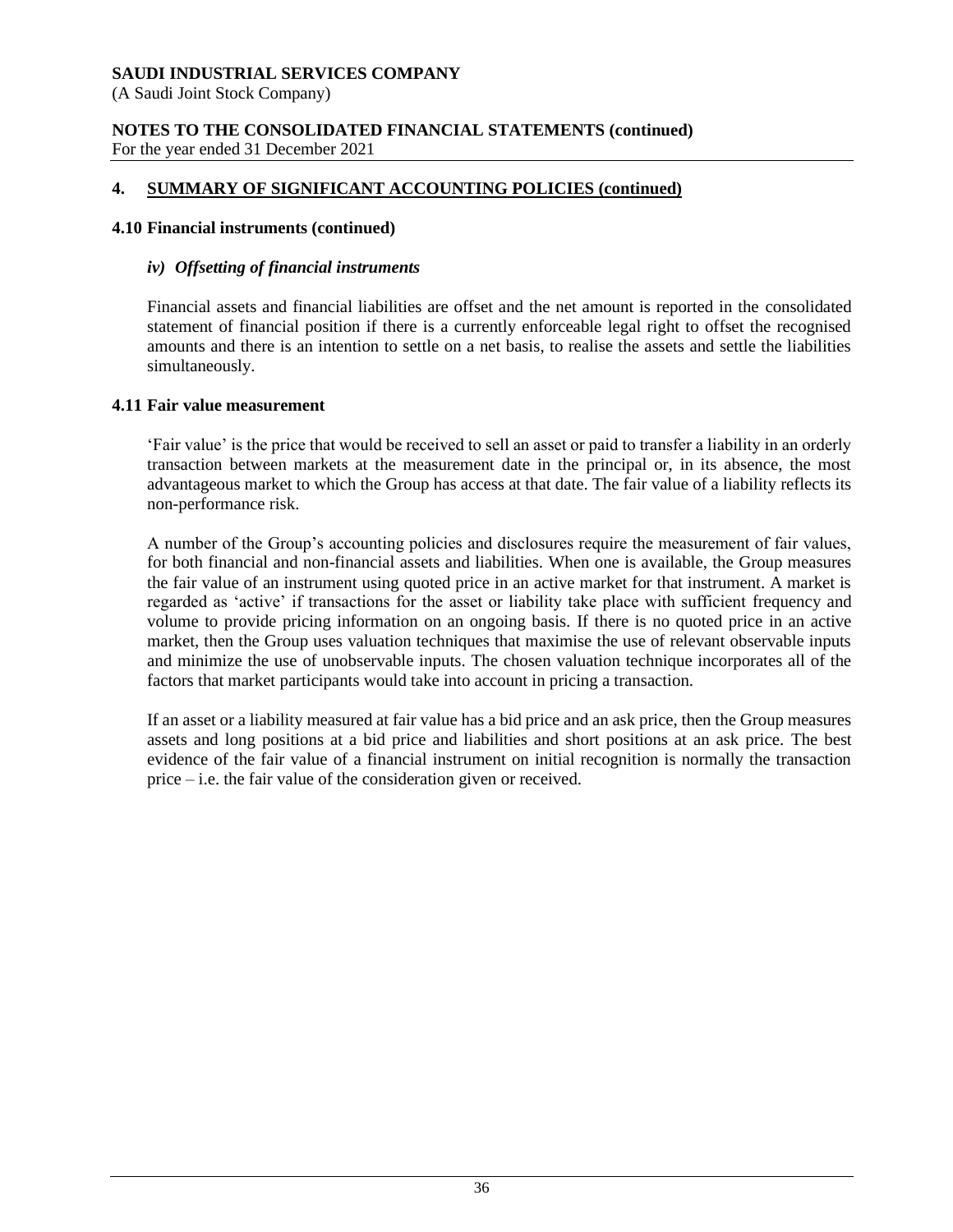## 4. SUMMARY OF SIGNIFICANT ACCOUNTING POLICIES (continued)

### 4.10 Financial instruments (continued)

#### *iv) Offsetting of financial instruments*

Financial assets and financial liabilities are offset and the net amount is reported in the consolidated statement of financial position if there is a currently enforceable legal right to offset the recognised amounts and there is an intention to settle on a net basis, to realise the assets and settle the liabilities simultaneously.

### 4.11 Fair value measurement

'Fair value' is the price that would be received to sell an asset or paid to transfer a liability in an orderly transaction between markets at the measurement date in the principal or, in its absence, the most advantageous market to which the Group has access at that date. The fair value of a liability reflects its non-performance risk.

A number of the Group's accounting policies and disclosures require the measurement of fair values, for both financial and non-financial assets and liabilities. When one is available, the Group measures the fair value of an instrument using quoted price in an active market for that instrument. A market is regarded as 'active' if transactions for the asset or liability take place with sufficient frequency and volume to provide pricing information on an ongoing basis. If there is no quoted price in an active market, then the Group uses valuation techniques that maximise the use of relevant observable inputs and minimize the use of unobservable inputs. The chosen valuation technique incorporates all of the factors that market participants would take into account in pricing a transaction.

If an asset or a liability measured at fair value has a bid price and an ask price, then the Group measures assets and long positions at a bid price and liabilities and short positions at an ask price. The best evidence of the fair value of a financial instrument on initial recognition is normally the transaction price – i.e. the fair value of the consideration given or received.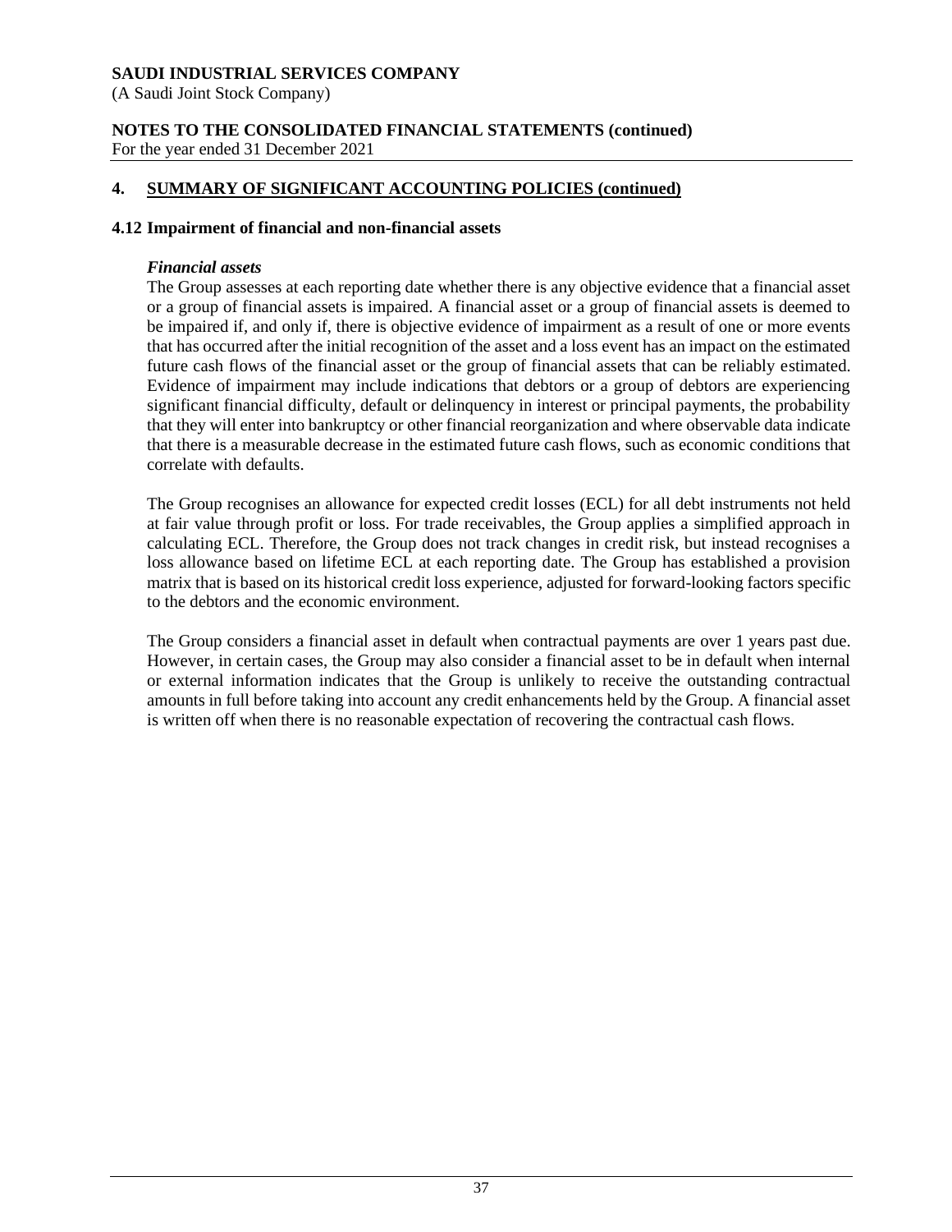## 4. SUMMARY OF SIGNIFICANT ACCOUNTING POLICIES (continued)

### 4.12 Impairment of financial and non-financial assets

***Financial assets***

The Group assesses at each reporting date whether there is any objective evidence that a financial asset or a group of financial assets is impaired. A financial asset or a group of financial assets is deemed to be impaired if, and only if, there is objective evidence of impairment as a result of one or more events that has occurred after the initial recognition of the asset and a loss event has an impact on the estimated future cash flows of the financial asset or the group of financial assets that can be reliably estimated. Evidence of impairment may include indications that debtors or a group of debtors are experiencing significant financial difficulty, default or delinquency in interest or principal payments, the probability that they will enter into bankruptcy or other financial reorganization and where observable data indicate that there is a measurable decrease in the estimated future cash flows, such as economic conditions that correlate with defaults.

The Group recognises an allowance for expected credit losses (ECL) for all debt instruments not held at fair value through profit or loss. For trade receivables, the Group applies a simplified approach in calculating ECL. Therefore, the Group does not track changes in credit risk, but instead recognises a loss allowance based on lifetime ECL at each reporting date. The Group has established a provision matrix that is based on its historical credit loss experience, adjusted for forward-looking factors specific to the debtors and the economic environment.

The Group considers a financial asset in default when contractual payments are over 1 years past due. However, in certain cases, the Group may also consider a financial asset to be in default when internal or external information indicates that the Group is unlikely to receive the outstanding contractual amounts in full before taking into account any credit enhancements held by the Group. A financial asset is written off when there is no reasonable expectation of recovering the contractual cash flows.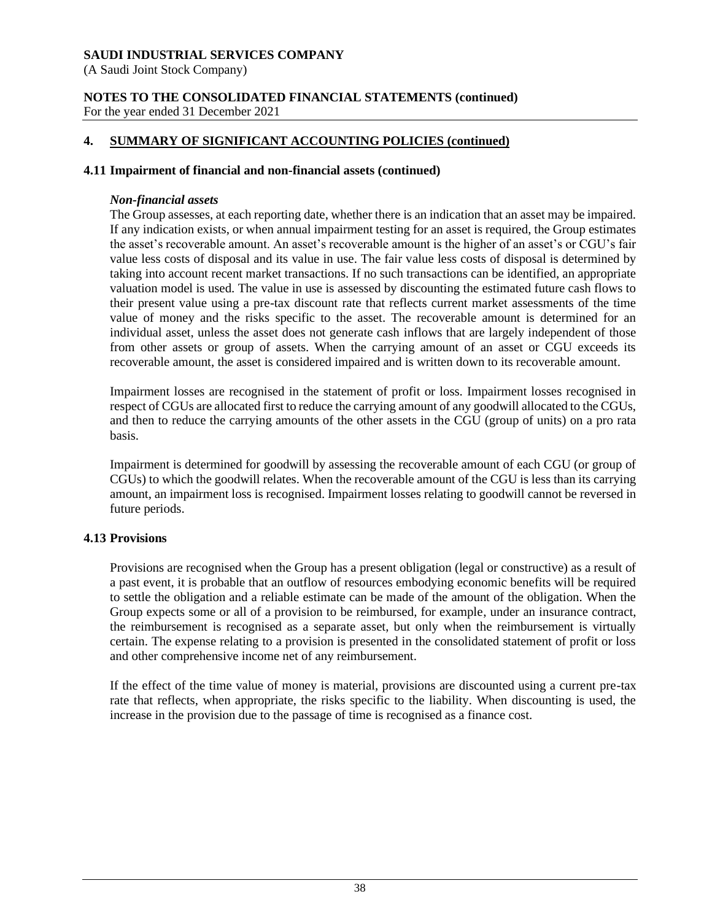## 4. SUMMARY OF SIGNIFICANT ACCOUNTING POLICIES (continued)

### 4.11 Impairment of financial and non-financial assets (continued)

***Non-financial assets***

The Group assesses, at each reporting date, whether there is an indication that an asset may be impaired. If any indication exists, or when annual impairment testing for an asset is required, the Group estimates the asset's recoverable amount. An asset's recoverable amount is the higher of an asset's or CGU's fair value less costs of disposal and its value in use. The fair value less costs of disposal is determined by taking into account recent market transactions. If no such transactions can be identified, an appropriate valuation model is used. The value in use is assessed by discounting the estimated future cash flows to their present value using a pre-tax discount rate that reflects current market assessments of the time value of money and the risks specific to the asset. The recoverable amount is determined for an individual asset, unless the asset does not generate cash inflows that are largely independent of those from other assets or group of assets. When the carrying amount of an asset or CGU exceeds its recoverable amount, the asset is considered impaired and is written down to its recoverable amount.

Impairment losses are recognised in the statement of profit or loss. Impairment losses recognised in respect of CGUs are allocated first to reduce the carrying amount of any goodwill allocated to the CGUs, and then to reduce the carrying amounts of the other assets in the CGU (group of units) on a pro rata basis.

Impairment is determined for goodwill by assessing the recoverable amount of each CGU (or group of CGUs) to which the goodwill relates. When the recoverable amount of the CGU is less than its carrying amount, an impairment loss is recognised. Impairment losses relating to goodwill cannot be reversed in future periods.

### 4.13 Provisions

Provisions are recognised when the Group has a present obligation (legal or constructive) as a result of a past event, it is probable that an outflow of resources embodying economic benefits will be required to settle the obligation and a reliable estimate can be made of the amount of the obligation. When the Group expects some or all of a provision to be reimbursed, for example, under an insurance contract, the reimbursement is recognised as a separate asset, but only when the reimbursement is virtually certain. The expense relating to a provision is presented in the consolidated statement of profit or loss and other comprehensive income net of any reimbursement.

If the effect of the time value of money is material, provisions are discounted using a current pre-tax rate that reflects, when appropriate, the risks specific to the liability. When discounting is used, the increase in the provision due to the passage of time is recognised as a finance cost.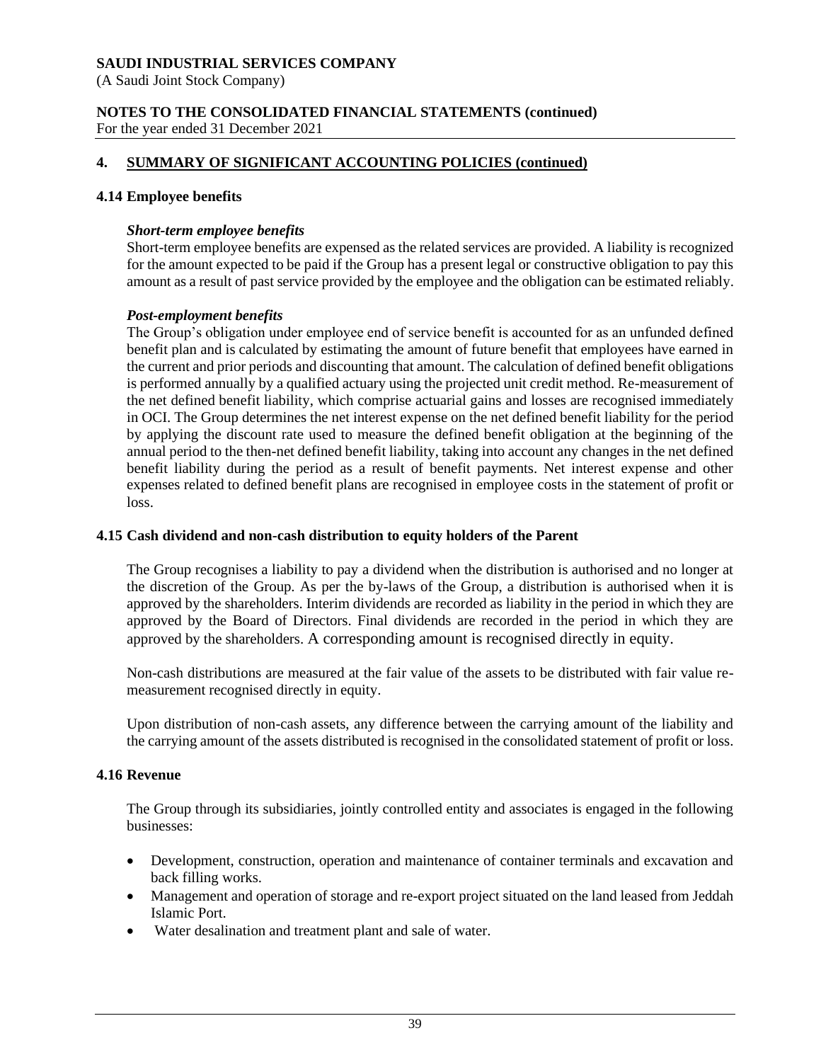## 4. SUMMARY OF SIGNIFICANT ACCOUNTING POLICIES (continued)

### 4.14 Employee benefits

***Short-term employee benefits***

Short-term employee benefits are expensed as the related services are provided. A liability is recognized for the amount expected to be paid if the Group has a present legal or constructive obligation to pay this amount as a result of past service provided by the employee and the obligation can be estimated reliably.

***Post-employment benefits***

The Group's obligation under employee end of service benefit is accounted for as an unfunded defined benefit plan and is calculated by estimating the amount of future benefit that employees have earned in the current and prior periods and discounting that amount. The calculation of defined benefit obligations is performed annually by a qualified actuary using the projected unit credit method. Re-measurement of the net defined benefit liability, which comprise actuarial gains and losses are recognised immediately in OCI. The Group determines the net interest expense on the net defined benefit liability for the period by applying the discount rate used to measure the defined benefit obligation at the beginning of the annual period to the then-net defined benefit liability, taking into account any changes in the net defined benefit liability during the period as a result of benefit payments. Net interest expense and other expenses related to defined benefit plans are recognised in employee costs in the statement of profit or loss.

### 4.15 Cash dividend and non-cash distribution to equity holders of the Parent

The Group recognises a liability to pay a dividend when the distribution is authorised and no longer at the discretion of the Group. As per the by-laws of the Group, a distribution is authorised when it is approved by the shareholders. Interim dividends are recorded as liability in the period in which they are approved by the Board of Directors. Final dividends are recorded in the period in which they are approved by the shareholders. A corresponding amount is recognised directly in equity.

Non-cash distributions are measured at the fair value of the assets to be distributed with fair value re-measurement recognised directly in equity.

Upon distribution of non-cash assets, any difference between the carrying amount of the liability and the carrying amount of the assets distributed is recognised in the consolidated statement of profit or loss.

### 4.16 Revenue

The Group through its subsidiaries, jointly controlled entity and associates is engaged in the following businesses:

- Development, construction, operation and maintenance of container terminals and excavation and back filling works.
- Management and operation of storage and re-export project situated on the land leased from Jeddah Islamic Port.
- Water desalination and treatment plant and sale of water.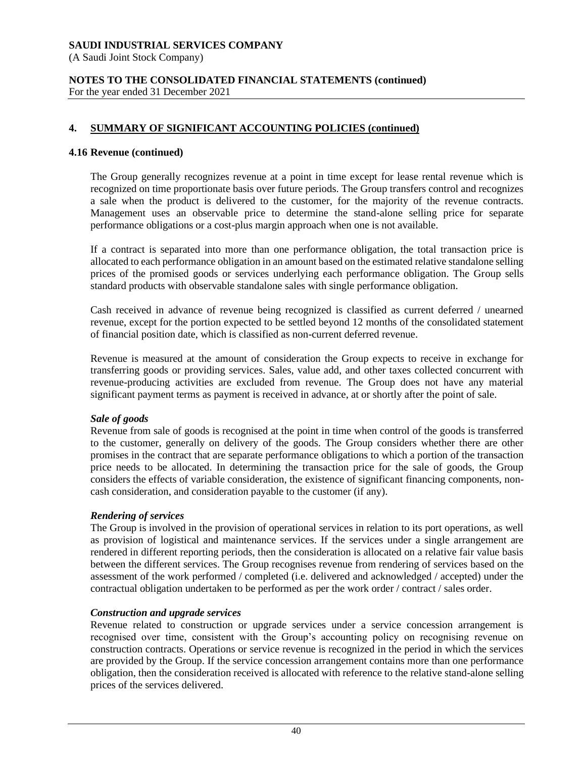## 4. SUMMARY OF SIGNIFICANT ACCOUNTING POLICIES (continued)

### 4.16 Revenue (continued)

The Group generally recognizes revenue at a point in time except for lease rental revenue which is recognized on time proportionate basis over future periods. The Group transfers control and recognizes a sale when the product is delivered to the customer, for the majority of the revenue contracts. Management uses an observable price to determine the stand-alone selling price for separate performance obligations or a cost-plus margin approach when one is not available.

If a contract is separated into more than one performance obligation, the total transaction price is allocated to each performance obligation in an amount based on the estimated relative standalone selling prices of the promised goods or services underlying each performance obligation. The Group sells standard products with observable standalone sales with single performance obligation.

Cash received in advance of revenue being recognized is classified as current deferred / unearned revenue, except for the portion expected to be settled beyond 12 months of the consolidated statement of financial position date, which is classified as non-current deferred revenue.

Revenue is measured at the amount of consideration the Group expects to receive in exchange for transferring goods or providing services. Sales, value add, and other taxes collected concurrent with revenue-producing activities are excluded from revenue. The Group does not have any material significant payment terms as payment is received in advance, at or shortly after the point of sale.

***Sale of goods***

Revenue from sale of goods is recognised at the point in time when control of the goods is transferred to the customer, generally on delivery of the goods. The Group considers whether there are other promises in the contract that are separate performance obligations to which a portion of the transaction price needs to be allocated. In determining the transaction price for the sale of goods, the Group considers the effects of variable consideration, the existence of significant financing components, non-cash consideration, and consideration payable to the customer (if any).

***Rendering of services***

The Group is involved in the provision of operational services in relation to its port operations, as well as provision of logistical and maintenance services. If the services under a single arrangement are rendered in different reporting periods, then the consideration is allocated on a relative fair value basis between the different services. The Group recognises revenue from rendering of services based on the assessment of the work performed / completed (i.e. delivered and acknowledged / accepted) under the contractual obligation undertaken to be performed as per the work order / contract / sales order.

***Construction and upgrade services***

Revenue related to construction or upgrade services under a service concession arrangement is recognised over time, consistent with the Group's accounting policy on recognising revenue on construction contracts. Operations or service revenue is recognized in the period in which the services are provided by the Group. If the service concession arrangement contains more than one performance obligation, then the consideration received is allocated with reference to the relative stand-alone selling prices of the services delivered.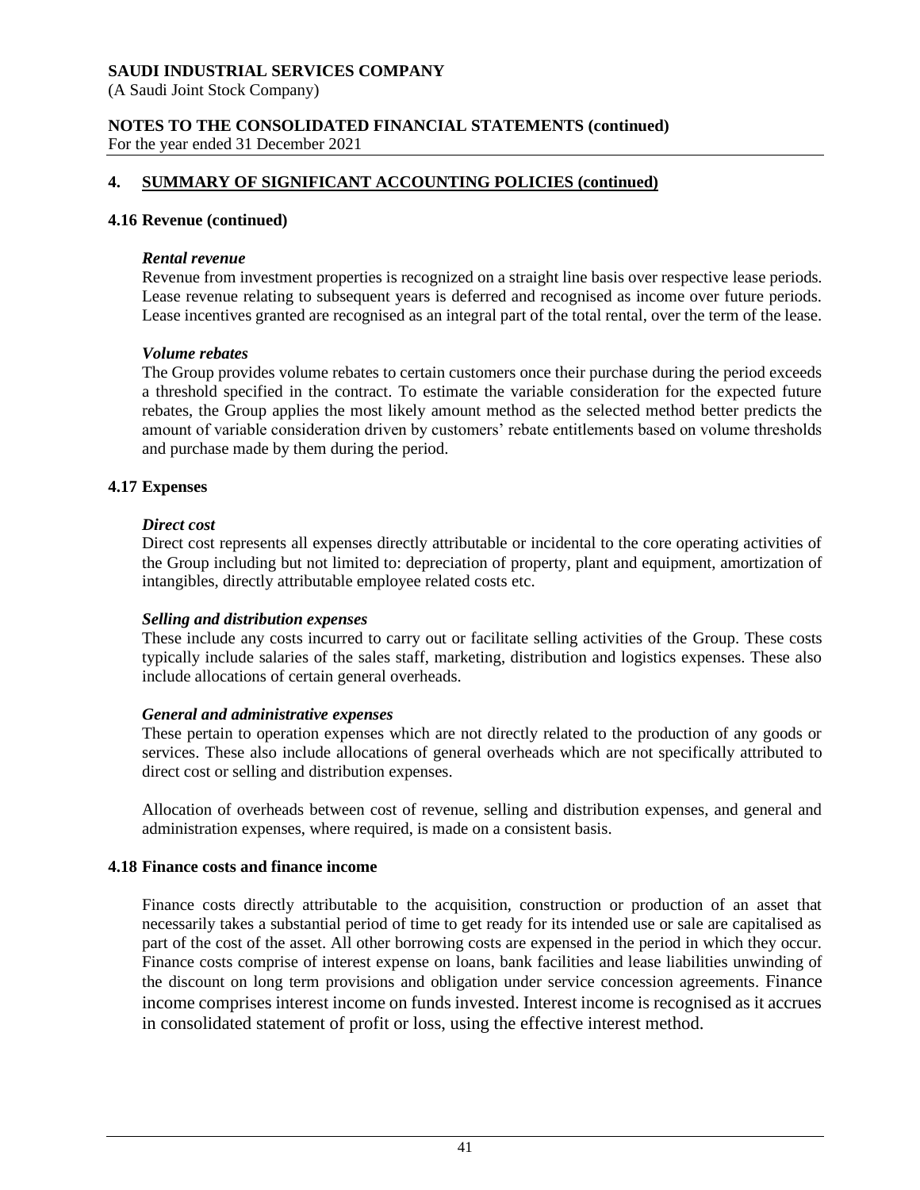# 4. SUMMARY OF SIGNIFICANT ACCOUNTING POLICIES (continued)

## 4.16 Revenue (continued)

***Rental revenue***

Revenue from investment properties is recognized on a straight line basis over respective lease periods. Lease revenue relating to subsequent years is deferred and recognised as income over future periods. Lease incentives granted are recognised as an integral part of the total rental, over the term of the lease.

***Volume rebates***

The Group provides volume rebates to certain customers once their purchase during the period exceeds a threshold specified in the contract. To estimate the variable consideration for the expected future rebates, the Group applies the most likely amount method as the selected method better predicts the amount of variable consideration driven by customers' rebate entitlements based on volume thresholds and purchase made by them during the period.

## 4.17 Expenses

***Direct cost***

Direct cost represents all expenses directly attributable or incidental to the core operating activities of the Group including but not limited to: depreciation of property, plant and equipment, amortization of intangibles, directly attributable employee related costs etc.

***Selling and distribution expenses***

These include any costs incurred to carry out or facilitate selling activities of the Group. These costs typically include salaries of the sales staff, marketing, distribution and logistics expenses. These also include allocations of certain general overheads.

***General and administrative expenses***

These pertain to operation expenses which are not directly related to the production of any goods or services. These also include allocations of general overheads which are not specifically attributed to direct cost or selling and distribution expenses.

Allocation of overheads between cost of revenue, selling and distribution expenses, and general and administration expenses, where required, is made on a consistent basis.

## 4.18 Finance costs and finance income

Finance costs directly attributable to the acquisition, construction or production of an asset that necessarily takes a substantial period of time to get ready for its intended use or sale are capitalised as part of the cost of the asset. All other borrowing costs are expensed in the period in which they occur. Finance costs comprise of interest expense on loans, bank facilities and lease liabilities unwinding of the discount on long term provisions and obligation under service concession agreements. Finance income comprises interest income on funds invested. Interest income is recognised as it accrues in consolidated statement of profit or loss, using the effective interest method.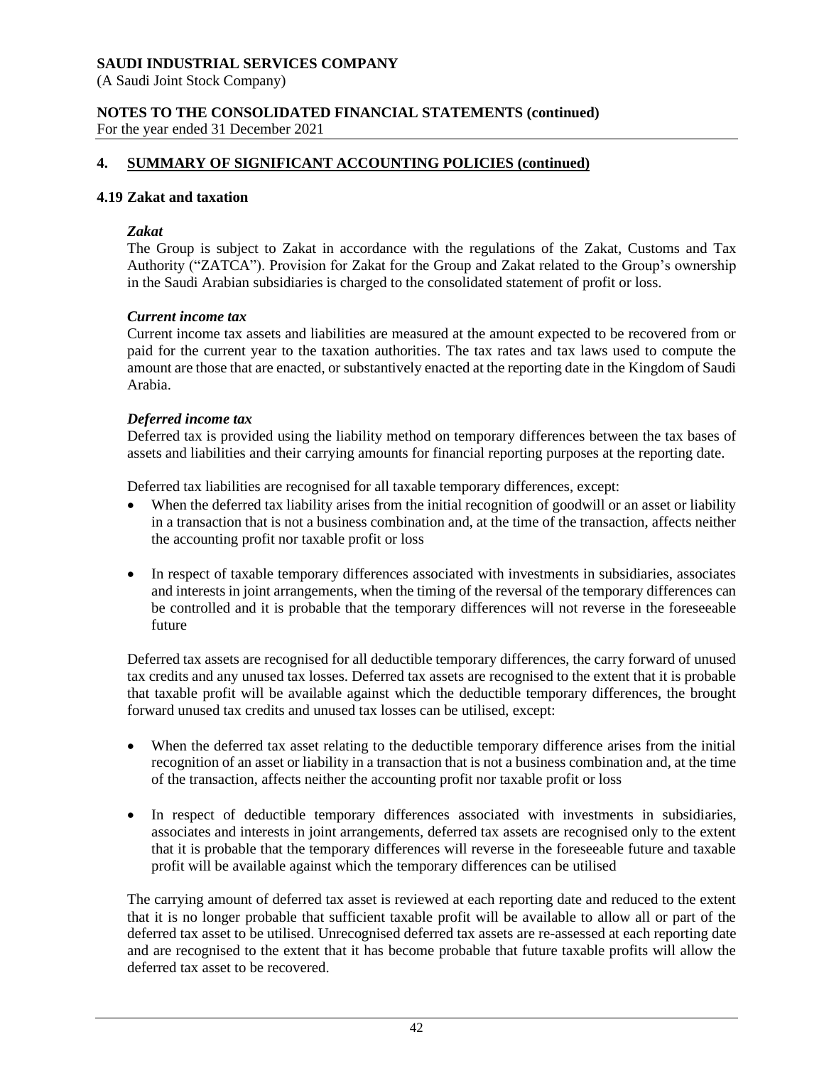## 4. SUMMARY OF SIGNIFICANT ACCOUNTING POLICIES (continued)

### 4.19 Zakat and taxation

***Zakat***

The Group is subject to Zakat in accordance with the regulations of the Zakat, Customs and Tax Authority ("ZATCA"). Provision for Zakat for the Group and Zakat related to the Group's ownership in the Saudi Arabian subsidiaries is charged to the consolidated statement of profit or loss.

***Current income tax***

Current income tax assets and liabilities are measured at the amount expected to be recovered from or paid for the current year to the taxation authorities. The tax rates and tax laws used to compute the amount are those that are enacted, or substantively enacted at the reporting date in the Kingdom of Saudi Arabia.

***Deferred income tax***

Deferred tax is provided using the liability method on temporary differences between the tax bases of assets and liabilities and their carrying amounts for financial reporting purposes at the reporting date.

Deferred tax liabilities are recognised for all taxable temporary differences, except:

- When the deferred tax liability arises from the initial recognition of goodwill or an asset or liability in a transaction that is not a business combination and, at the time of the transaction, affects neither the accounting profit nor taxable profit or loss
- In respect of taxable temporary differences associated with investments in subsidiaries, associates and interests in joint arrangements, when the timing of the reversal of the temporary differences can be controlled and it is probable that the temporary differences will not reverse in the foreseeable future

Deferred tax assets are recognised for all deductible temporary differences, the carry forward of unused tax credits and any unused tax losses. Deferred tax assets are recognised to the extent that it is probable that taxable profit will be available against which the deductible temporary differences, the brought forward unused tax credits and unused tax losses can be utilised, except:

- When the deferred tax asset relating to the deductible temporary difference arises from the initial recognition of an asset or liability in a transaction that is not a business combination and, at the time of the transaction, affects neither the accounting profit nor taxable profit or loss
- In respect of deductible temporary differences associated with investments in subsidiaries, associates and interests in joint arrangements, deferred tax assets are recognised only to the extent that it is probable that the temporary differences will reverse in the foreseeable future and taxable profit will be available against which the temporary differences can be utilised

The carrying amount of deferred tax asset is reviewed at each reporting date and reduced to the extent that it is no longer probable that sufficient taxable profit will be available to allow all or part of the deferred tax asset to be utilised. Unrecognised deferred tax assets are re-assessed at each reporting date and are recognised to the extent that it has become probable that future taxable profits will allow the deferred tax asset to be recovered.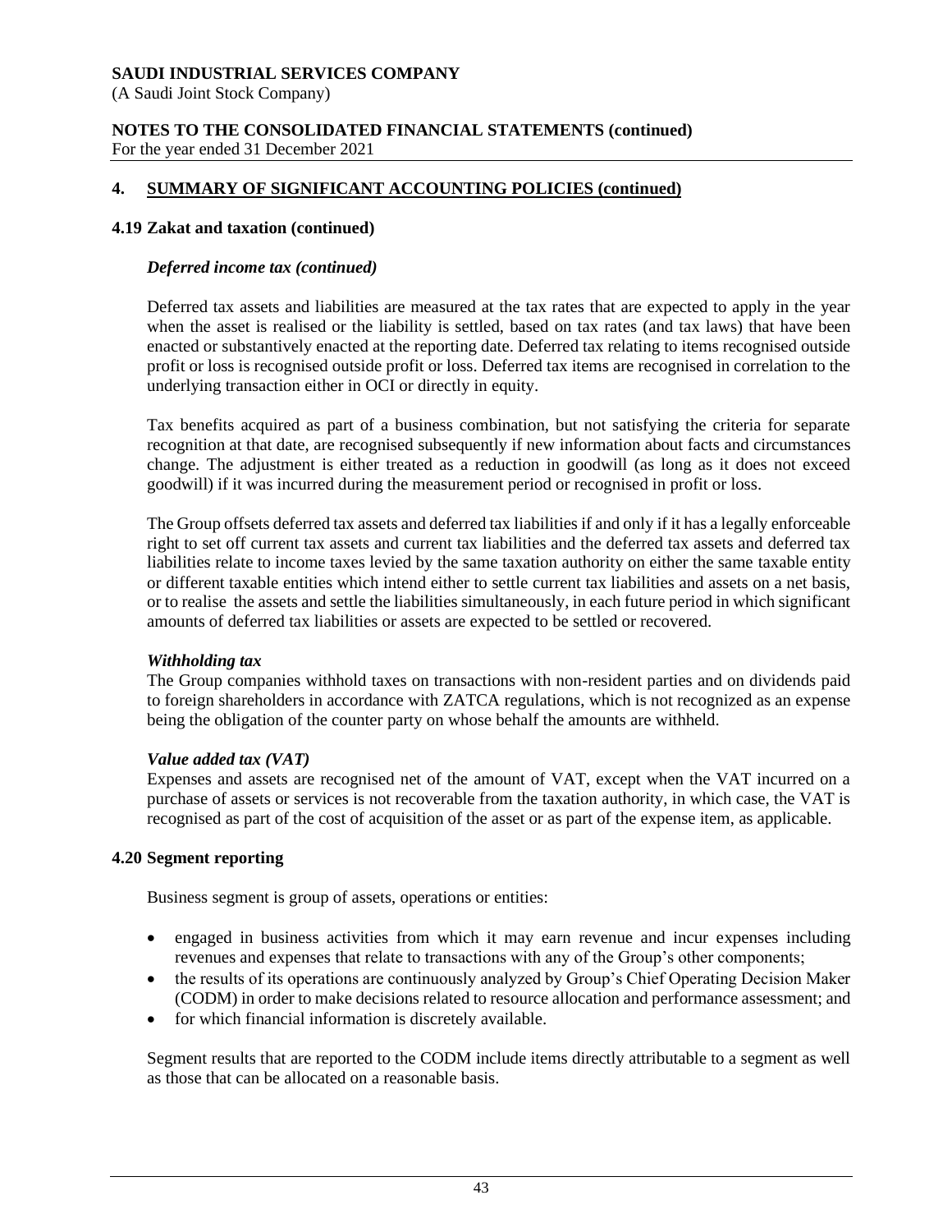## 4. SUMMARY OF SIGNIFICANT ACCOUNTING POLICIES (continued)

### 4.19 Zakat and taxation (continued)

***Deferred income tax (continued)***

Deferred tax assets and liabilities are measured at the tax rates that are expected to apply in the year when the asset is realised or the liability is settled, based on tax rates (and tax laws) that have been enacted or substantively enacted at the reporting date. Deferred tax relating to items recognised outside profit or loss is recognised outside profit or loss. Deferred tax items are recognised in correlation to the underlying transaction either in OCI or directly in equity.

Tax benefits acquired as part of a business combination, but not satisfying the criteria for separate recognition at that date, are recognised subsequently if new information about facts and circumstances change. The adjustment is either treated as a reduction in goodwill (as long as it does not exceed goodwill) if it was incurred during the measurement period or recognised in profit or loss.

The Group offsets deferred tax assets and deferred tax liabilities if and only if it has a legally enforceable right to set off current tax assets and current tax liabilities and the deferred tax assets and deferred tax liabilities relate to income taxes levied by the same taxation authority on either the same taxable entity or different taxable entities which intend either to settle current tax liabilities and assets on a net basis, or to realise the assets and settle the liabilities simultaneously, in each future period in which significant amounts of deferred tax liabilities or assets are expected to be settled or recovered.

***Withholding tax***

The Group companies withhold taxes on transactions with non-resident parties and on dividends paid to foreign shareholders in accordance with ZATCA regulations, which is not recognized as an expense being the obligation of the counter party on whose behalf the amounts are withheld.

***Value added tax (VAT)***

Expenses and assets are recognised net of the amount of VAT, except when the VAT incurred on a purchase of assets or services is not recoverable from the taxation authority, in which case, the VAT is recognised as part of the cost of acquisition of the asset or as part of the expense item, as applicable.

### 4.20 Segment reporting

Business segment is group of assets, operations or entities:

- engaged in business activities from which it may earn revenue and incur expenses including revenues and expenses that relate to transactions with any of the Group's other components;
- the results of its operations are continuously analyzed by Group's Chief Operating Decision Maker (CODM) in order to make decisions related to resource allocation and performance assessment; and
- for which financial information is discretely available.

Segment results that are reported to the CODM include items directly attributable to a segment as well as those that can be allocated on a reasonable basis.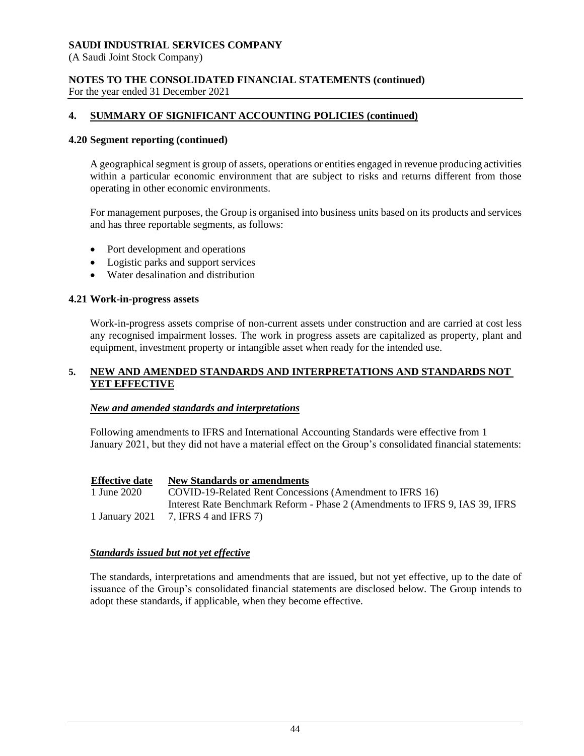## 4. SUMMARY OF SIGNIFICANT ACCOUNTING POLICIES (continued)

### 4.20 Segment reporting (continued)

A geographical segment is group of assets, operations or entities engaged in revenue producing activities within a particular economic environment that are subject to risks and returns different from those operating in other economic environments.

For management purposes, the Group is organised into business units based on its products and services and has three reportable segments, as follows:

- Port development and operations
- Logistic parks and support services
- Water desalination and distribution

### 4.21 Work-in-progress assets

Work-in-progress assets comprise of non-current assets under construction and are carried at cost less any recognised impairment losses. The work in progress assets are capitalized as property, plant and equipment, investment property or intangible asset when ready for the intended use.

## 5. NEW AND AMENDED STANDARDS AND INTERPRETATIONS AND STANDARDS NOT YET EFFECTIVE

***New and amended standards and interpretations***

Following amendments to IFRS and International Accounting Standards were effective from 1 January 2021, but they did not have a material effect on the Group's consolidated financial statements:

| Effective date | New Standards or amendments |
|---|---|
| 1 June 2020 | COVID-19-Related Rent Concessions (Amendment to IFRS 16) |
| 1 January 2021 | Interest Rate Benchmark Reform - Phase 2 (Amendments to IFRS 9, IAS 39, IFRS 7, IFRS 4 and IFRS 7) |

***Standards issued but not yet effective***

The standards, interpretations and amendments that are issued, but not yet effective, up to the date of issuance of the Group's consolidated financial statements are disclosed below. The Group intends to adopt these standards, if applicable, when they become effective.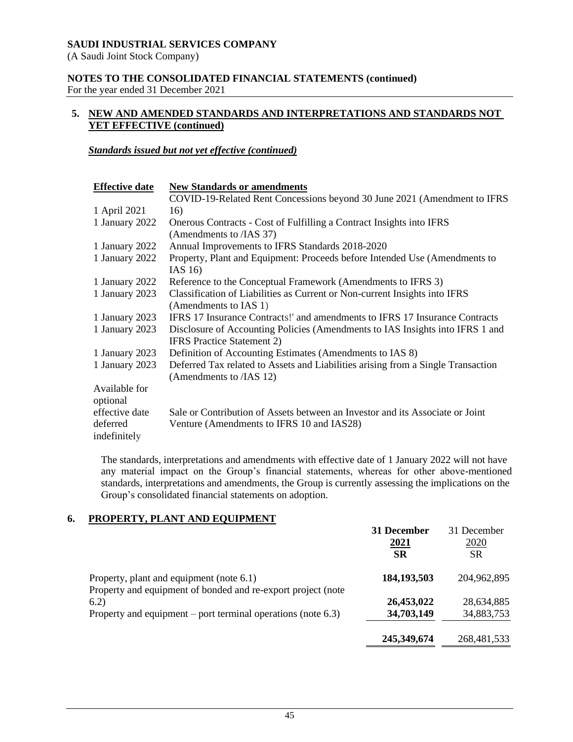**SAUDI INDUSTRIAL SERVICES COMPANY**
(A Saudi Joint Stock Company)

**NOTES TO THE CONSOLIDATED FINANCIAL STATEMENTS (continued)**
For the year ended 31 December 2021

## 5. NEW AND AMENDED STANDARDS AND INTERPRETATIONS AND STANDARDS NOT YET EFFECTIVE (continued)

***Standards issued but not yet effective (continued)***

| Effective date | New Standards or amendments |
|---|---|
| 1 April 2021 | COVID-19-Related Rent Concessions beyond 30 June 2021 (Amendment to IFRS 16) |
| 1 January 2022 | Onerous Contracts - Cost of Fulfilling a Contract Insights into IFRS (Amendments to /IAS 37) |
| 1 January 2022 | Annual Improvements to IFRS Standards 2018-2020 |
| 1 January 2022 | Property, Plant and Equipment: Proceeds before Intended Use (Amendments to IAS 16) |
| 1 January 2022 | Reference to the Conceptual Framework (Amendments to IFRS 3) |
| 1 January 2023 | Classification of Liabilities as Current or Non-current Insights into IFRS (Amendments to IAS 1) |
| 1 January 2023 | IFRS 17 Insurance Contracts!' and amendments to IFRS 17 Insurance Contracts |
| 1 January 2023 | Disclosure of Accounting Policies (Amendments to IAS Insights into IFRS 1 and IFRS Practice Statement 2) |
| 1 January 2023 | Definition of Accounting Estimates (Amendments to IAS 8) |
| 1 January 2023 | Deferred Tax related to Assets and Liabilities arising from a Single Transaction (Amendments to /IAS 12) |
| Available for optional effective date deferred indefinitely | Sale or Contribution of Assets between an Investor and its Associate or Joint Venture (Amendments to IFRS 10 and IAS28) |

The standards, interpretations and amendments with effective date of 1 January 2022 will not have any material impact on the Group's financial statements, whereas for other above-mentioned standards, interpretations and amendments, the Group is currently assessing the implications on the Group's consolidated financial statements on adoption.

## 6. PROPERTY, PLANT AND EQUIPMENT

| | **31 December 2021 SR** | 31 December 2020 SR |
|---|---|---|
| Property, plant and equipment (note 6.1) | **184,193,503** | 204,962,895 |
| Property and equipment of bonded and re-export project (note 6.2) | **26,453,022** | 28,634,885 |
| Property and equipment – port terminal operations (note 6.3) | **34,703,149** | 34,883,753 |
| | **245,349,674** | 268,481,533 |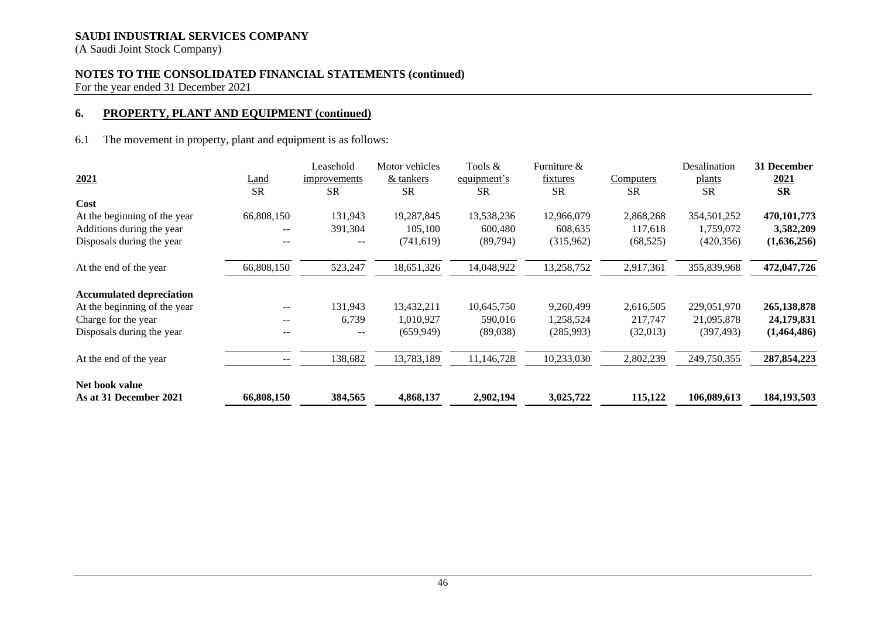## 6. PROPERTY, PLANT AND EQUIPMENT (continued)

6.1 The movement in property, plant and equipment is as follows:

| 2021 | Land | Leasehold improvements | Motor vehicles & tankers | Tools & equipment's | Furniture & fixtures | Computers | Desalination plants | 31 December 2021 |
|---|---|---|---|---|---|---|---|---|
| | SR | SR | SR | SR | SR | SR | SR | **SR** |
| **Cost** | | | | | | | | |
| At the beginning of the year | 66,808,150 | 131,943 | 19,287,845 | 13,538,236 | 12,966,079 | 2,868,268 | 354,501,252 | **470,101,773** |
| Additions during the year | -- | 391,304 | 105,100 | 600,480 | 608,635 | 117,618 | 1,759,072 | **3,582,209** |
| Disposals during the year | -- | -- | (741,619) | (89,794) | (315,962) | (68,525) | (420,356) | **(1,636,256)** |
| At the end of the year | 66,808,150 | 523,247 | 18,651,326 | 14,048,922 | 13,258,752 | 2,917,361 | 355,839,968 | **472,047,726** |
| **Accumulated depreciation** | | | | | | | | |
| At the beginning of the year | -- | 131,943 | 13,432,211 | 10,645,750 | 9,260,499 | 2,616,505 | 229,051,970 | **265,138,878** |
| Charge for the year | -- | 6,739 | 1,010,927 | 590,016 | 1,258,524 | 217,747 | 21,095,878 | **24,179,831** |
| Disposals during the year | -- | -- | (659,949) | (89,038) | (285,993) | (32,013) | (397,493) | **(1,464,486)** |
| At the end of the year | -- | 138,682 | 13,783,189 | 11,146,728 | 10,233,030 | 2,802,239 | 249,750,355 | **287,854,223** |
| **Net book value** | | | | | | | | |
| **As at 31 December 2021** | **66,808,150** | **384,565** | **4,868,137** | **2,902,194** | **3,025,722** | **115,122** | **106,089,613** | **184,193,503** |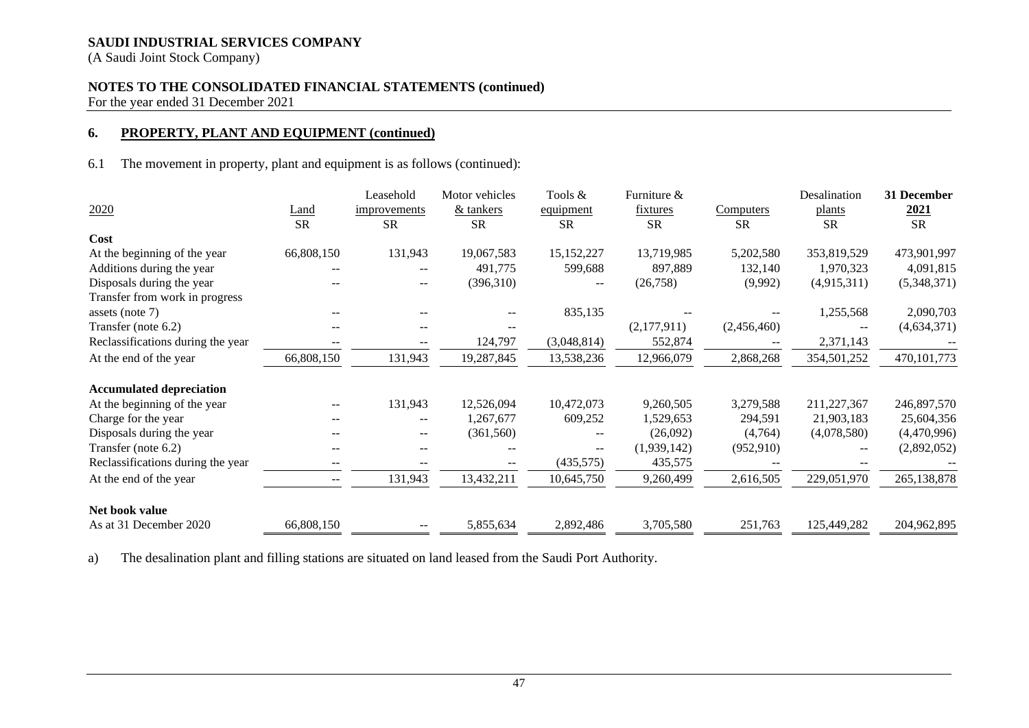**SAUDI INDUSTRIAL SERVICES COMPANY**
(A Saudi Joint Stock Company)

**NOTES TO THE CONSOLIDATED FINANCIAL STATEMENTS (continued)**
For the year ended 31 December 2021

## 6. PROPERTY, PLANT AND EQUIPMENT (continued)

6.1 The movement in property, plant and equipment is as follows (continued):

| 2020 | Land | Leasehold improvements | Motor vehicles & tankers | Tools & equipment | Furniture & fixtures | Computers | Desalination plants | 31 December 2021 |
|---|---|---|---|---|---|---|---|---|
| | SR | SR | SR | SR | SR | SR | SR | SR |
| **Cost** | | | | | | | | |
| At the beginning of the year | 66,808,150 | 131,943 | 19,067,583 | 15,152,227 | 13,719,985 | 5,202,580 | 353,819,529 | 473,901,997 |
| Additions during the year | -- | -- | 491,775 | 599,688 | 897,889 | 132,140 | 1,970,323 | 4,091,815 |
| Disposals during the year | -- | -- | (396,310) | -- | (26,758) | (9,992) | (4,915,311) | (5,348,371) |
| Transfer from work in progress assets (note 7) | -- | -- | -- | 835,135 | -- | -- | 1,255,568 | 2,090,703 |
| Transfer (note 6.2) | -- | -- | -- | | (2,177,911) | (2,456,460) | -- | (4,634,371) |
| Reclassifications during the year | -- | -- | 124,797 | (3,048,814) | 552,874 | -- | 2,371,143 | -- |
| At the end of the year | 66,808,150 | 131,943 | 19,287,845 | 13,538,236 | 12,966,079 | 2,868,268 | 354,501,252 | 470,101,773 |
| **Accumulated depreciation** | | | | | | | | |
| At the beginning of the year | -- | 131,943 | 12,526,094 | 10,472,073 | 9,260,505 | 3,279,588 | 211,227,367 | 246,897,570 |
| Charge for the year | -- | -- | 1,267,677 | 609,252 | 1,529,653 | 294,591 | 21,903,183 | 25,604,356 |
| Disposals during the year | -- | -- | (361,560) | -- | (26,092) | (4,764) | (4,078,580) | (4,470,996) |
| Transfer (note 6.2) | -- | -- | -- | -- | (1,939,142) | (952,910) | -- | (2,892,052) |
| Reclassifications during the year | -- | -- | -- | (435,575) | 435,575 | -- | -- | -- |
| At the end of the year | -- | 131,943 | 13,432,211 | 10,645,750 | 9,260,499 | 2,616,505 | 229,051,970 | 265,138,878 |
| **Net book value** | | | | | | | | |
| As at 31 December 2020 | 66,808,150 | -- | 5,855,634 | 2,892,486 | 3,705,580 | 251,763 | 125,449,282 | 204,962,895 |

a) The desalination plant and filling stations are situated on land leased from the Saudi Port Authority.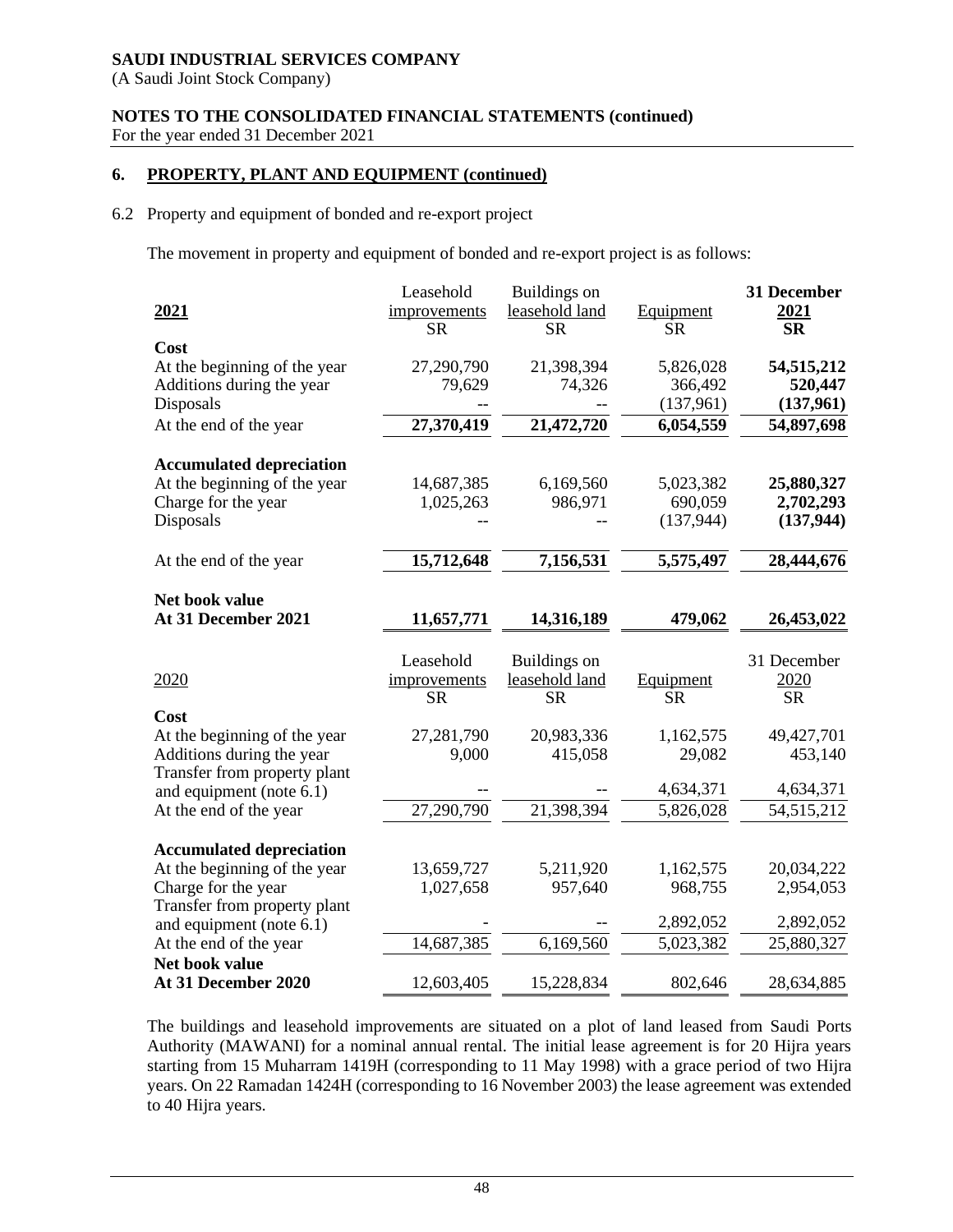## 6. PROPERTY, PLANT AND EQUIPMENT (continued)

6.2 Property and equipment of bonded and re-export project

The movement in property and equipment of bonded and re-export project is as follows:

| 2021 | Leasehold improvements SR | Buildings on leasehold land SR | Equipment SR | **31 December 2021 SR** |
|---|---|---|---|---|
| **Cost** | | | | |
| At the beginning of the year | 27,290,790 | 21,398,394 | 5,826,028 | **54,515,212** |
| Additions during the year | 79,629 | 74,326 | 366,492 | **520,447** |
| Disposals | -- | -- | (137,961) | **(137,961)** |
| At the end of the year | **27,370,419** | **21,472,720** | **6,054,559** | **54,897,698** |
| **Accumulated depreciation** | | | | |
| At the beginning of the year | 14,687,385 | 6,169,560 | 5,023,382 | **25,880,327** |
| Charge for the year | 1,025,263 | 986,971 | 690,059 | **2,702,293** |
| Disposals | -- | -- | (137,944) | **(137,944)** |
| At the end of the year | **15,712,648** | **7,156,531** | **5,575,497** | **28,444,676** |
| **Net book value** | | | | |
| **At 31 December 2021** | **11,657,771** | **14,316,189** | **479,062** | **26,453,022** |

| 2020 | Leasehold improvements SR | Buildings on leasehold land SR | Equipment SR | 31 December 2020 SR |
|---|---|---|---|---|
| **Cost** | | | | |
| At the beginning of the year | 27,281,790 | 20,983,336 | 1,162,575 | 49,427,701 |
| Additions during the year | 9,000 | 415,058 | 29,082 | 453,140 |
| Transfer from property plant and equipment (note 6.1) | -- | -- | 4,634,371 | 4,634,371 |
| At the end of the year | 27,290,790 | 21,398,394 | 5,826,028 | 54,515,212 |
| **Accumulated depreciation** | | | | |
| At the beginning of the year | 13,659,727 | 5,211,920 | 1,162,575 | 20,034,222 |
| Charge for the year | 1,027,658 | 957,640 | 968,755 | 2,954,053 |
| Transfer from property plant and equipment (note 6.1) | - | -- | 2,892,052 | 2,892,052 |
| At the end of the year | 14,687,385 | 6,169,560 | 5,023,382 | 25,880,327 |
| **Net book value** | | | | |
| **At 31 December 2020** | 12,603,405 | 15,228,834 | 802,646 | 28,634,885 |

The buildings and leasehold improvements are situated on a plot of land leased from Saudi Ports Authority (MAWANI) for a nominal annual rental. The initial lease agreement is for 20 Hijra years starting from 15 Muharram 1419H (corresponding to 11 May 1998) with a grace period of two Hijra years. On 22 Ramadan 1424H (corresponding to 16 November 2003) the lease agreement was extended to 40 Hijra years.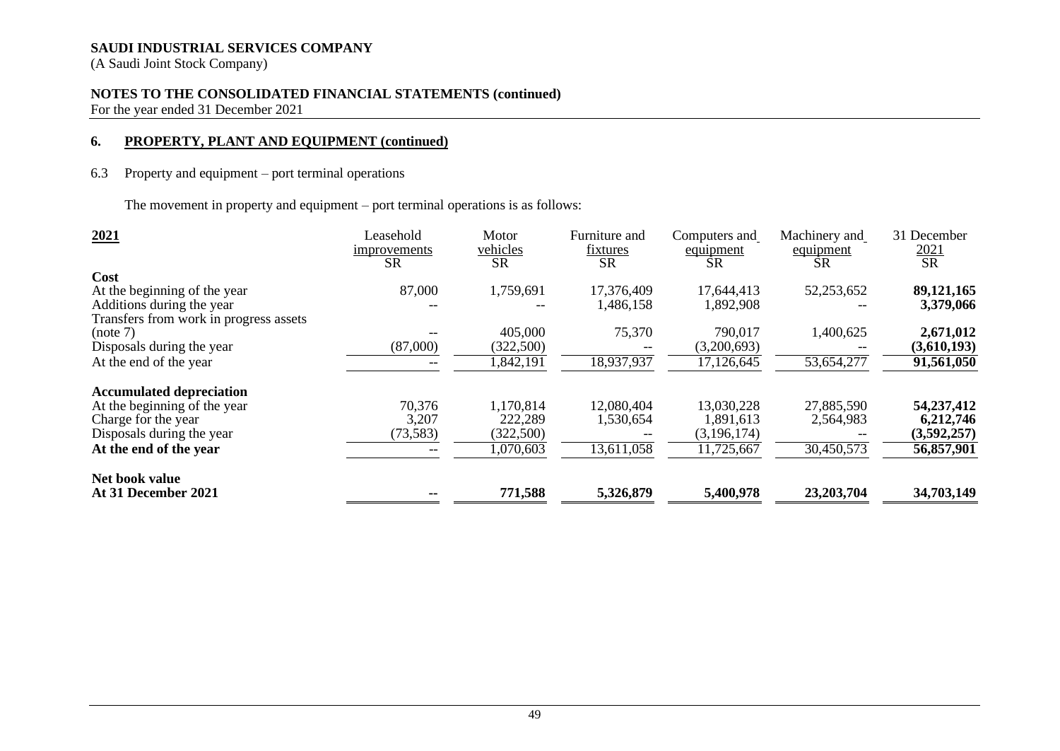**SAUDI INDUSTRIAL SERVICES COMPANY**
(A Saudi Joint Stock Company)

**NOTES TO THE CONSOLIDATED FINANCIAL STATEMENTS (continued)**
For the year ended 31 December 2021

## 6. PROPERTY, PLANT AND EQUIPMENT (continued)

6.3 Property and equipment – port terminal operations

The movement in property and equipment – port terminal operations is as follows:

| 2021 | Leasehold improvements SR | Motor vehicles SR | Furniture and fixtures SR | Computers and equipment SR | Machinery and equipment SR | 31 December 2021 SR |
|---|---|---|---|---|---|---|
| **Cost** | | | | | | |
| At the beginning of the year | 87,000 | 1,759,691 | 17,376,409 | 17,644,413 | 52,253,652 | **89,121,165** |
| Additions during the year | -- | -- | 1,486,158 | 1,892,908 | -- | **3,379,066** |
| Transfers from work in progress assets (note 7) | -- | 405,000 | 75,370 | 790,017 | 1,400,625 | **2,671,012** |
| Disposals during the year | (87,000) | (322,500) | -- | (3,200,693) | -- | **(3,610,193)** |
| At the end of the year | -- | 1,842,191 | 18,937,937 | 17,126,645 | 53,654,277 | **91,561,050** |
| **Accumulated depreciation** | | | | | | |
| At the beginning of the year | 70,376 | 1,170,814 | 12,080,404 | 13,030,228 | 27,885,590 | **54,237,412** |
| Charge for the year | 3,207 | 222,289 | 1,530,654 | 1,891,613 | 2,564,983 | **6,212,746** |
| Disposals during the year | (73,583) | (322,500) | -- | (3,196,174) | -- | **(3,592,257)** |
| **At the end of the year** | -- | 1,070,603 | 13,611,058 | 11,725,667 | 30,450,573 | **56,857,901** |
| **Net book value** | | | | | | |
| **At 31 December 2021** | **--** | **771,588** | **5,326,879** | **5,400,978** | **23,203,704** | **34,703,149** |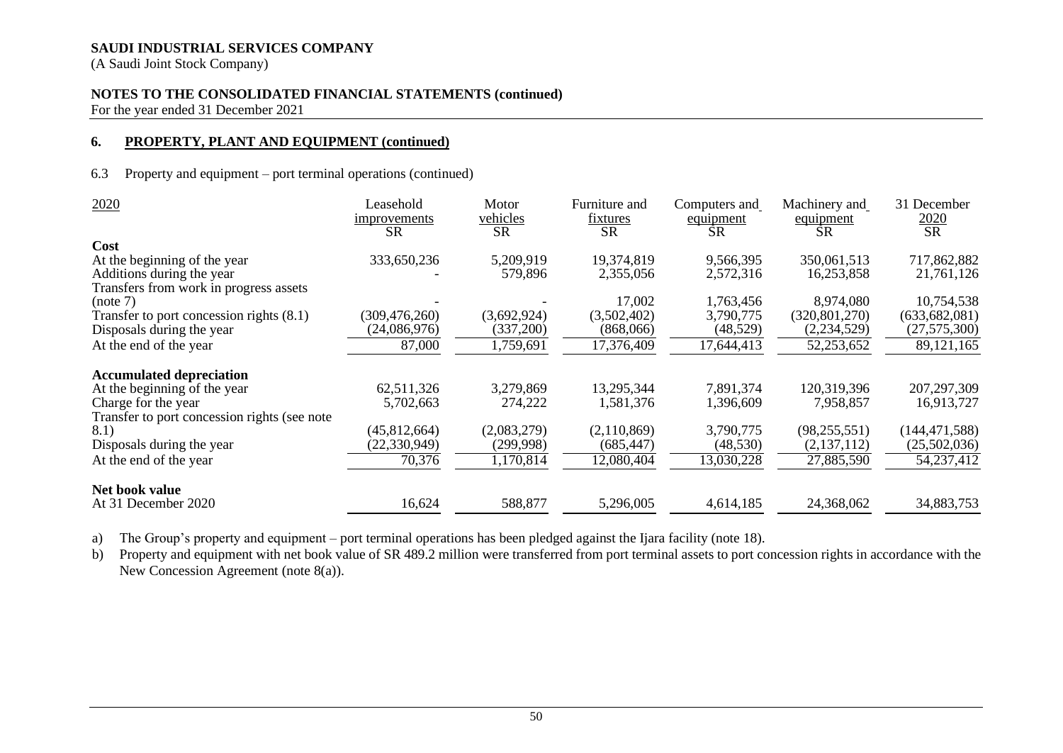**SAUDI INDUSTRIAL SERVICES COMPANY**
(A Saudi Joint Stock Company)

**NOTES TO THE CONSOLIDATED FINANCIAL STATEMENTS (continued)**
For the year ended 31 December 2021

## 6. PROPERTY, PLANT AND EQUIPMENT (continued)

6.3 Property and equipment – port terminal operations (continued)

| 2020 | Leasehold improvements SR | Motor vehicles SR | Furniture and fixtures SR | Computers and equipment SR | Machinery and equipment SR | 31 December 2020 SR |
|---|---|---|---|---|---|---|
| **Cost** | | | | | | |
| At the beginning of the year | 333,650,236 | 5,209,919 | 19,374,819 | 9,566,395 | 350,061,513 | 717,862,882 |
| Additions during the year | - | 579,896 | 2,355,056 | 2,572,316 | 16,253,858 | 21,761,126 |
| Transfers from work in progress assets (note 7) | - | - | 17,002 | 1,763,456 | 8,974,080 | 10,754,538 |
| Transfer to port concession rights (8.1) | (309,476,260) | (3,692,924) | (3,502,402) | 3,790,775 | (320,801,270) | (633,682,081) |
| Disposals during the year | (24,086,976) | (337,200) | (868,066) | (48,529) | (2,234,529) | (27,575,300) |
| At the end of the year | 87,000 | 1,759,691 | 17,376,409 | 17,644,413 | 52,253,652 | 89,121,165 |
| **Accumulated depreciation** | | | | | | |
| At the beginning of the year | 62,511,326 | 3,279,869 | 13,295,344 | 7,891,374 | 120,319,396 | 207,297,309 |
| Charge for the year | 5,702,663 | 274,222 | 1,581,376 | 1,396,609 | 7,958,857 | 16,913,727 |
| Transfer to port concession rights (see note 8.1) | (45,812,664) | (2,083,279) | (2,110,869) | 3,790,775 | (98,255,551) | (144,471,588) |
| Disposals during the year | (22,330,949) | (299,998) | (685,447) | (48,530) | (2,137,112) | (25,502,036) |
| At the end of the year | 70,376 | 1,170,814 | 12,080,404 | 13,030,228 | 27,885,590 | 54,237,412 |
| **Net book value** | | | | | | |
| At 31 December 2020 | 16,624 | 588,877 | 5,296,005 | 4,614,185 | 24,368,062 | 34,883,753 |

a) The Group's property and equipment – port terminal operations has been pledged against the Ijara facility (note 18).

b) Property and equipment with net book value of SR 489.2 million were transferred from port terminal assets to port concession rights in accordance with the New Concession Agreement (note 8(a)).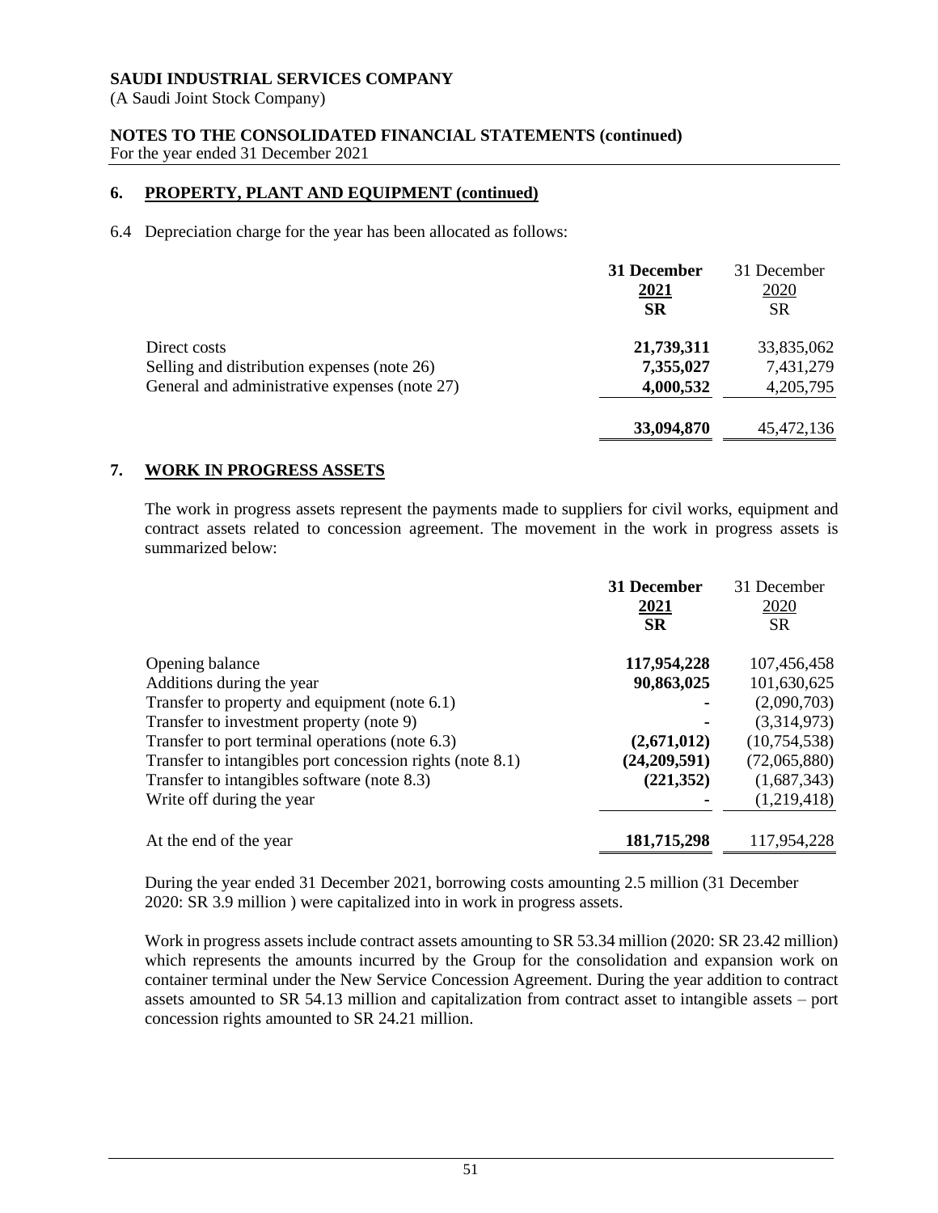SAUDI INDUSTRIAL SERVICES COMPANY

(A Saudi Joint Stock Company)

**NOTES TO THE CONSOLIDATED FINANCIAL STATEMENTS (continued)**

For the year ended 31 December 2021

## 6. PROPERTY, PLANT AND EQUIPMENT (continued)

6.4 Depreciation charge for the year has been allocated as follows:

| | **31 December 2021 SR** | 31 December 2020 SR |
|---|---|---|
| Direct costs | **21,739,311** | 33,835,062 |
| Selling and distribution expenses (note 26) | **7,355,027** | 7,431,279 |
| General and administrative expenses (note 27) | **4,000,532** | 4,205,795 |
| | **33,094,870** | 45,472,136 |

## 7. WORK IN PROGRESS ASSETS

The work in progress assets represent the payments made to suppliers for civil works, equipment and contract assets related to concession agreement. The movement in the work in progress assets is summarized below:

| | **31 December 2021 SR** | 31 December 2020 SR |
|---|---|---|
| Opening balance | **117,954,228** | 107,456,458 |
| Additions during the year | **90,863,025** | 101,630,625 |
| Transfer to property and equipment (note 6.1) | **-** | (2,090,703) |
| Transfer to investment property (note 9) | **-** | (3,314,973) |
| Transfer to port terminal operations (note 6.3) | **(2,671,012)** | (10,754,538) |
| Transfer to intangibles port concession rights (note 8.1) | **(24,209,591)** | (72,065,880) |
| Transfer to intangibles software (note 8.3) | **(221,352)** | (1,687,343) |
| Write off during the year | **-** | (1,219,418) |
| At the end of the year | **181,715,298** | 117,954,228 |

During the year ended 31 December 2021, borrowing costs amounting 2.5 million (31 December 2020: SR 3.9 million ) were capitalized into in work in progress assets.

Work in progress assets include contract assets amounting to SR 53.34 million (2020: SR 23.42 million) which represents the amounts incurred by the Group for the consolidation and expansion work on container terminal under the New Service Concession Agreement. During the year addition to contract assets amounted to SR 54.13 million and capitalization from contract asset to intangible assets – port concession rights amounted to SR 24.21 million.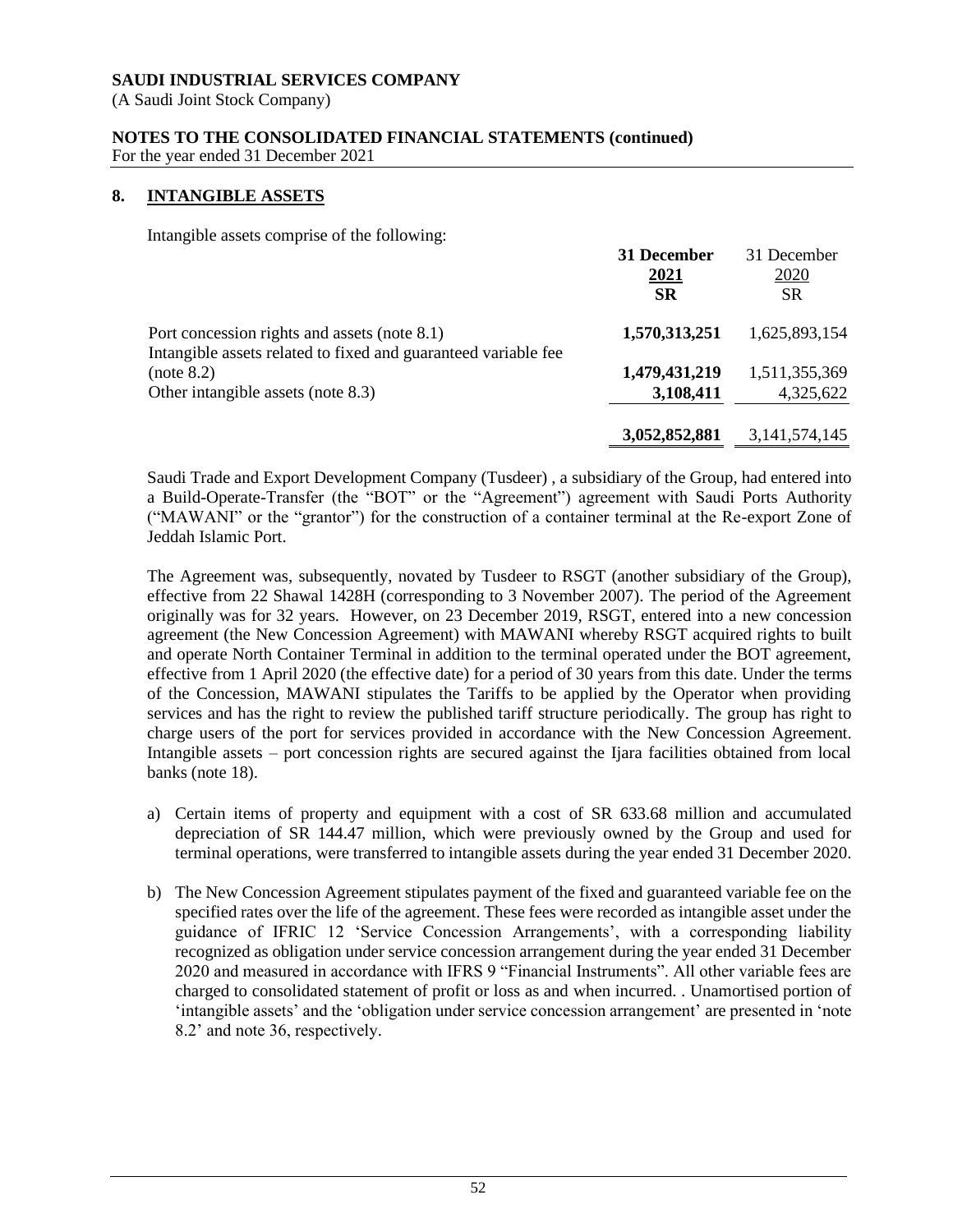## 8. INTANGIBLE ASSETS

Intangible assets comprise of the following:

| | **31 December 2021 SR** | 31 December 2020 SR |
|---|---|---|
| Port concession rights and assets (note 8.1) | **1,570,313,251** | 1,625,893,154 |
| Intangible assets related to fixed and guaranteed variable fee (note 8.2) | **1,479,431,219** | 1,511,355,369 |
| Other intangible assets (note 8.3) | **3,108,411** | 4,325,622 |
| | **3,052,852,881** | 3,141,574,145 |

Saudi Trade and Export Development Company (Tusdeer) , a subsidiary of the Group, had entered into a Build-Operate-Transfer (the "BOT" or the "Agreement") agreement with Saudi Ports Authority ("MAWANI" or the "grantor") for the construction of a container terminal at the Re-export Zone of Jeddah Islamic Port.

The Agreement was, subsequently, novated by Tusdeer to RSGT (another subsidiary of the Group), effective from 22 Shawal 1428H (corresponding to 3 November 2007). The period of the Agreement originally was for 32 years. However, on 23 December 2019, RSGT, entered into a new concession agreement (the New Concession Agreement) with MAWANI whereby RSGT acquired rights to built and operate North Container Terminal in addition to the terminal operated under the BOT agreement, effective from 1 April 2020 (the effective date) for a period of 30 years from this date. Under the terms of the Concession, MAWANI stipulates the Tariffs to be applied by the Operator when providing services and has the right to review the published tariff structure periodically. The group has right to charge users of the port for services provided in accordance with the New Concession Agreement. Intangible assets – port concession rights are secured against the Ijara facilities obtained from local banks (note 18).

a) Certain items of property and equipment with a cost of SR 633.68 million and accumulated depreciation of SR 144.47 million, which were previously owned by the Group and used for terminal operations, were transferred to intangible assets during the year ended 31 December 2020.

b) The New Concession Agreement stipulates payment of the fixed and guaranteed variable fee on the specified rates over the life of the agreement. These fees were recorded as intangible asset under the guidance of IFRIC 12 'Service Concession Arrangements', with a corresponding liability recognized as obligation under service concession arrangement during the year ended 31 December 2020 and measured in accordance with IFRS 9 "Financial Instruments". All other variable fees are charged to consolidated statement of profit or loss as and when incurred. . Unamortised portion of 'intangible assets' and the 'obligation under service concession arrangement' are presented in 'note 8.2' and note 36, respectively.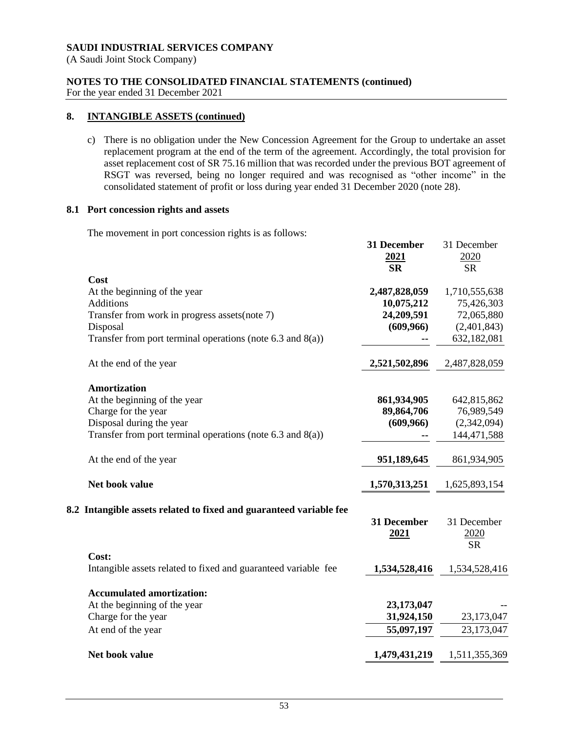SAUDI INDUSTRIAL SERVICES COMPANY
(A Saudi Joint Stock Company)

NOTES TO THE CONSOLIDATED FINANCIAL STATEMENTS (continued)
For the year ended 31 December 2021

## 8. INTANGIBLE ASSETS (continued)

c) There is no obligation under the New Concession Agreement for the Group to undertake an asset replacement program at the end of the term of the agreement. Accordingly, the total provision for asset replacement cost of SR 75.16 million that was recorded under the previous BOT agreement of RSGT was reversed, being no longer required and was recognised as "other income" in the consolidated statement of profit or loss during year ended 31 December 2020 (note 28).

### 8.1 Port concession rights and assets

The movement in port concession rights is as follows:

| | **31 December 2021 SR** | 31 December 2020 SR |
|---|---|---|
| **Cost** | | |
| At the beginning of the year | **2,487,828,059** | 1,710,555,638 |
| Additions | **10,075,212** | 75,426,303 |
| Transfer from work in progress assets(note 7) | **24,209,591** | 72,065,880 |
| Disposal | **(609,966)** | (2,401,843) |
| Transfer from port terminal operations (note 6.3 and 8(a)) | **--** | 632,182,081 |
| At the end of the year | **2,521,502,896** | 2,487,828,059 |
| **Amortization** | | |
| At the beginning of the year | **861,934,905** | 642,815,862 |
| Charge for the year | **89,864,706** | 76,989,549 |
| Disposal during the year | **(609,966)** | (2,342,094) |
| Transfer from port terminal operations (note 6.3 and 8(a)) | **--** | 144,471,588 |
| At the end of the year | **951,189,645** | 861,934,905 |
| **Net book value** | **1,570,313,251** | 1,625,893,154 |

### 8.2 Intangible assets related to fixed and guaranteed variable fee

| | **31 December 2021** | 31 December 2020 SR |
|---|---|---|
| **Cost:** | | |
| Intangible assets related to fixed and guaranteed variable fee | **1,534,528,416** | 1,534,528,416 |
| **Accumulated amortization:** | | |
| At the beginning of the year | **23,173,047** | -- |
| Charge for the year | **31,924,150** | 23,173,047 |
| At end of the year | **55,097,197** | 23,173,047 |
| **Net book value** | **1,479,431,219** | 1,511,355,369 |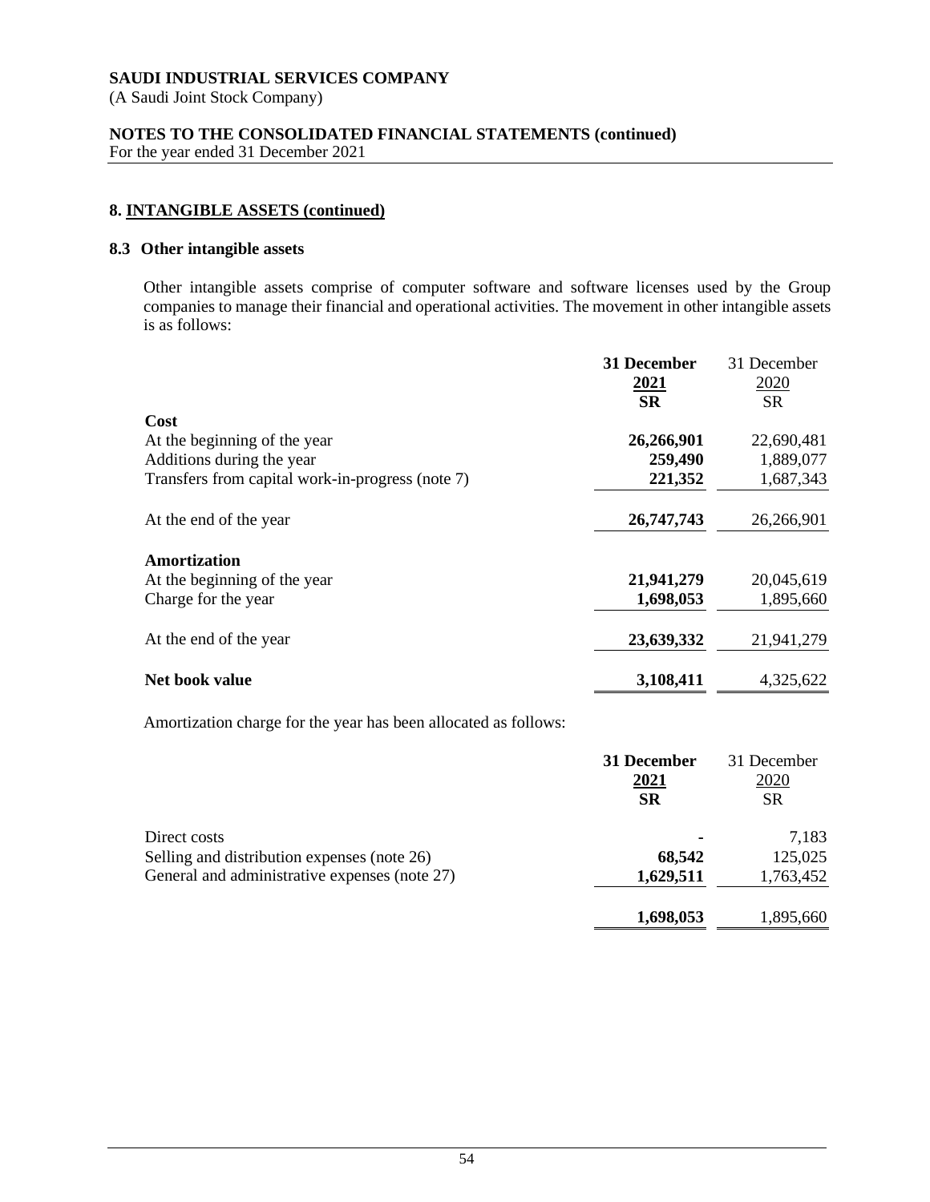## 8. INTANGIBLE ASSETS (continued)

### 8.3 Other intangible assets

Other intangible assets comprise of computer software and software licenses used by the Group companies to manage their financial and operational activities. The movement in other intangible assets is as follows:

| | **31 December 2021 SR** | 31 December 2020 SR |
|---|---|---|
| **Cost** | | |
| At the beginning of the year | **26,266,901** | 22,690,481 |
| Additions during the year | **259,490** | 1,889,077 |
| Transfers from capital work-in-progress (note 7) | **221,352** | 1,687,343 |
| At the end of the year | **26,747,743** | 26,266,901 |
| **Amortization** | | |
| At the beginning of the year | **21,941,279** | 20,045,619 |
| Charge for the year | **1,698,053** | 1,895,660 |
| At the end of the year | **23,639,332** | 21,941,279 |
| **Net book value** | **3,108,411** | 4,325,622 |

Amortization charge for the year has been allocated as follows:

| | **31 December 2021 SR** | 31 December 2020 SR |
|---|---|---|
| Direct costs | **-** | 7,183 |
| Selling and distribution expenses (note 26) | **68,542** | 125,025 |
| General and administrative expenses (note 27) | **1,629,511** | 1,763,452 |
| | **1,698,053** | 1,895,660 |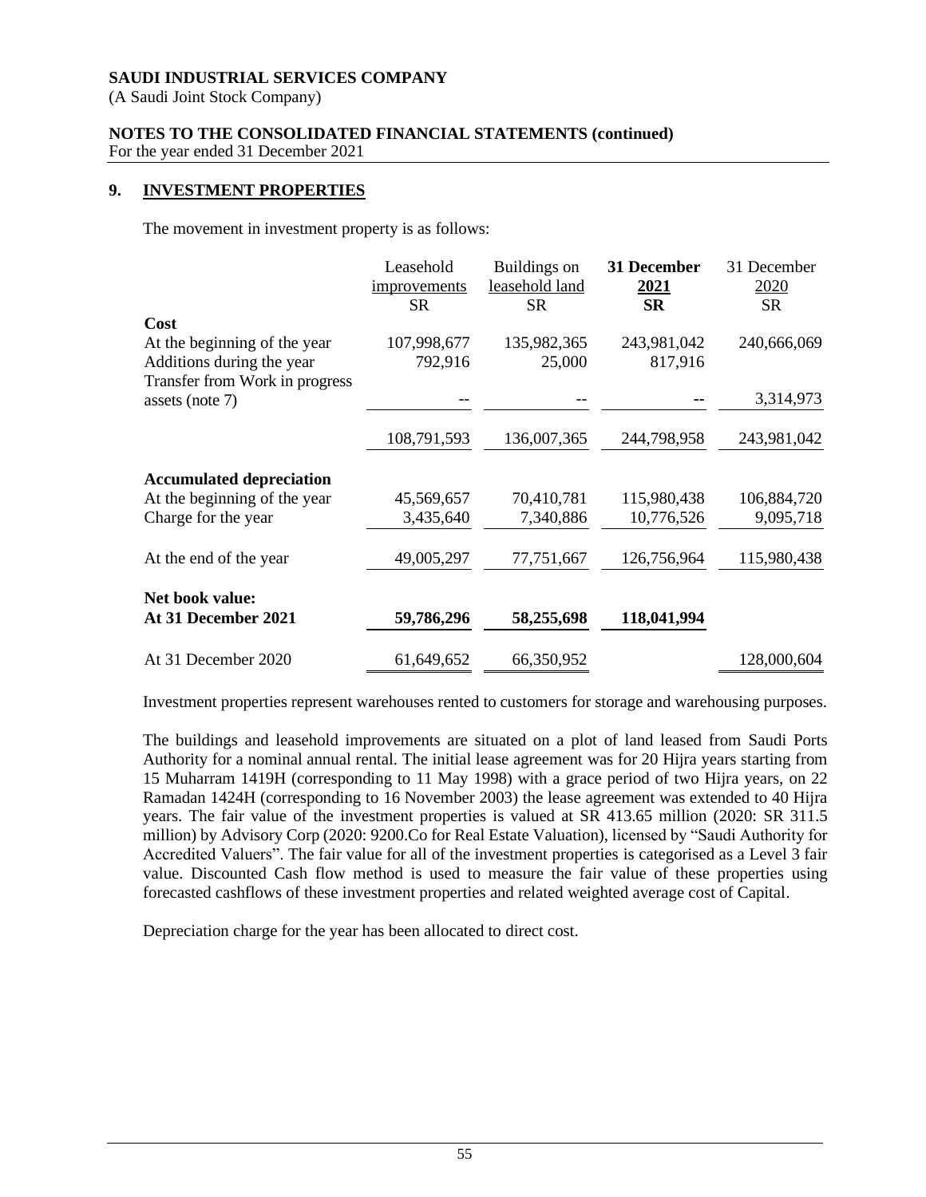**SAUDI INDUSTRIAL SERVICES COMPANY**
(A Saudi Joint Stock Company)

**NOTES TO THE CONSOLIDATED FINANCIAL STATEMENTS (continued)**
For the year ended 31 December 2021

## 9. INVESTMENT PROPERTIES

The movement in investment property is as follows:

| | Leasehold improvements SR | Buildings on leasehold land SR | **31 December 2021 SR** | 31 December 2020 SR |
|---|---|---|---|---|
| **Cost** | | | | |
| At the beginning of the year | 107,998,677 | 135,982,365 | 243,981,042 | 240,666,069 |
| Additions during the year | 792,916 | 25,000 | 817,916 | |
| Transfer from Work in progress assets (note 7) | -- | -- | -- | 3,314,973 |
| | 108,791,593 | 136,007,365 | 244,798,958 | 243,981,042 |
| **Accumulated depreciation** | | | | |
| At the beginning of the year | 45,569,657 | 70,410,781 | 115,980,438 | 106,884,720 |
| Charge for the year | 3,435,640 | 7,340,886 | 10,776,526 | 9,095,718 |
| At the end of the year | 49,005,297 | 77,751,667 | 126,756,964 | 115,980,438 |
| **Net book value:** | | | | |
| **At 31 December 2021** | **59,786,296** | **58,255,698** | **118,041,994** | |
| At 31 December 2020 | 61,649,652 | 66,350,952 | | 128,000,604 |

Investment properties represent warehouses rented to customers for storage and warehousing purposes.

The buildings and leasehold improvements are situated on a plot of land leased from Saudi Ports Authority for a nominal annual rental. The initial lease agreement was for 20 Hijra years starting from 15 Muharram 1419H (corresponding to 11 May 1998) with a grace period of two Hijra years, on 22 Ramadan 1424H (corresponding to 16 November 2003) the lease agreement was extended to 40 Hijra years. The fair value of the investment properties is valued at SR 413.65 million (2020: SR 311.5 million) by Advisory Corp (2020: 9200.Co for Real Estate Valuation), licensed by "Saudi Authority for Accredited Valuers". The fair value for all of the investment properties is categorised as a Level 3 fair value. Discounted Cash flow method is used to measure the fair value of these properties using forecasted cashflows of these investment properties and related weighted average cost of Capital.

Depreciation charge for the year has been allocated to direct cost.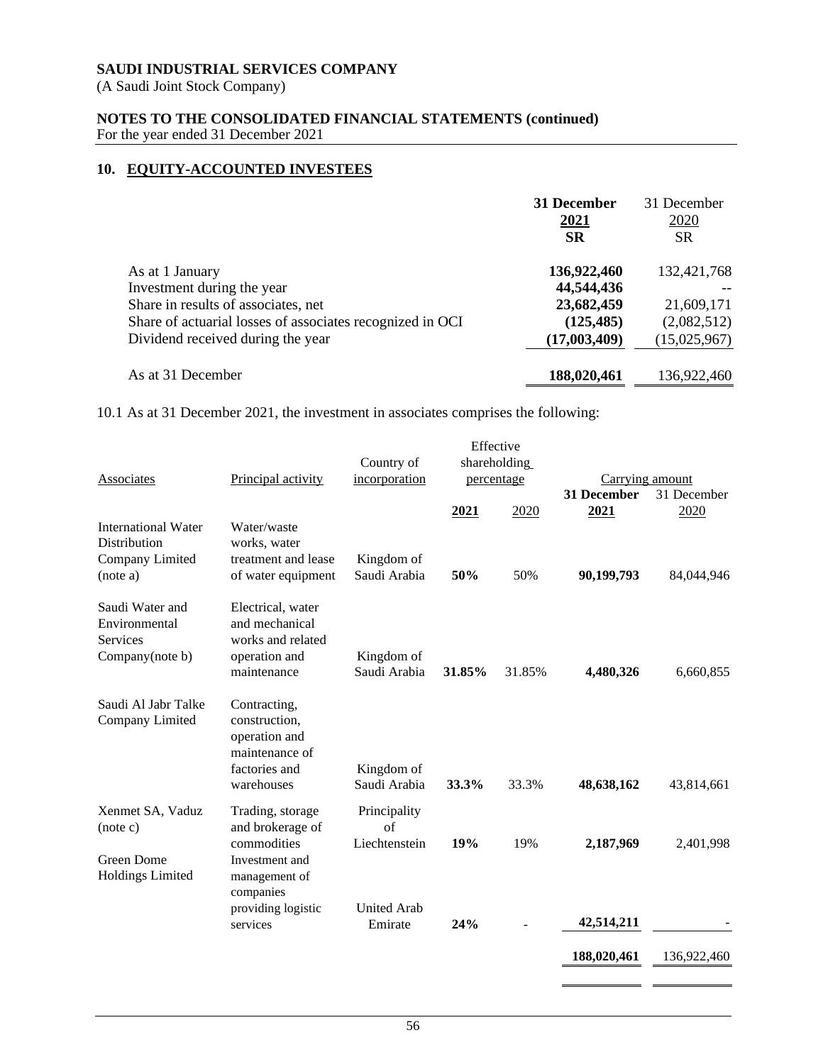**SAUDI INDUSTRIAL SERVICES COMPANY**
(A Saudi Joint Stock Company)

**NOTES TO THE CONSOLIDATED FINANCIAL STATEMENTS (continued)**
For the year ended 31 December 2021

## 10. EQUITY-ACCOUNTED INVESTEES

| | **31 December 2021 SR** | 31 December 2020 SR |
|---|---|---|
| As at 1 January | **136,922,460** | 132,421,768 |
| Investment during the year | **44,544,436** | -- |
| Share in results of associates, net | **23,682,459** | 21,609,171 |
| Share of actuarial losses of associates recognized in OCI | **(125,485)** | (2,082,512) |
| Dividend received during the year | **(17,003,409)** | (15,025,967) |
| As at 31 December | **188,020,461** | 136,922,460 |

10.1 As at 31 December 2021, the investment in associates comprises the following:

| Associates | Principal activity | Country of incorporation | Effective shareholding percentage | | Carrying amount | |
|---|---|---|---|---|---|---|
| | | | **2021** | 2020 | **31 December 2021** | 31 December 2020 |
| International Water Distribution Company Limited (note a) | Water/waste works, water treatment and lease of water equipment | Kingdom of Saudi Arabia | **50%** | 50% | **90,199,793** | 84,044,946 |
| Saudi Water and Environmental Services Company(note b) | Electrical, water and mechanical works and related operation and maintenance | Kingdom of Saudi Arabia | **31.85%** | 31.85% | **4,480,326** | 6,660,855 |
| Saudi Al Jabr Talke Company Limited | Contracting, construction, operation and maintenance of factories and warehouses | Kingdom of Saudi Arabia | **33.3%** | 33.3% | **48,638,162** | 43,814,661 |
| Xenmet SA, Vaduz (note c) | Trading, storage and brokerage of commodities | Principality of Liechtenstein | **19%** | 19% | **2,187,969** | 2,401,998 |
| Green Dome Holdings Limited | Investment and management of companies providing logistic services | United Arab Emirate | **24%** | - | **42,514,211** | - |
| | | | | | **188,020,461** | 136,922,460 |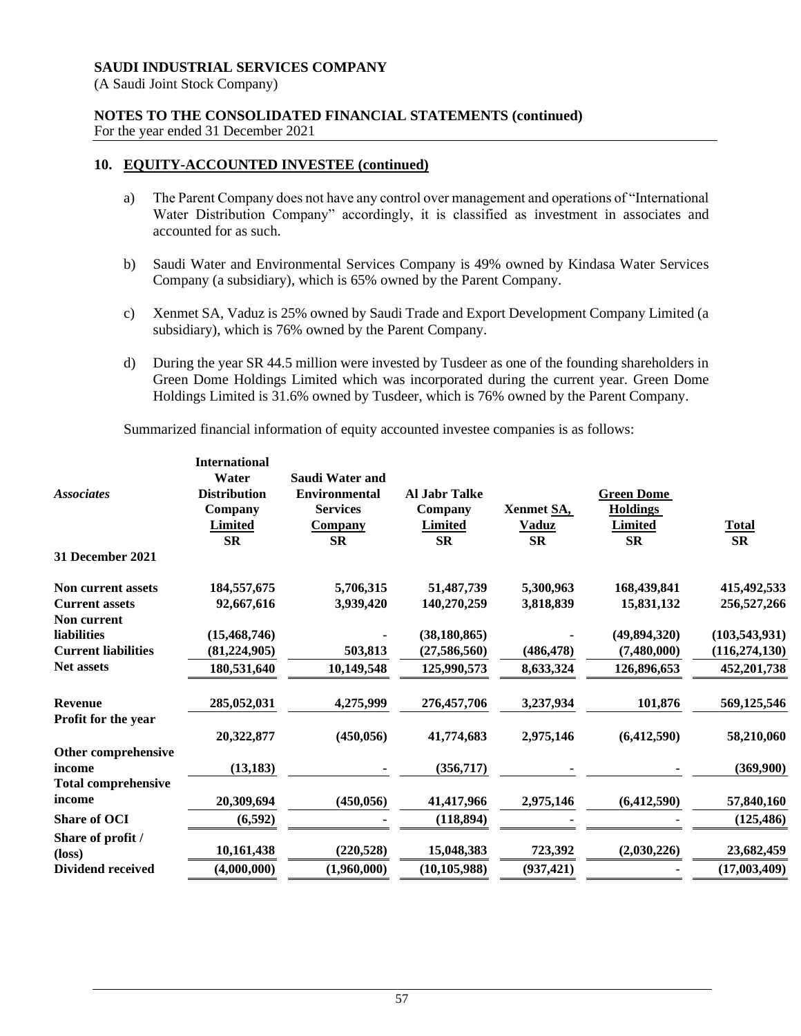## 10. EQUITY-ACCOUNTED INVESTEE (continued)

a) The Parent Company does not have any control over management and operations of "International Water Distribution Company" accordingly, it is classified as investment in associates and accounted for as such.

b) Saudi Water and Environmental Services Company is 49% owned by Kindasa Water Services Company (a subsidiary), which is 65% owned by the Parent Company.

c) Xenmet SA, Vaduz is 25% owned by Saudi Trade and Export Development Company Limited (a subsidiary), which is 76% owned by the Parent Company.

d) During the year SR 44.5 million were invested by Tusdeer as one of the founding shareholders in Green Dome Holdings Limited which was incorporated during the current year. Green Dome Holdings Limited is 31.6% owned by Tusdeer, which is 76% owned by the Parent Company.

Summarized financial information of equity accounted investee companies is as follows:

| *Associates* | International Water Distribution Company Limited SR | Saudi Water and Environmental Services Company SR | Al Jabr Talke Company Limited SR | Xenmet SA, Vaduz SR | Green Dome Holdings Limited SR | Total SR |
|---|---|---|---|---|---|---|
| **31 December 2021** | | | | | | |
| **Non current assets** | 184,557,675 | 5,706,315 | 51,487,739 | 5,300,963 | 168,439,841 | 415,492,533 |
| **Current assets** | 92,667,616 | 3,939,420 | 140,270,259 | 3,818,839 | 15,831,132 | 256,527,266 |
| **Non current liabilities** | (15,468,746) | - | (38,180,865) | - | (49,894,320) | (103,543,931) |
| **Current liabilities** | (81,224,905) | 503,813 | (27,586,560) | (486,478) | (7,480,000) | (116,274,130) |
| **Net assets** | 180,531,640 | 10,149,548 | 125,990,573 | 8,633,324 | 126,896,653 | 452,201,738 |
| **Revenue** | 285,052,031 | 4,275,999 | 276,457,706 | 3,237,934 | 101,876 | 569,125,546 |
| **Profit for the year** | 20,322,877 | (450,056) | 41,774,683 | 2,975,146 | (6,412,590) | 58,210,060 |
| **Other comprehensive income** | (13,183) | - | (356,717) | - | - | (369,900) |
| **Total comprehensive income** | 20,309,694 | (450,056) | 41,417,966 | 2,975,146 | (6,412,590) | 57,840,160 |
| **Share of OCI** | (6,592) | - | (118,894) | - | - | (125,486) |
| **Share of profit / (loss)** | 10,161,438 | (220,528) | 15,048,383 | 723,392 | (2,030,226) | 23,682,459 |
| **Dividend received** | (4,000,000) | (1,960,000) | (10,105,988) | (937,421) | - | (17,003,409) |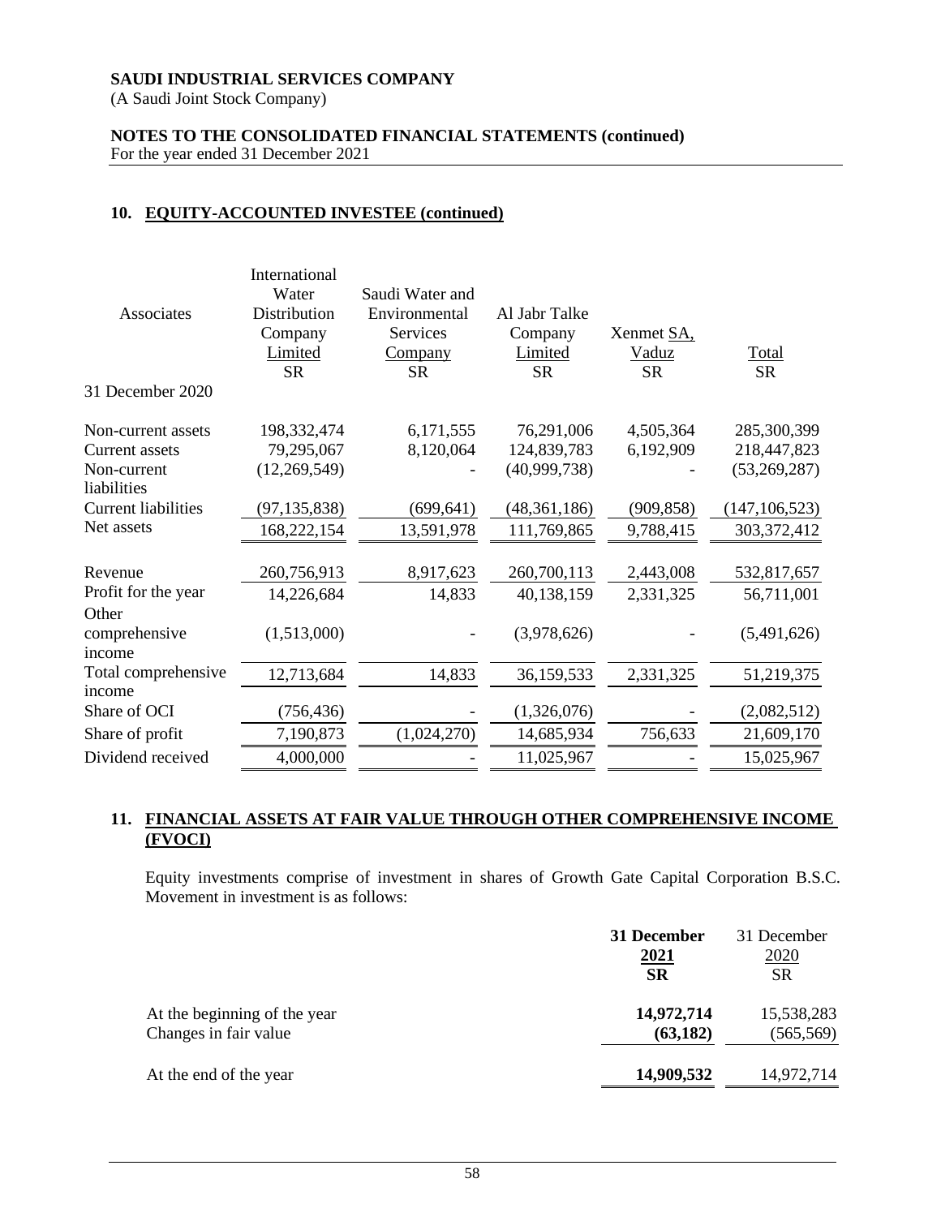## 10. EQUITY-ACCOUNTED INVESTEE (continued)

| Associates | International Water Distribution Company Limited SR | Saudi Water and Environmental Services Company SR | Al Jabr Talke Company Limited SR | Xenmet SA, Vaduz SR | Total SR |
|---|---|---|---|---|---|
| 31 December 2020 | | | | | |
| Non-current assets | 198,332,474 | 6,171,555 | 76,291,006 | 4,505,364 | 285,300,399 |
| Current assets | 79,295,067 | 8,120,064 | 124,839,783 | 6,192,909 | 218,447,823 |
| Non-current liabilities | (12,269,549) | - | (40,999,738) | - | (53,269,287) |
| Current liabilities | (97,135,838) | (699,641) | (48,361,186) | (909,858) | (147,106,523) |
| Net assets | 168,222,154 | 13,591,978 | 111,769,865 | 9,788,415 | 303,372,412 |
| Revenue | 260,756,913 | 8,917,623 | 260,700,113 | 2,443,008 | 532,817,657 |
| Profit for the year | 14,226,684 | 14,833 | 40,138,159 | 2,331,325 | 56,711,001 |
| Other comprehensive income | (1,513,000) | - | (3,978,626) | - | (5,491,626) |
| Total comprehensive income | 12,713,684 | 14,833 | 36,159,533 | 2,331,325 | 51,219,375 |
| Share of OCI | (756,436) | - | (1,326,076) | - | (2,082,512) |
| Share of profit | 7,190,873 | (1,024,270) | 14,685,934 | 756,633 | 21,609,170 |
| Dividend received | 4,000,000 | - | 11,025,967 | - | 15,025,967 |

## 11. FINANCIAL ASSETS AT FAIR VALUE THROUGH OTHER COMPREHENSIVE INCOME (FVOCI)

Equity investments comprise of investment in shares of Growth Gate Capital Corporation B.S.C. Movement in investment is as follows:

| | **31 December 2021 SR** | 31 December 2020 SR |
|---|---|---|
| At the beginning of the year | **14,972,714** | 15,538,283 |
| Changes in fair value | **(63,182)** | (565,569) |
| At the end of the year | **14,909,532** | 14,972,714 |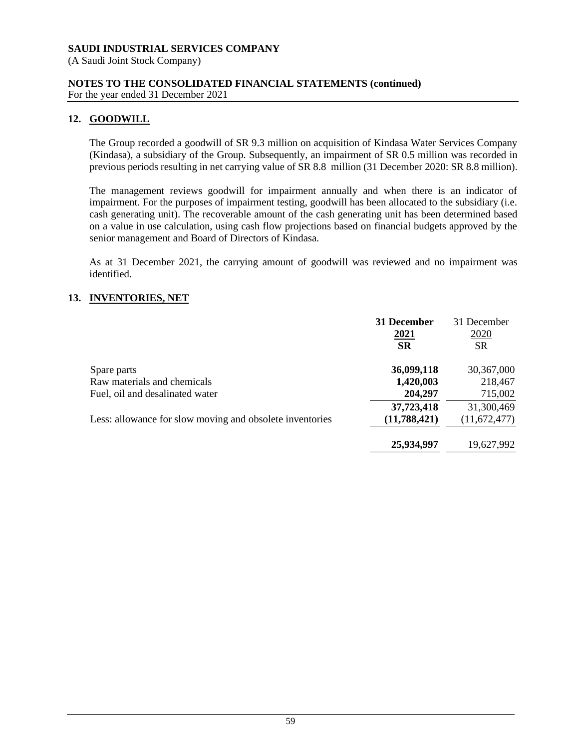## 12. GOODWILL

The Group recorded a goodwill of SR 9.3 million on acquisition of Kindasa Water Services Company (Kindasa), a subsidiary of the Group. Subsequently, an impairment of SR 0.5 million was recorded in previous periods resulting in net carrying value of SR 8.8 million (31 December 2020: SR 8.8 million).

The management reviews goodwill for impairment annually and when there is an indicator of impairment. For the purposes of impairment testing, goodwill has been allocated to the subsidiary (i.e. cash generating unit). The recoverable amount of the cash generating unit has been determined based on a value in use calculation, using cash flow projections based on financial budgets approved by the senior management and Board of Directors of Kindasa.

As at 31 December 2021, the carrying amount of goodwill was reviewed and no impairment was identified.

## 13. INVENTORIES, NET

| | **31 December 2021 SR** | 31 December 2020 SR |
|---|---|---|
| Spare parts | **36,099,118** | 30,367,000 |
| Raw materials and chemicals | **1,420,003** | 218,467 |
| Fuel, oil and desalinated water | **204,297** | 715,002 |
| | **37,723,418** | 31,300,469 |
| Less: allowance for slow moving and obsolete inventories | **(11,788,421)** | (11,672,477) |
| | **25,934,997** | 19,627,992 |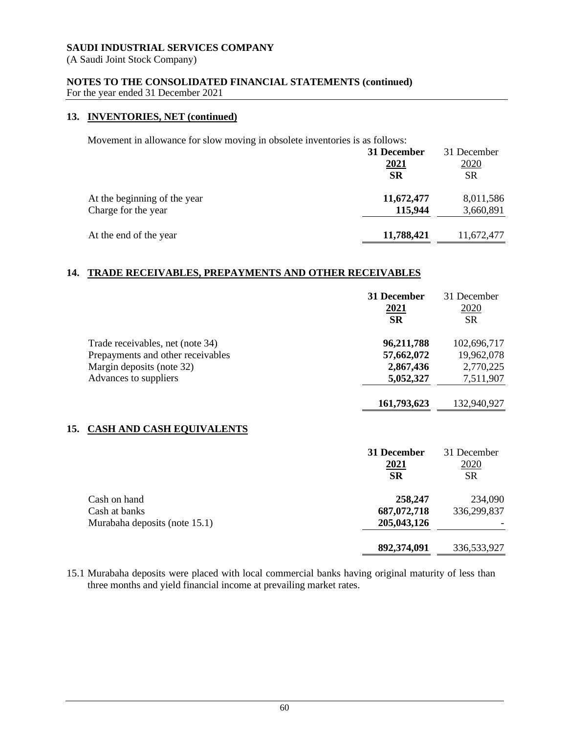## 13. INVENTORIES, NET (continued)

Movement in allowance for slow moving in obsolete inventories is as follows:

| | **31 December 2021 SR** | 31 December 2020 SR |
|---|---|---|
| At the beginning of the year | **11,672,477** | 8,011,586 |
| Charge for the year | **115,944** | 3,660,891 |
| At the end of the year | **11,788,421** | 11,672,477 |

## 14. TRADE RECEIVABLES, PREPAYMENTS AND OTHER RECEIVABLES

| | **31 December 2021 SR** | 31 December 2020 SR |
|---|---|---|
| Trade receivables, net (note 34) | **96,211,788** | 102,696,717 |
| Prepayments and other receivables | **57,662,072** | 19,962,078 |
| Margin deposits (note 32) | **2,867,436** | 2,770,225 |
| Advances to suppliers | **5,052,327** | 7,511,907 |
| | **161,793,623** | 132,940,927 |

## 15. CASH AND CASH EQUIVALENTS

| | **31 December 2021 SR** | 31 December 2020 SR |
|---|---|---|
| Cash on hand | **258,247** | 234,090 |
| Cash at banks | **687,072,718** | 336,299,837 |
| Murabaha deposits (note 15.1) | **205,043,126** | - |
| | **892,374,091** | 336,533,927 |

15.1 Murabaha deposits were placed with local commercial banks having original maturity of less than three months and yield financial income at prevailing market rates.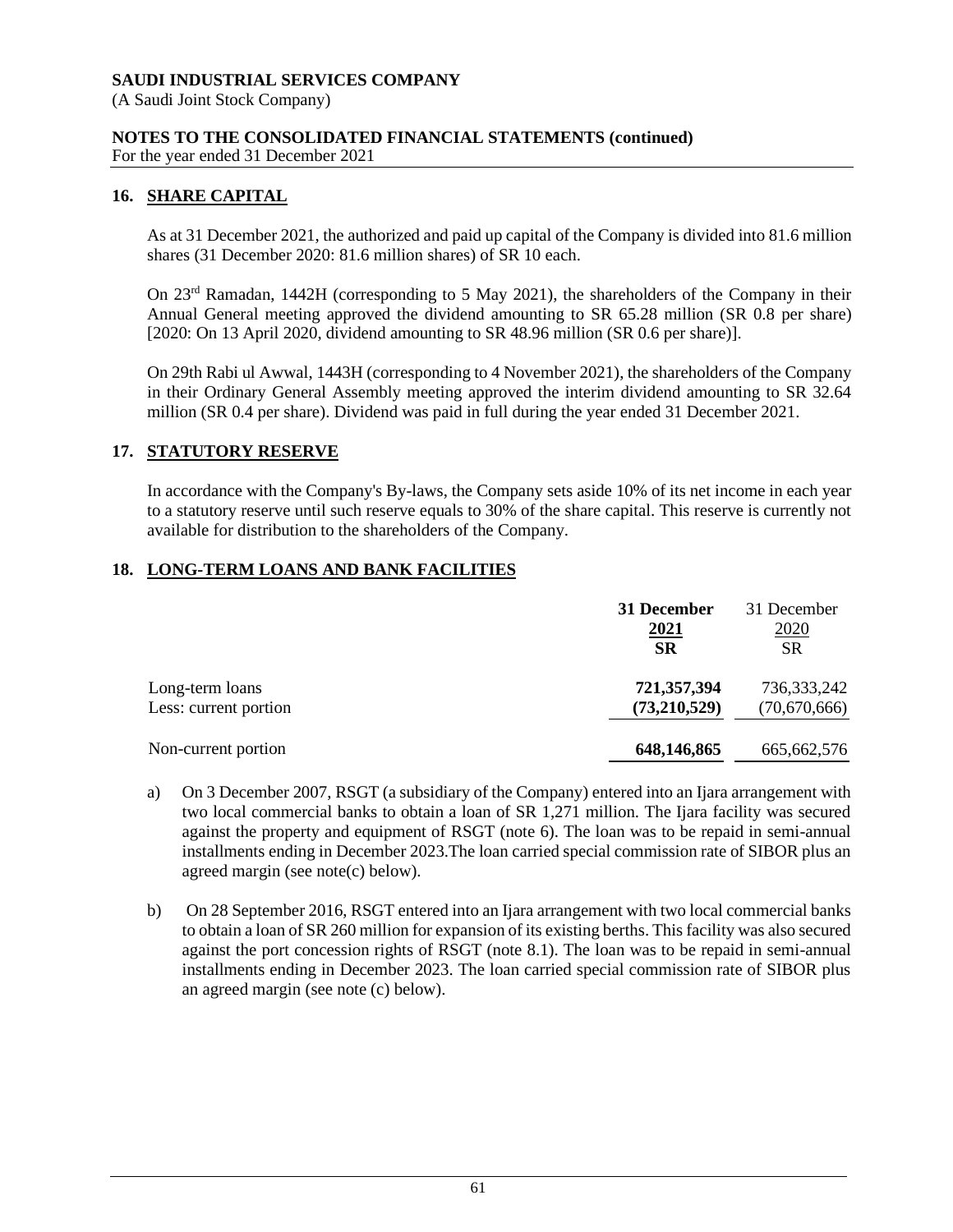**SAUDI INDUSTRIAL SERVICES COMPANY**
(A Saudi Joint Stock Company)

**NOTES TO THE CONSOLIDATED FINANCIAL STATEMENTS (continued)**
For the year ended 31 December 2021

## 16. SHARE CAPITAL

As at 31 December 2021, the authorized and paid up capital of the Company is divided into 81.6 million shares (31 December 2020: 81.6 million shares) of SR 10 each.

On 23rd Ramadan, 1442H (corresponding to 5 May 2021), the shareholders of the Company in their Annual General meeting approved the dividend amounting to SR 65.28 million (SR 0.8 per share) [2020: On 13 April 2020, dividend amounting to SR 48.96 million (SR 0.6 per share)].

On 29th Rabi ul Awwal, 1443H (corresponding to 4 November 2021), the shareholders of the Company in their Ordinary General Assembly meeting approved the interim dividend amounting to SR 32.64 million (SR 0.4 per share). Dividend was paid in full during the year ended 31 December 2021.

## 17. STATUTORY RESERVE

In accordance with the Company's By-laws, the Company sets aside 10% of its net income in each year to a statutory reserve until such reserve equals to 30% of the share capital. This reserve is currently not available for distribution to the shareholders of the Company.

## 18. LONG-TERM LOANS AND BANK FACILITIES

| | **31 December 2021 SR** | 31 December 2020 SR |
|---|---|---|
| Long-term loans | **721,357,394** | 736,333,242 |
| Less: current portion | **(73,210,529)** | (70,670,666) |
| Non-current portion | **648,146,865** | 665,662,576 |

a) On 3 December 2007, RSGT (a subsidiary of the Company) entered into an Ijara arrangement with two local commercial banks to obtain a loan of SR 1,271 million. The Ijara facility was secured against the property and equipment of RSGT (note 6). The loan was to be repaid in semi-annual installments ending in December 2023.The loan carried special commission rate of SIBOR plus an agreed margin (see note(c) below).

b) On 28 September 2016, RSGT entered into an Ijara arrangement with two local commercial banks to obtain a loan of SR 260 million for expansion of its existing berths. This facility was also secured against the port concession rights of RSGT (note 8.1). The loan was to be repaid in semi-annual installments ending in December 2023. The loan carried special commission rate of SIBOR plus an agreed margin (see note (c) below).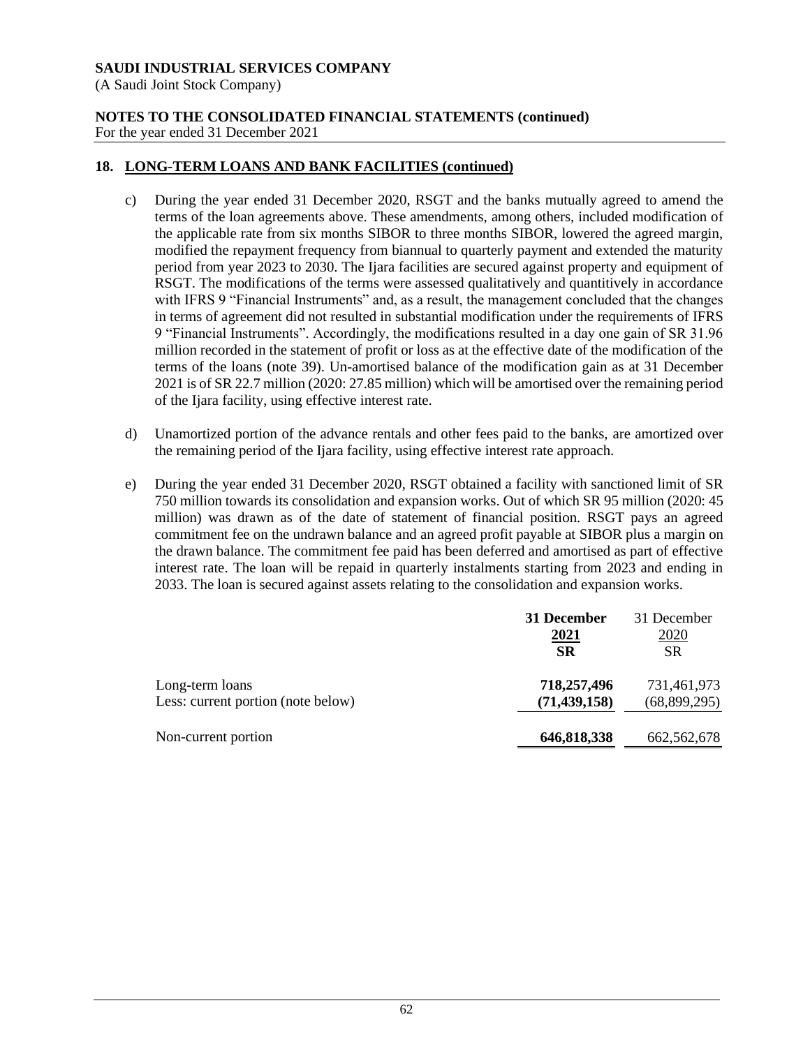## 18. LONG-TERM LOANS AND BANK FACILITIES (continued)

c) During the year ended 31 December 2020, RSGT and the banks mutually agreed to amend the terms of the loan agreements above. These amendments, among others, included modification of the applicable rate from six months SIBOR to three months SIBOR, lowered the agreed margin, modified the repayment frequency from biannual to quarterly payment and extended the maturity period from year 2023 to 2030. The Ijara facilities are secured against property and equipment of RSGT. The modifications of the terms were assessed qualitatively and quantitively in accordance with IFRS 9 "Financial Instruments" and, as a result, the management concluded that the changes in terms of agreement did not resulted in substantial modification under the requirements of IFRS 9 "Financial Instruments". Accordingly, the modifications resulted in a day one gain of SR 31.96 million recorded in the statement of profit or loss as at the effective date of the modification of the terms of the loans (note 39). Un-amortised balance of the modification gain as at 31 December 2021 is of SR 22.7 million (2020: 27.85 million) which will be amortised over the remaining period of the Ijara facility, using effective interest rate.

d) Unamortized portion of the advance rentals and other fees paid to the banks, are amortized over the remaining period of the Ijara facility, using effective interest rate approach.

e) During the year ended 31 December 2020, RSGT obtained a facility with sanctioned limit of SR 750 million towards its consolidation and expansion works. Out of which SR 95 million (2020: 45 million) was drawn as of the date of statement of financial position. RSGT pays an agreed commitment fee on the undrawn balance and an agreed profit payable at SIBOR plus a margin on the drawn balance. The commitment fee paid has been deferred and amortised as part of effective interest rate. The loan will be repaid in quarterly instalments starting from 2023 and ending in 2033. The loan is secured against assets relating to the consolidation and expansion works.

| | **31 December 2021 SR** | 31 December 2020 SR |
|---|---|---|
| Long-term loans | **718,257,496** | 731,461,973 |
| Less: current portion (note below) | **(71,439,158)** | (68,899,295) |
| Non-current portion | **646,818,338** | 662,562,678 |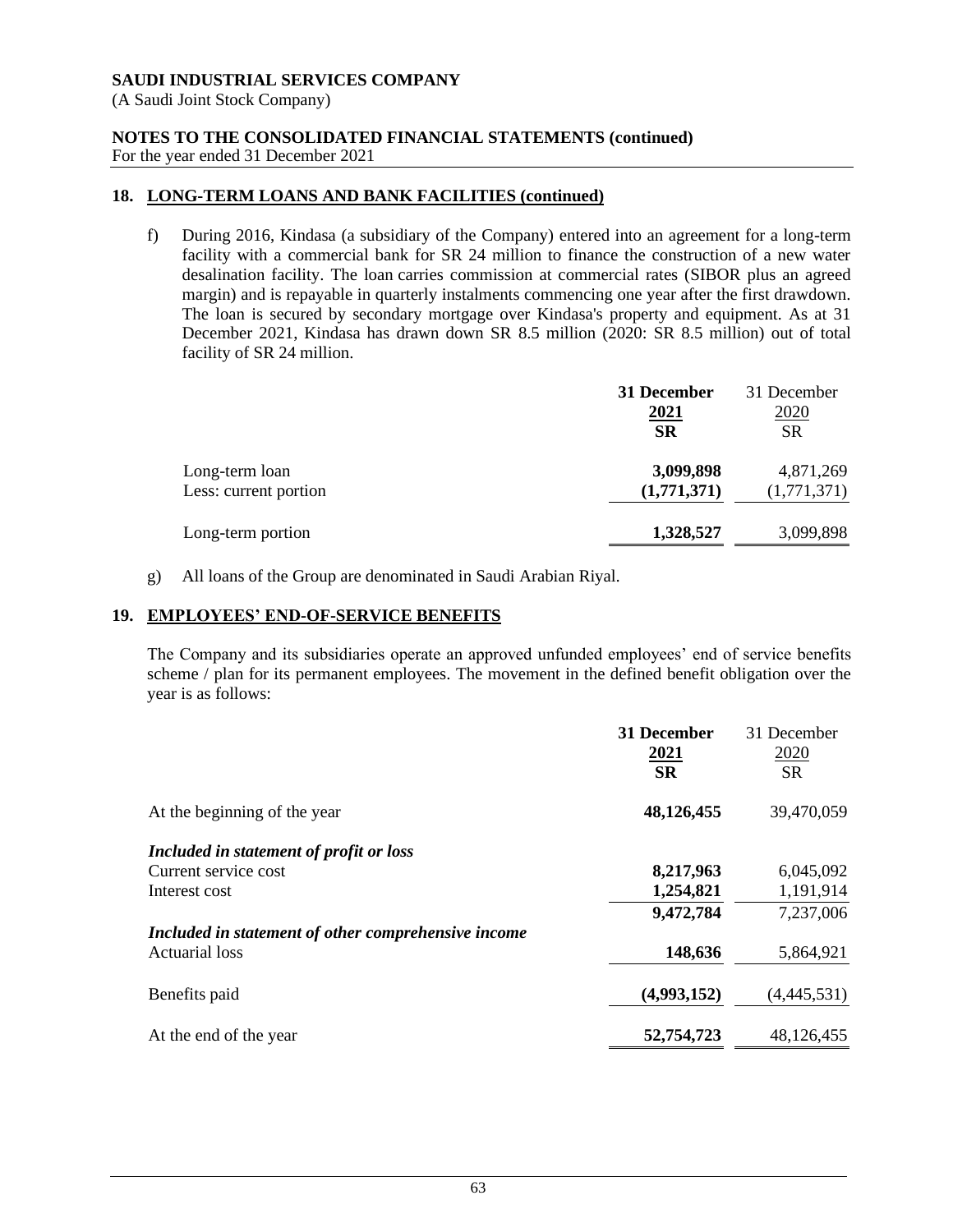## 18. LONG-TERM LOANS AND BANK FACILITIES (continued)

f) During 2016, Kindasa (a subsidiary of the Company) entered into an agreement for a long-term facility with a commercial bank for SR 24 million to finance the construction of a new water desalination facility. The loan carries commission at commercial rates (SIBOR plus an agreed margin) and is repayable in quarterly instalments commencing one year after the first drawdown. The loan is secured by secondary mortgage over Kindasa's property and equipment. As at 31 December 2021, Kindasa has drawn down SR 8.5 million (2020: SR 8.5 million) out of total facility of SR 24 million.

| | **31 December 2021 SR** | 31 December 2020 SR |
|---|---|---|
| Long-term loan | **3,099,898** | 4,871,269 |
| Less: current portion | **(1,771,371)** | (1,771,371) |
| Long-term portion | **1,328,527** | 3,099,898 |

g) All loans of the Group are denominated in Saudi Arabian Riyal.

## 19. EMPLOYEES' END-OF-SERVICE BENEFITS

The Company and its subsidiaries operate an approved unfunded employees' end of service benefits scheme / plan for its permanent employees. The movement in the defined benefit obligation over the year is as follows:

| | **31 December 2021 SR** | 31 December 2020 SR |
|---|---|---|
| At the beginning of the year | **48,126,455** | 39,470,059 |
| ***Included in statement of profit or loss*** | | |
| Current service cost | **8,217,963** | 6,045,092 |
| Interest cost | **1,254,821** | 1,191,914 |
| | **9,472,784** | 7,237,006 |
| ***Included in statement of other comprehensive income*** | | |
| Actuarial loss | **148,636** | 5,864,921 |
| Benefits paid | **(4,993,152)** | (4,445,531) |
| At the end of the year | **52,754,723** | 48,126,455 |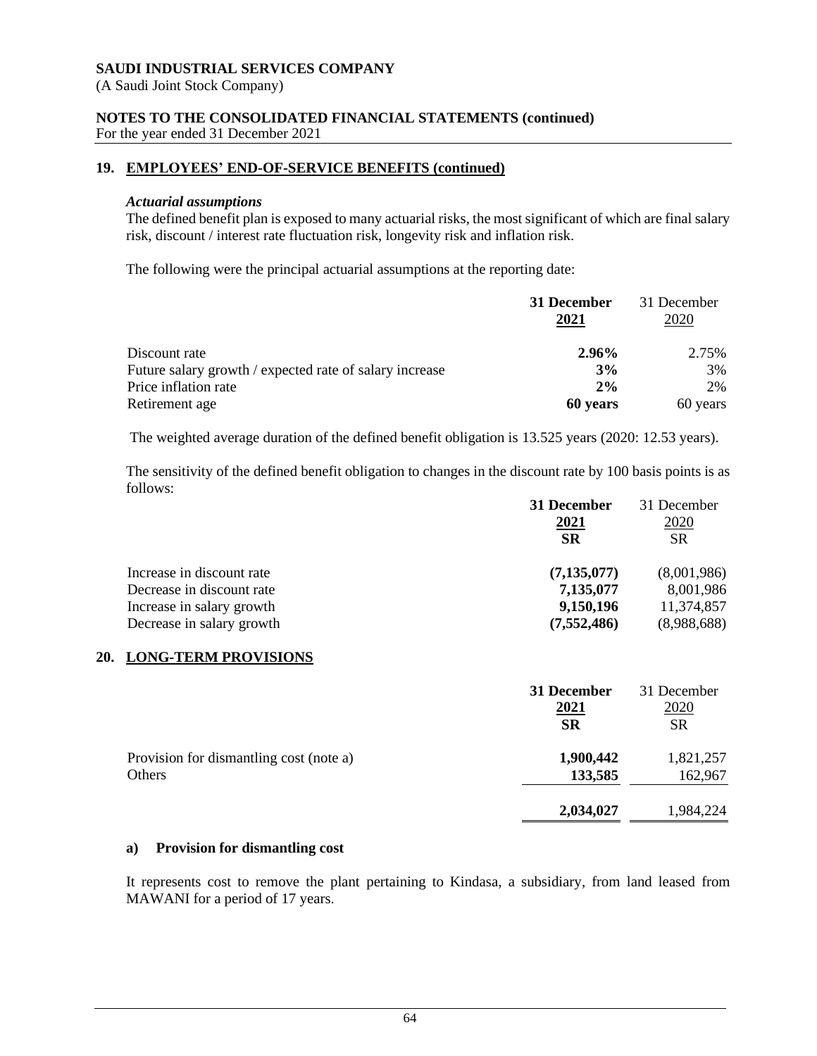## 19. EMPLOYEES' END-OF-SERVICE BENEFITS (continued)

### *Actuarial assumptions*

The defined benefit plan is exposed to many actuarial risks, the most significant of which are final salary risk, discount / interest rate fluctuation risk, longevity risk and inflation risk.

The following were the principal actuarial assumptions at the reporting date:

| | **31 December 2021** | 31 December 2020 |
|---|---|---|
| Discount rate | **2.96%** | 2.75% |
| Future salary growth / expected rate of salary increase | **3%** | 3% |
| Price inflation rate | **2%** | 2% |
| Retirement age | **60 years** | 60 years |

The weighted average duration of the defined benefit obligation is 13.525 years (2020: 12.53 years).

The sensitivity of the defined benefit obligation to changes in the discount rate by 100 basis points is as follows:

| | **31 December 2021 SR** | 31 December 2020 SR |
|---|---|---|
| Increase in discount rate | **(7,135,077)** | (8,001,986) |
| Decrease in discount rate | **7,135,077** | 8,001,986 |
| Increase in salary growth | **9,150,196** | 11,374,857 |
| Decrease in salary growth | **(7,552,486)** | (8,988,688) |

## 20. LONG-TERM PROVISIONS

| | **31 December 2021 SR** | 31 December 2020 SR |
|---|---|---|
| Provision for dismantling cost (note a) | **1,900,442** | 1,821,257 |
| Others | **133,585** | 162,967 |
| | **2,034,027** | 1,984,224 |

### a) Provision for dismantling cost

It represents cost to remove the plant pertaining to Kindasa, a subsidiary, from land leased from MAWANI for a period of 17 years.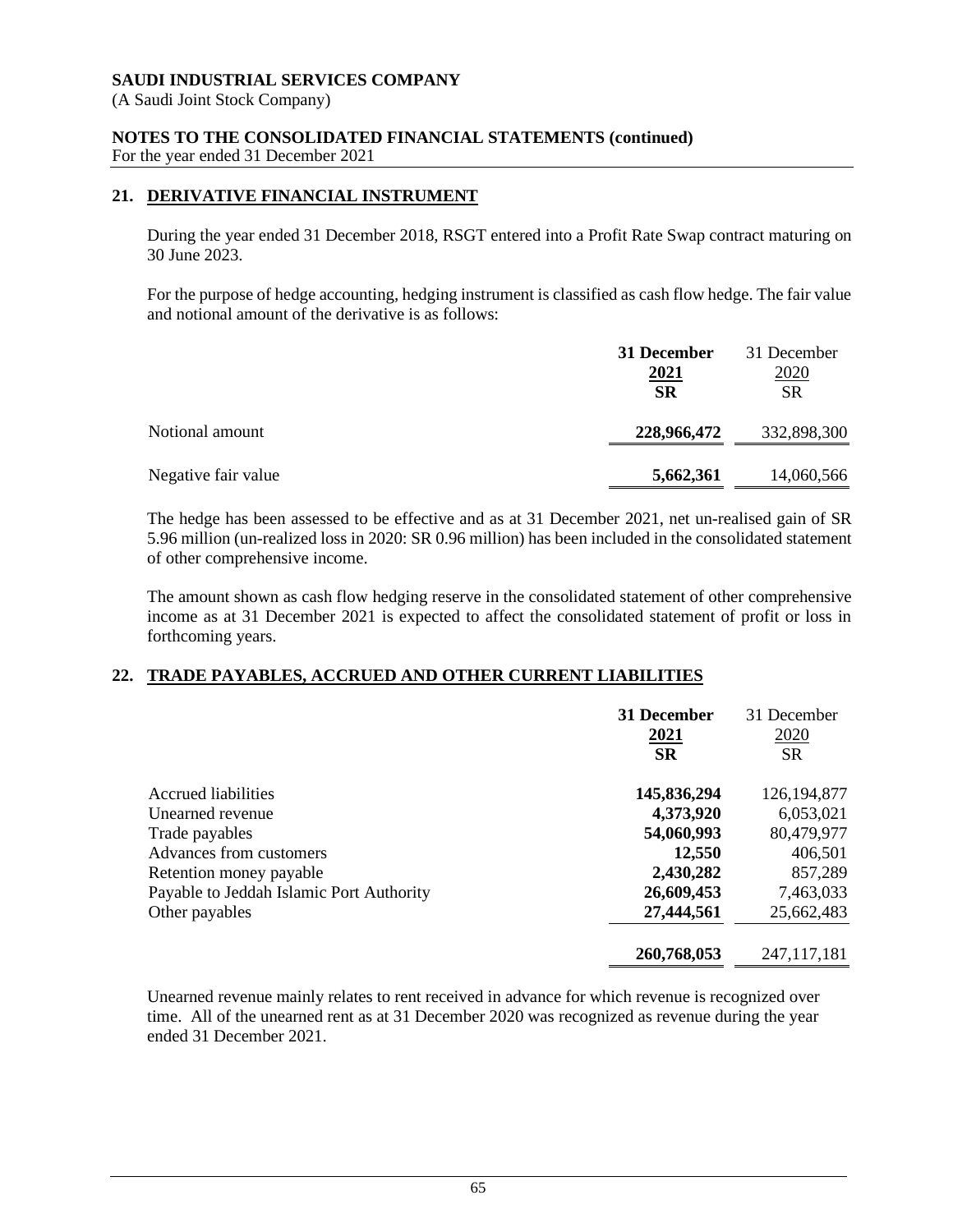**SAUDI INDUSTRIAL SERVICES COMPANY**
(A Saudi Joint Stock Company)

**NOTES TO THE CONSOLIDATED FINANCIAL STATEMENTS (continued)**
For the year ended 31 December 2021

## 21. DERIVATIVE FINANCIAL INSTRUMENT

During the year ended 31 December 2018, RSGT entered into a Profit Rate Swap contract maturing on 30 June 2023.

For the purpose of hedge accounting, hedging instrument is classified as cash flow hedge. The fair value and notional amount of the derivative is as follows:

| | **31 December 2021 SR** | 31 December 2020 SR |
|---|---|---|
| Notional amount | **228,966,472** | 332,898,300 |
| Negative fair value | **5,662,361** | 14,060,566 |

The hedge has been assessed to be effective and as at 31 December 2021, net un-realised gain of SR 5.96 million (un-realized loss in 2020: SR 0.96 million) has been included in the consolidated statement of other comprehensive income.

The amount shown as cash flow hedging reserve in the consolidated statement of other comprehensive income as at 31 December 2021 is expected to affect the consolidated statement of profit or loss in forthcoming years.

## 22. TRADE PAYABLES, ACCRUED AND OTHER CURRENT LIABILITIES

| | **31 December 2021 SR** | 31 December 2020 SR |
|---|---|---|
| Accrued liabilities | **145,836,294** | 126,194,877 |
| Unearned revenue | **4,373,920** | 6,053,021 |
| Trade payables | **54,060,993** | 80,479,977 |
| Advances from customers | **12,550** | 406,501 |
| Retention money payable | **2,430,282** | 857,289 |
| Payable to Jeddah Islamic Port Authority | **26,609,453** | 7,463,033 |
| Other payables | **27,444,561** | 25,662,483 |
| | **260,768,053** | 247,117,181 |

Unearned revenue mainly relates to rent received in advance for which revenue is recognized over time. All of the unearned rent as at 31 December 2020 was recognized as revenue during the year ended 31 December 2021.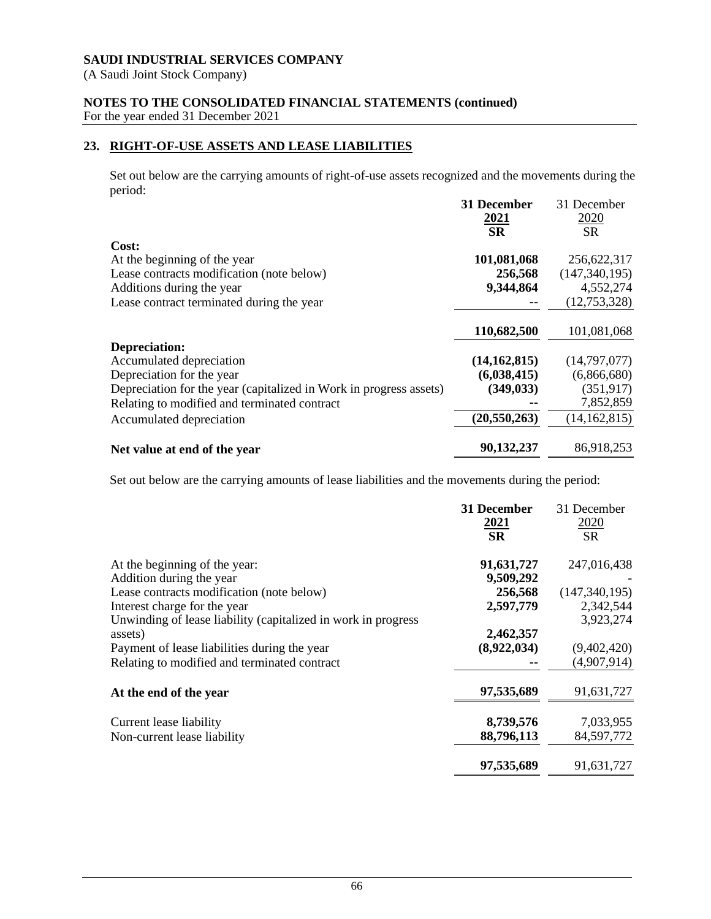SAUDI INDUSTRIAL SERVICES COMPANY
(A Saudi Joint Stock Company)

NOTES TO THE CONSOLIDATED FINANCIAL STATEMENTS (continued)
For the year ended 31 December 2021

## 23. RIGHT-OF-USE ASSETS AND LEASE LIABILITIES

Set out below are the carrying amounts of right-of-use assets recognized and the movements during the period:

| | **31 December 2021 SR** | 31 December 2020 SR |
|---|---|---|
| **Cost:** | | |
| At the beginning of the year | **101,081,068** | 256,622,317 |
| Lease contracts modification (note below) | **256,568** | (147,340,195) |
| Additions during the year | **9,344,864** | 4,552,274 |
| Lease contract terminated during the year | **--** | (12,753,328) |
| | **110,682,500** | 101,081,068 |
| **Depreciation:** | | |
| Accumulated depreciation | **(14,162,815)** | (14,797,077) |
| Depreciation for the year | **(6,038,415)** | (6,866,680) |
| Depreciation for the year (capitalized in Work in progress assets) | **(349,033)** | (351,917) |
| Relating to modified and terminated contract | **--** | 7,852,859 |
| Accumulated depreciation | **(20,550,263)** | (14,162,815) |
| **Net value at end of the year** | **90,132,237** | 86,918,253 |

Set out below are the carrying amounts of lease liabilities and the movements during the period:

| | **31 December 2021 SR** | 31 December 2020 SR |
|---|---|---|
| At the beginning of the year: | **91,631,727** | 247,016,438 |
| Addition during the year | **9,509,292** | - |
| Lease contracts modification (note below) | **256,568** | (147,340,195) |
| Interest charge for the year | **2,597,779** | 2,342,544 |
| Unwinding of lease liability (capitalized in work in progress assets) | **2,462,357** | 3,923,274 |
| Payment of lease liabilities during the year | **(8,922,034)** | (9,402,420) |
| Relating to modified and terminated contract | **--** | (4,907,914) |
| **At the end of the year** | **97,535,689** | 91,631,727 |
| Current lease liability | **8,739,576** | 7,033,955 |
| Non-current lease liability | **88,796,113** | 84,597,772 |
| | **97,535,689** | 91,631,727 |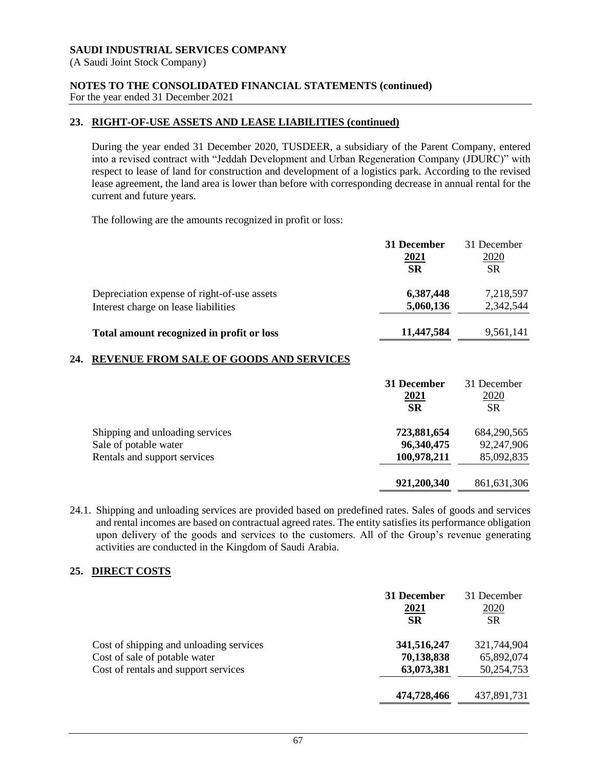## 23. RIGHT-OF-USE ASSETS AND LEASE LIABILITIES (continued)

During the year ended 31 December 2020, TUSDEER, a subsidiary of the Parent Company, entered into a revised contract with "Jeddah Development and Urban Regeneration Company (JDURC)" with respect to lease of land for construction and development of a logistics park. According to the revised lease agreement, the land area is lower than before with corresponding decrease in annual rental for the current and future years.

The following are the amounts recognized in profit or loss:

| | **31 December 2021 SR** | 31 December 2020 SR |
|---|---|---|
| Depreciation expense of right-of-use assets | **6,387,448** | 7,218,597 |
| Interest charge on lease liabilities | **5,060,136** | 2,342,544 |
| **Total amount recognized in profit or loss** | **11,447,584** | 9,561,141 |

## 24. REVENUE FROM SALE OF GOODS AND SERVICES

| | **31 December 2021 SR** | 31 December 2020 SR |
|---|---|---|
| Shipping and unloading services | **723,881,654** | 684,290,565 |
| Sale of potable water | **96,340,475** | 92,247,906 |
| Rentals and support services | **100,978,211** | 85,092,835 |
| | **921,200,340** | 861,631,306 |

24.1. Shipping and unloading services are provided based on predefined rates. Sales of goods and services and rental incomes are based on contractual agreed rates. The entity satisfies its performance obligation upon delivery of the goods and services to the customers. All of the Group's revenue generating activities are conducted in the Kingdom of Saudi Arabia.

## 25. DIRECT COSTS

| | **31 December 2021 SR** | 31 December 2020 SR |
|---|---|---|
| Cost of shipping and unloading services | **341,516,247** | 321,744,904 |
| Cost of sale of potable water | **70,138,838** | 65,892,074 |
| Cost of rentals and support services | **63,073,381** | 50,254,753 |
| | **474,728,466** | 437,891,731 |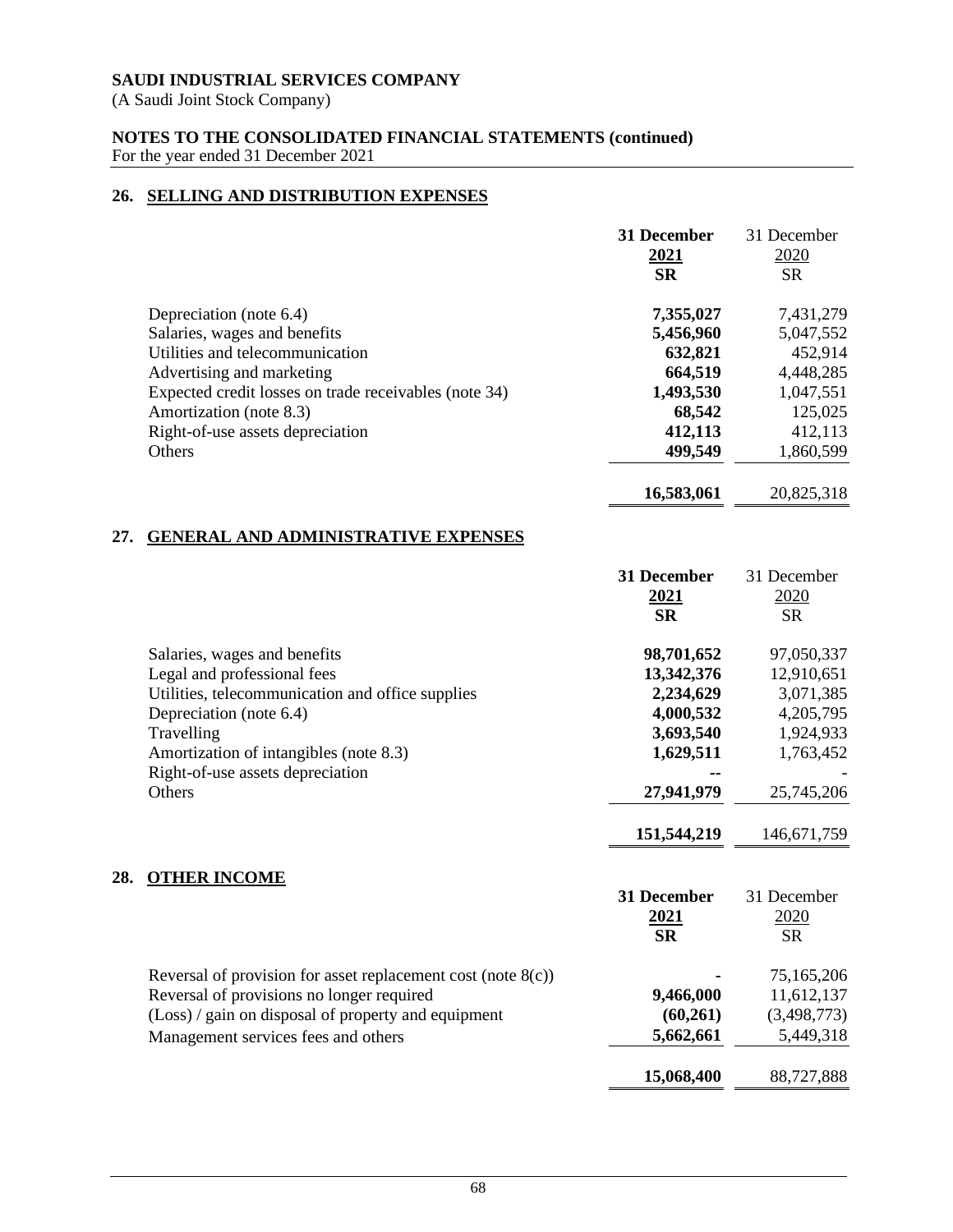**SAUDI INDUSTRIAL SERVICES COMPANY**
(A Saudi Joint Stock Company)

**NOTES TO THE CONSOLIDATED FINANCIAL STATEMENTS (continued)**
For the year ended 31 December 2021

## 26. SELLING AND DISTRIBUTION EXPENSES

| | **31 December 2021 SR** | 31 December 2020 SR |
|---|---|---|
| Depreciation (note 6.4) | **7,355,027** | 7,431,279 |
| Salaries, wages and benefits | **5,456,960** | 5,047,552 |
| Utilities and telecommunication | **632,821** | 452,914 |
| Advertising and marketing | **664,519** | 4,448,285 |
| Expected credit losses on trade receivables (note 34) | **1,493,530** | 1,047,551 |
| Amortization (note 8.3) | **68,542** | 125,025 |
| Right-of-use assets depreciation | **412,113** | 412,113 |
| Others | **499,549** | 1,860,599 |
| | **16,583,061** | 20,825,318 |

## 27. GENERAL AND ADMINISTRATIVE EXPENSES

| | **31 December 2021 SR** | 31 December 2020 SR |
|---|---|---|
| Salaries, wages and benefits | **98,701,652** | 97,050,337 |
| Legal and professional fees | **13,342,376** | 12,910,651 |
| Utilities, telecommunication and office supplies | **2,234,629** | 3,071,385 |
| Depreciation (note 6.4) | **4,000,532** | 4,205,795 |
| Travelling | **3,693,540** | 1,924,933 |
| Amortization of intangibles (note 8.3) | **1,629,511** | 1,763,452 |
| Right-of-use assets depreciation | **--** | - |
| Others | **27,941,979** | 25,745,206 |
| | **151,544,219** | 146,671,759 |

## 28. OTHER INCOME

| | **31 December 2021 SR** | 31 December 2020 SR |
|---|---|---|
| Reversal of provision for asset replacement cost (note 8(c)) | **-** | 75,165,206 |
| Reversal of provisions no longer required | **9,466,000** | 11,612,137 |
| (Loss) / gain on disposal of property and equipment | **(60,261)** | (3,498,773) |
| Management services fees and others | **5,662,661** | 5,449,318 |
| | **15,068,400** | 88,727,888 |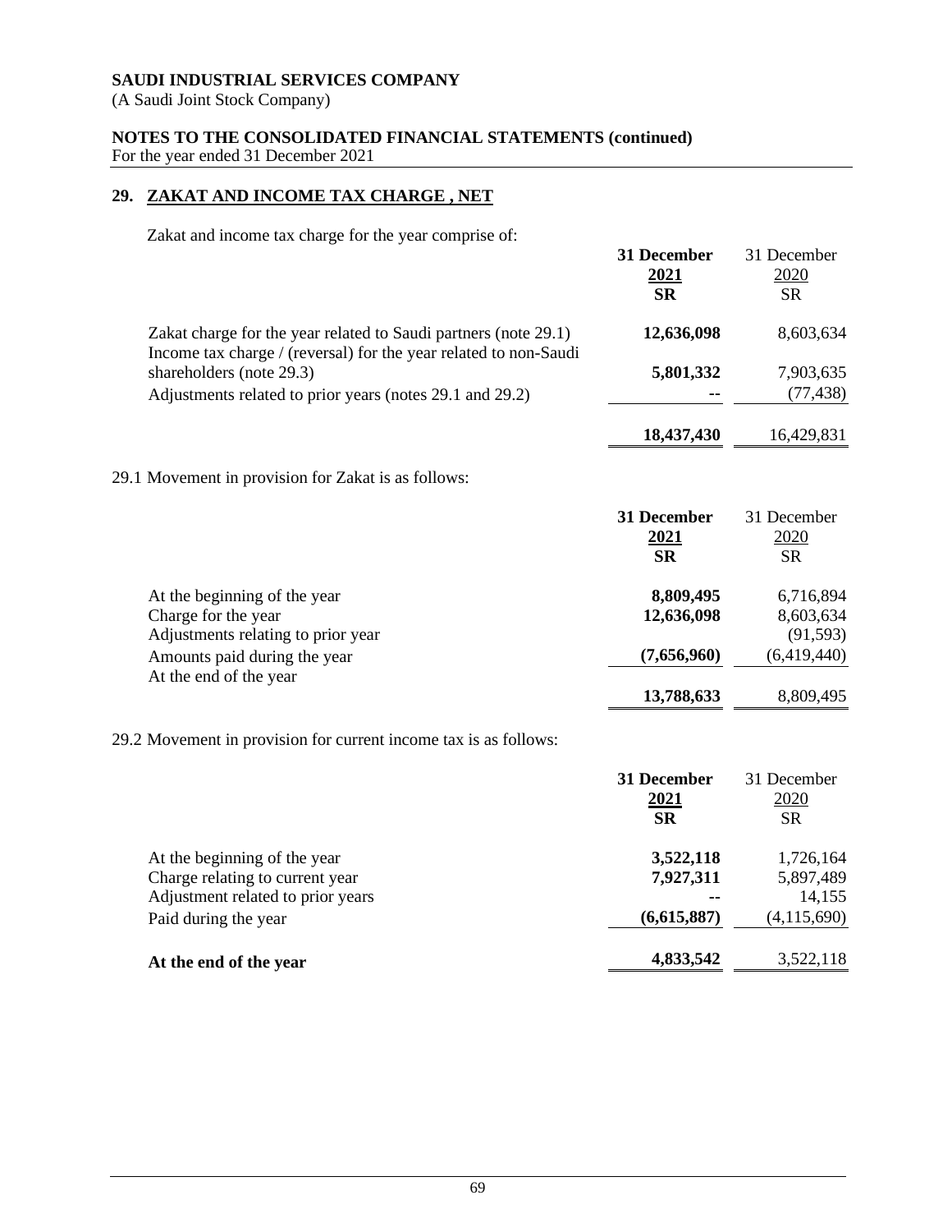**SAUDI INDUSTRIAL SERVICES COMPANY**
(A Saudi Joint Stock Company)

**NOTES TO THE CONSOLIDATED FINANCIAL STATEMENTS (continued)**
For the year ended 31 December 2021

## 29. ZAKAT AND INCOME TAX CHARGE , NET

Zakat and income tax charge for the year comprise of:

| | **31 December 2021 SR** | 31 December 2020 SR |
|---|---|---|
| Zakat charge for the year related to Saudi partners (note 29.1) | **12,636,098** | 8,603,634 |
| Income tax charge / (reversal) for the year related to non-Saudi shareholders (note 29.3) | **5,801,332** | 7,903,635 |
| Adjustments related to prior years (notes 29.1 and 29.2) | **--** | (77,438) |
| | **18,437,430** | 16,429,831 |

29.1 Movement in provision for Zakat is as follows:

| | **31 December 2021 SR** | 31 December 2020 SR |
|---|---|---|
| At the beginning of the year | **8,809,495** | 6,716,894 |
| Charge for the year | **12,636,098** | 8,603,634 |
| Adjustments relating to prior year | | (91,593) |
| Amounts paid during the year | **(7,656,960)** | (6,419,440) |
| At the end of the year | **13,788,633** | 8,809,495 |

29.2 Movement in provision for current income tax is as follows:

| | **31 December 2021 SR** | 31 December 2020 SR |
|---|---|---|
| At the beginning of the year | **3,522,118** | 1,726,164 |
| Charge relating to current year | **7,927,311** | 5,897,489 |
| Adjustment related to prior years | **--** | 14,155 |
| Paid during the year | **(6,615,887)** | (4,115,690) |
| **At the end of the year** | **4,833,542** | 3,522,118 |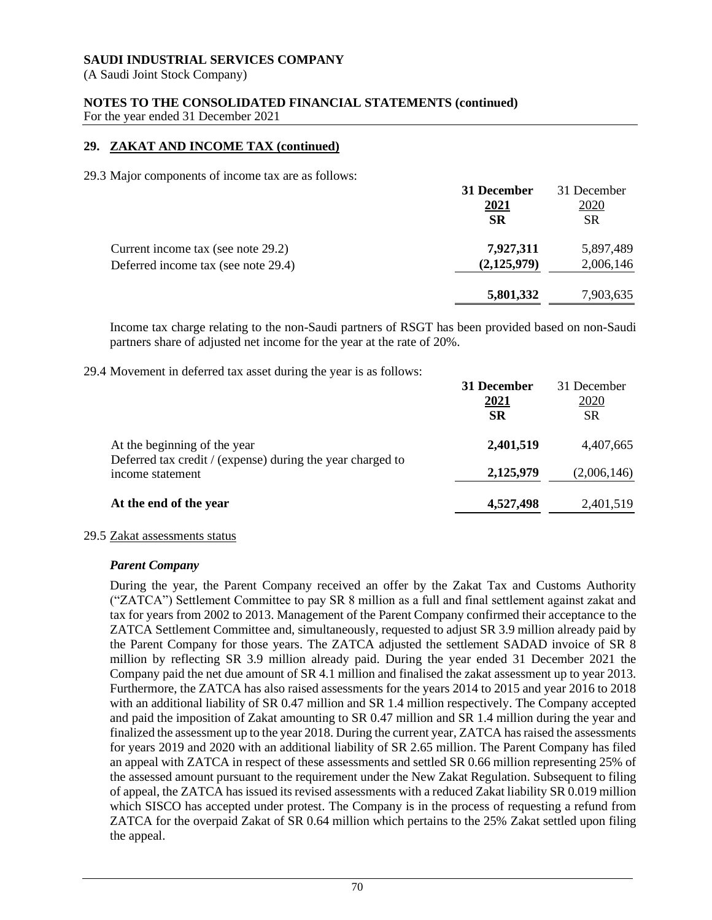## 29. ZAKAT AND INCOME TAX (continued)

29.3 Major components of income tax are as follows:

| | **31 December 2021 SR** | 31 December 2020 SR |
|---|---|---|
| Current income tax (see note 29.2) | **7,927,311** | 5,897,489 |
| Deferred income tax (see note 29.4) | **(2,125,979)** | 2,006,146 |
| | **5,801,332** | 7,903,635 |

Income tax charge relating to the non-Saudi partners of RSGT has been provided based on non-Saudi partners share of adjusted net income for the year at the rate of 20%.

29.4 Movement in deferred tax asset during the year is as follows:

| | **31 December 2021 SR** | 31 December 2020 SR |
|---|---|---|
| At the beginning of the year | **2,401,519** | 4,407,665 |
| Deferred tax credit / (expense) during the year charged to income statement | **2,125,979** | (2,006,146) |
| **At the end of the year** | **4,527,498** | 2,401,519 |

29.5 Zakat assessments status

***Parent Company***

During the year, the Parent Company received an offer by the Zakat Tax and Customs Authority ("ZATCA") Settlement Committee to pay SR 8 million as a full and final settlement against zakat and tax for years from 2002 to 2013. Management of the Parent Company confirmed their acceptance to the ZATCA Settlement Committee and, simultaneously, requested to adjust SR 3.9 million already paid by the Parent Company for those years. The ZATCA adjusted the settlement SADAD invoice of SR 8 million by reflecting SR 3.9 million already paid. During the year ended 31 December 2021 the Company paid the net due amount of SR 4.1 million and finalised the zakat assessment up to year 2013. Furthermore, the ZATCA has also raised assessments for the years 2014 to 2015 and year 2016 to 2018 with an additional liability of SR 0.47 million and SR 1.4 million respectively. The Company accepted and paid the imposition of Zakat amounting to SR 0.47 million and SR 1.4 million during the year and finalized the assessment up to the year 2018. During the current year, ZATCA has raised the assessments for years 2019 and 2020 with an additional liability of SR 2.65 million. The Parent Company has filed an appeal with ZATCA in respect of these assessments and settled SR 0.66 million representing 25% of the assessed amount pursuant to the requirement under the New Zakat Regulation. Subsequent to filing of appeal, the ZATCA has issued its revised assessments with a reduced Zakat liability SR 0.019 million which SISCO has accepted under protest. The Company is in the process of requesting a refund from ZATCA for the overpaid Zakat of SR 0.64 million which pertains to the 25% Zakat settled upon filing the appeal.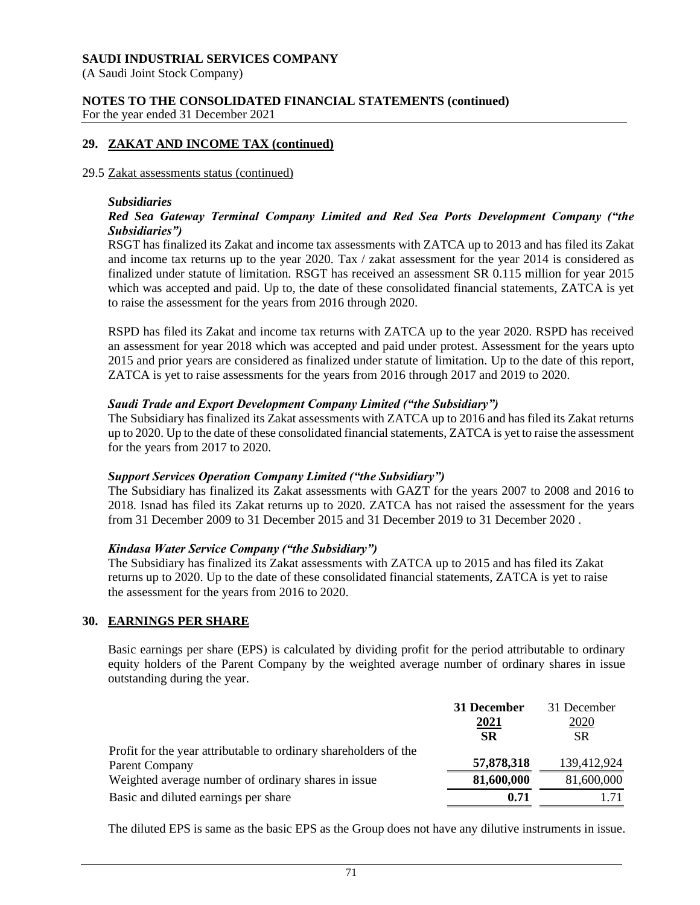## 29. ZAKAT AND INCOME TAX (continued)

29.5 Zakat assessments status (continued)

***Subsidiaries***

***Red Sea Gateway Terminal Company Limited and Red Sea Ports Development Company ("the Subsidiaries")***

RSGT has finalized its Zakat and income tax assessments with ZATCA up to 2013 and has filed its Zakat and income tax returns up to the year 2020. Tax / zakat assessment for the year 2014 is considered as finalized under statute of limitation. RSGT has received an assessment SR 0.115 million for year 2015 which was accepted and paid. Up to, the date of these consolidated financial statements, ZATCA is yet to raise the assessment for the years from 2016 through 2020.

RSPD has filed its Zakat and income tax returns with ZATCA up to the year 2020. RSPD has received an assessment for year 2018 which was accepted and paid under protest. Assessment for the years upto 2015 and prior years are considered as finalized under statute of limitation. Up to the date of this report, ZATCA is yet to raise assessments for the years from 2016 through 2017 and 2019 to 2020.

***Saudi Trade and Export Development Company Limited ("the Subsidiary")***

The Subsidiary has finalized its Zakat assessments with ZATCA up to 2016 and has filed its Zakat returns up to 2020. Up to the date of these consolidated financial statements, ZATCA is yet to raise the assessment for the years from 2017 to 2020.

***Support Services Operation Company Limited ("the Subsidiary")***

The Subsidiary has finalized its Zakat assessments with GAZT for the years 2007 to 2008 and 2016 to 2018. Isnad has filed its Zakat returns up to 2020. ZATCA has not raised the assessment for the years from 31 December 2009 to 31 December 2015 and 31 December 2019 to 31 December 2020 .

***Kindasa Water Service Company ("the Subsidiary")***

The Subsidiary has finalized its Zakat assessments with ZATCA up to 2015 and has filed its Zakat returns up to 2020. Up to the date of these consolidated financial statements, ZATCA is yet to raise the assessment for the years from 2016 to 2020.

## 30. EARNINGS PER SHARE

Basic earnings per share (EPS) is calculated by dividing profit for the period attributable to ordinary equity holders of the Parent Company by the weighted average number of ordinary shares in issue outstanding during the year.

| | **31 December 2021 SR** | 31 December 2020 SR |
|---|---|---|
| Profit for the year attributable to ordinary shareholders of the Parent Company | **57,878,318** | 139,412,924 |
| Weighted average number of ordinary shares in issue | **81,600,000** | 81,600,000 |
| Basic and diluted earnings per share | **0.71** | 1.71 |

The diluted EPS is same as the basic EPS as the Group does not have any dilutive instruments in issue.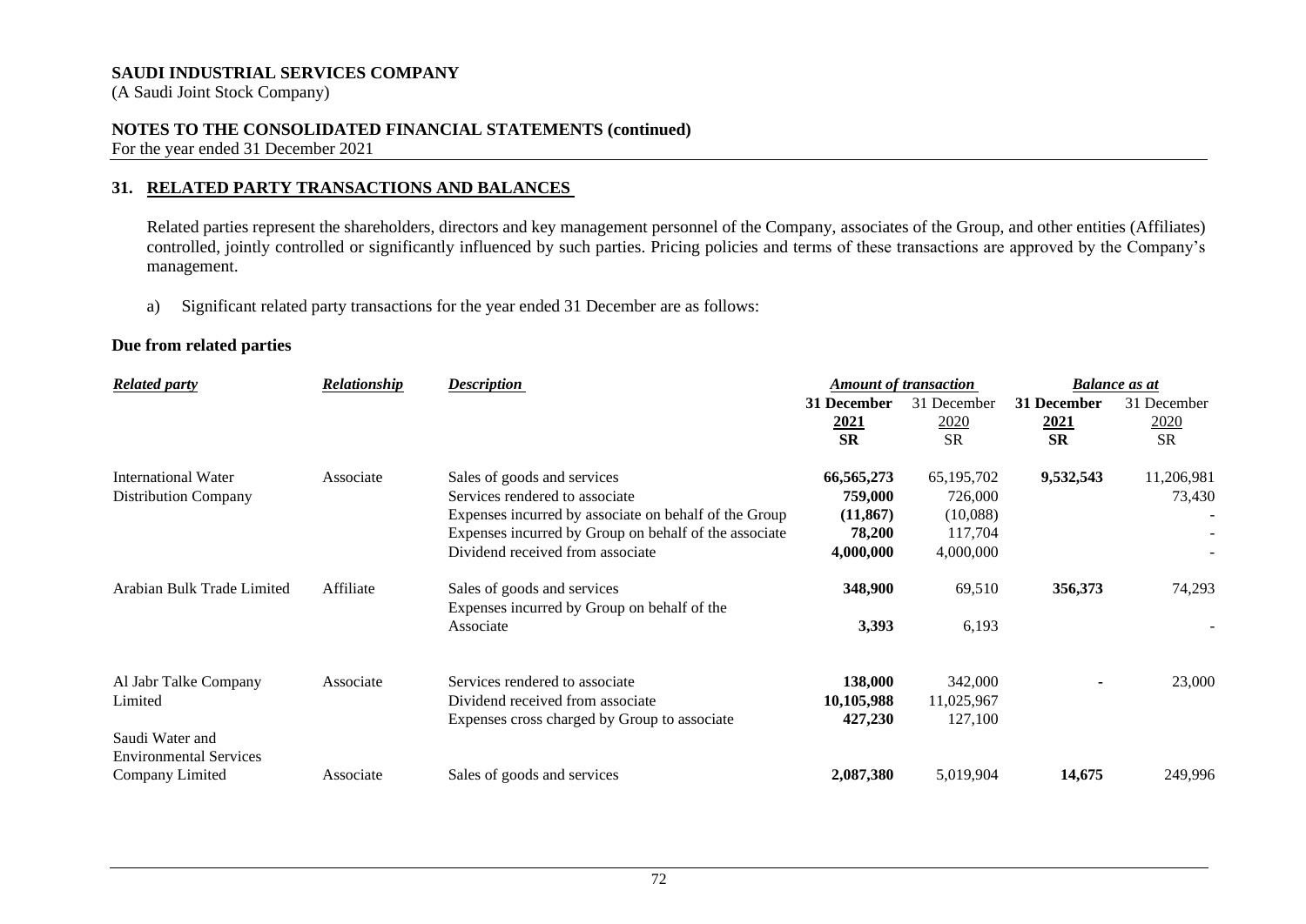**SAUDI INDUSTRIAL SERVICES COMPANY**
(A Saudi Joint Stock Company)

**NOTES TO THE CONSOLIDATED FINANCIAL STATEMENTS (continued)**
For the year ended 31 December 2021

## 31. RELATED PARTY TRANSACTIONS AND BALANCES

Related parties represent the shareholders, directors and key management personnel of the Company, associates of the Group, and other entities (Affiliates) controlled, jointly controlled or significantly influenced by such parties. Pricing policies and terms of these transactions are approved by the Company's management.

a) Significant related party transactions for the year ended 31 December are as follows:

### Due from related parties

| *Related party* | *Relationship* | *Description* | *Amount of transaction* | | *Balance as at* | |
|---|---|---|---|---|---|---|
| | | | **31 December 2021 SR** | 31 December 2020 SR | **31 December 2021 SR** | 31 December 2020 SR |
| International Water Distribution Company | Associate | Sales of goods and services | **66,565,273** | 65,195,702 | **9,532,543** | 11,206,981 |
| | | Services rendered to associate | **759,000** | 726,000 | | 73,430 |
| | | Expenses incurred by associate on behalf of the Group | **(11,867)** | (10,088) | | - |
| | | Expenses incurred by Group on behalf of the associate | **78,200** | 117,704 | | - |
| | | Dividend received from associate | **4,000,000** | 4,000,000 | | - |
| Arabian Bulk Trade Limited | Affiliate | Sales of goods and services | **348,900** | 69,510 | **356,373** | 74,293 |
| | | Expenses incurred by Group on behalf of the Associate | **3,393** | 6,193 | | - |
| Al Jabr Talke Company Limited | Associate | Services rendered to associate | **138,000** | 342,000 | **-** | 23,000 |
| | | Dividend received from associate | **10,105,988** | 11,025,967 | | |
| | | Expenses cross charged by Group to associate | **427,230** | 127,100 | | |
| Saudi Water and Environmental Services Company Limited | Associate | Sales of goods and services | **2,087,380** | 5,019,904 | **14,675** | 249,996 |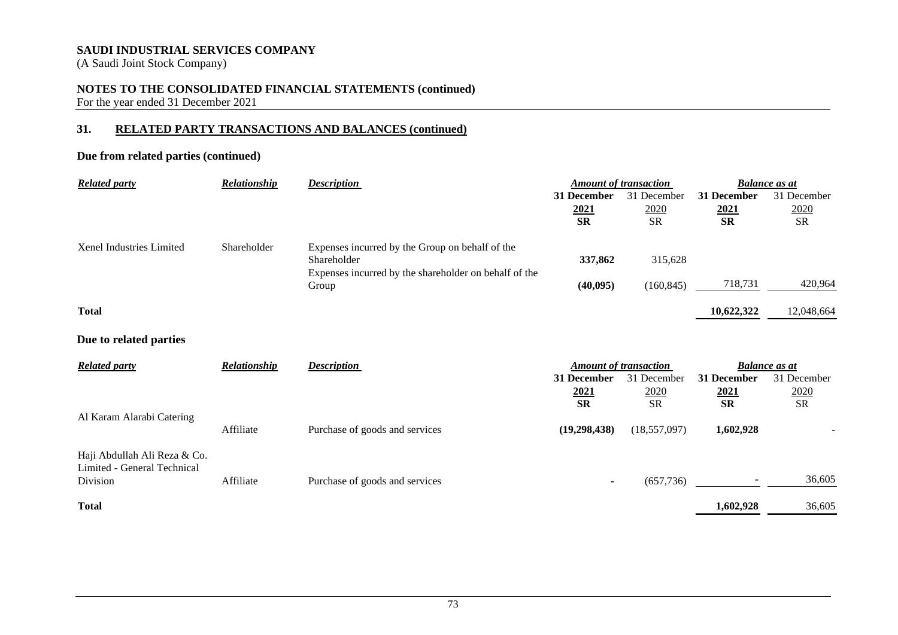**SAUDI INDUSTRIAL SERVICES COMPANY**
(A Saudi Joint Stock Company)

**NOTES TO THE CONSOLIDATED FINANCIAL STATEMENTS (continued)**
For the year ended 31 December 2021

## 31. RELATED PARTY TRANSACTIONS AND BALANCES (continued)

### Due from related parties (continued)

| *Related party* | *Relationship* | *Description* | *Amount of transaction* | | *Balance as at* | |
|---|---|---|---|---|---|---|
| | | | **31 December 2021 SR** | 31 December 2020 SR | **31 December 2021 SR** | 31 December 2020 SR |
| Xenel Industries Limited | Shareholder | Expenses incurred by the Group on behalf of the Shareholder | **337,862** | 315,628 | | |
| | | Expenses incurred by the shareholder on behalf of the Group | **(40,095)** | (160,845) | 718,731 | 420,964 |
| **Total** | | | | | **10,622,322** | 12,048,664 |

### Due to related parties

| *Related party* | *Relationship* | *Description* | *Amount of transaction* | | *Balance as at* | |
|---|---|---|---|---|---|---|
| | | | **31 December 2021 SR** | 31 December 2020 SR | **31 December 2021 SR** | 31 December 2020 SR |
| Al Karam Alarabi Catering | Affiliate | Purchase of goods and services | **(19,298,438)** | (18,557,097) | **1,602,928** | - |
| Haji Abdullah Ali Reza & Co. Limited - General Technical Division | Affiliate | Purchase of goods and services | - | (657,736) | - | 36,605 |
| **Total** | | | | | **1,602,928** | 36,605 |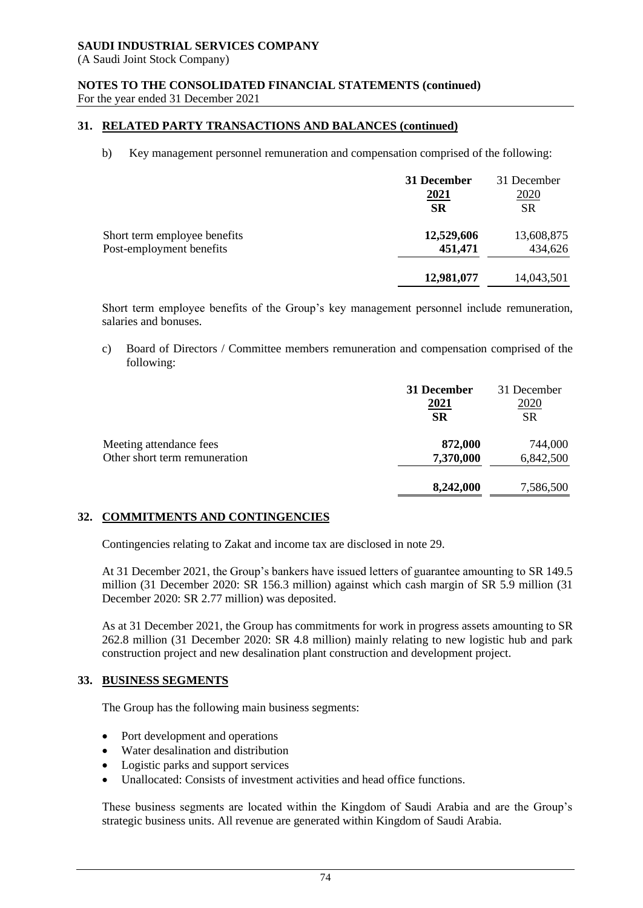## 31. RELATED PARTY TRANSACTIONS AND BALANCES (continued)

b) Key management personnel remuneration and compensation comprised of the following:

| | **31 December 2021 SR** | 31 December 2020 SR |
|---|---|---|
| Short term employee benefits | **12,529,606** | 13,608,875 |
| Post-employment benefits | **451,471** | 434,626 |
| | **12,981,077** | 14,043,501 |

Short term employee benefits of the Group's key management personnel include remuneration, salaries and bonuses.

c) Board of Directors / Committee members remuneration and compensation comprised of the following:

| | **31 December 2021 SR** | 31 December 2020 SR |
|---|---|---|
| Meeting attendance fees | **872,000** | 744,000 |
| Other short term remuneration | **7,370,000** | 6,842,500 |
| | **8,242,000** | 7,586,500 |

## 32. COMMITMENTS AND CONTINGENCIES

Contingencies relating to Zakat and income tax are disclosed in note 29.

At 31 December 2021, the Group's bankers have issued letters of guarantee amounting to SR 149.5 million (31 December 2020: SR 156.3 million) against which cash margin of SR 5.9 million (31 December 2020: SR 2.77 million) was deposited.

As at 31 December 2021, the Group has commitments for work in progress assets amounting to SR 262.8 million (31 December 2020: SR 4.8 million) mainly relating to new logistic hub and park construction project and new desalination plant construction and development project.

## 33. BUSINESS SEGMENTS

The Group has the following main business segments:

- Port development and operations
- Water desalination and distribution
- Logistic parks and support services
- Unallocated: Consists of investment activities and head office functions.

These business segments are located within the Kingdom of Saudi Arabia and are the Group's strategic business units. All revenue are generated within Kingdom of Saudi Arabia.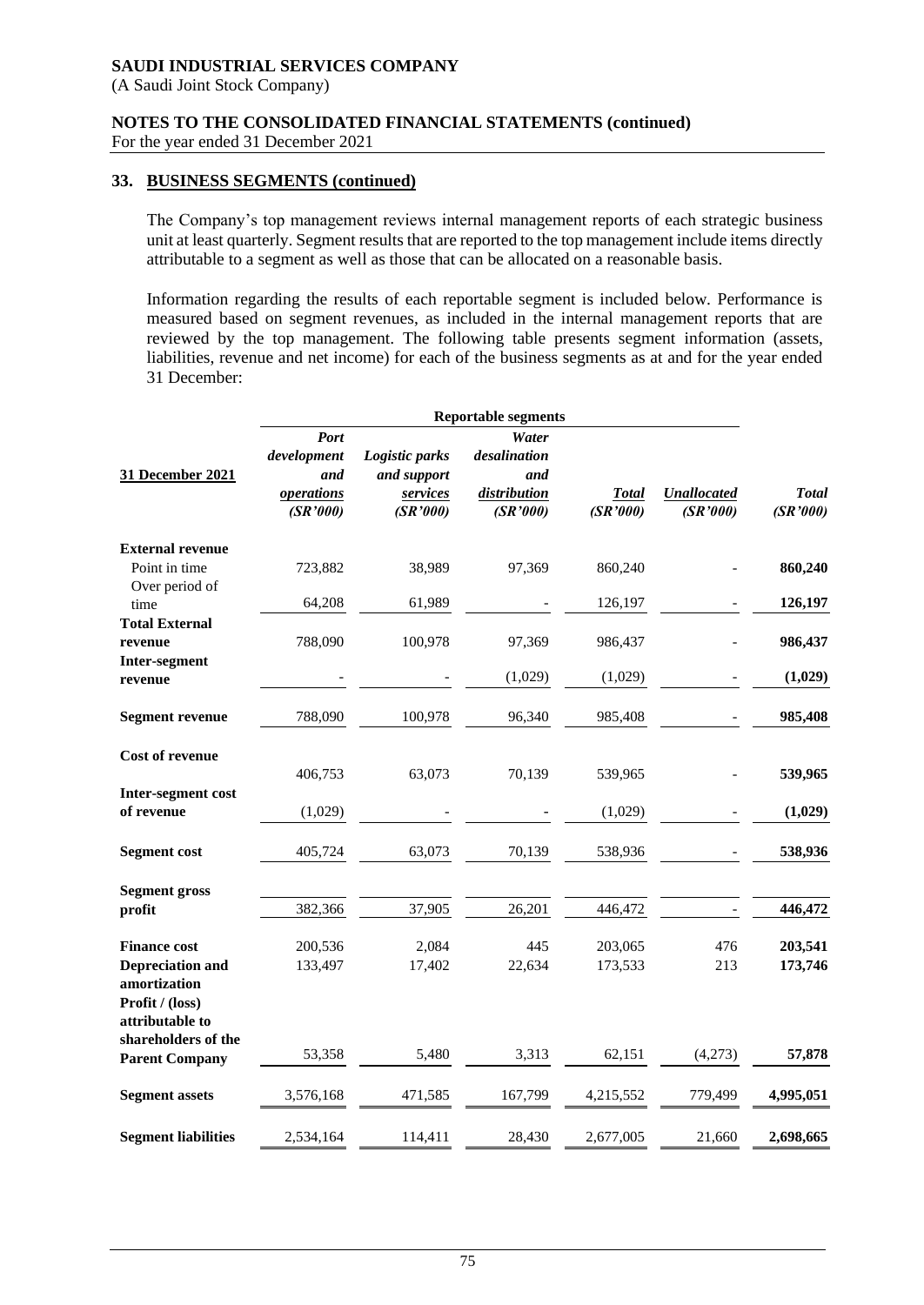**SAUDI INDUSTRIAL SERVICES COMPANY**
(A Saudi Joint Stock Company)

**NOTES TO THE CONSOLIDATED FINANCIAL STATEMENTS (continued)**
For the year ended 31 December 2021

## 33. BUSINESS SEGMENTS (continued)

The Company's top management reviews internal management reports of each strategic business unit at least quarterly. Segment results that are reported to the top management include items directly attributable to a segment as well as those that can be allocated on a reasonable basis.

Information regarding the results of each reportable segment is included below. Performance is measured based on segment revenues, as included in the internal management reports that are reviewed by the top management. The following table presents segment information (assets, liabilities, revenue and net income) for each of the business segments as at and for the year ended 31 December:

| | Reportable segments | | | | | |
|---|---|---|---|---|---|---|
| **31 December 2021** | *Port development and operations (SR'000)* | *Logistic parks and support services (SR'000)* | *Water desalination and distribution (SR'000)* | *Total (SR'000)* | *Unallocated (SR'000)* | *Total (SR'000)* |
| **External revenue** | | | | | | |
| Point in time | 723,882 | 38,989 | 97,369 | 860,240 | - | **860,240** |
| Over period of time | 64,208 | 61,989 | - | 126,197 | - | **126,197** |
| **Total External revenue** | 788,090 | 100,978 | 97,369 | 986,437 | - | **986,437** |
| **Inter-segment revenue** | - | - | (1,029) | (1,029) | - | **(1,029)** |
| **Segment revenue** | 788,090 | 100,978 | 96,340 | 985,408 | - | **985,408** |
| **Cost of revenue** | 406,753 | 63,073 | 70,139 | 539,965 | - | **539,965** |
| **Inter-segment cost of revenue** | (1,029) | - | - | (1,029) | - | **(1,029)** |
| **Segment cost** | 405,724 | 63,073 | 70,139 | 538,936 | - | **538,936** |
| **Segment gross profit** | 382,366 | 37,905 | 26,201 | 446,472 | - | **446,472** |
| **Finance cost** | 200,536 | 2,084 | 445 | 203,065 | 476 | **203,541** |
| **Depreciation and amortization** | 133,497 | 17,402 | 22,634 | 173,533 | 213 | **173,746** |
| **Profit / (loss) attributable to shareholders of the Parent Company** | 53,358 | 5,480 | 3,313 | 62,151 | (4,273) | **57,878** |
| **Segment assets** | 3,576,168 | 471,585 | 167,799 | 4,215,552 | 779,499 | **4,995,051** |
| **Segment liabilities** | 2,534,164 | 114,411 | 28,430 | 2,677,005 | 21,660 | **2,698,665** |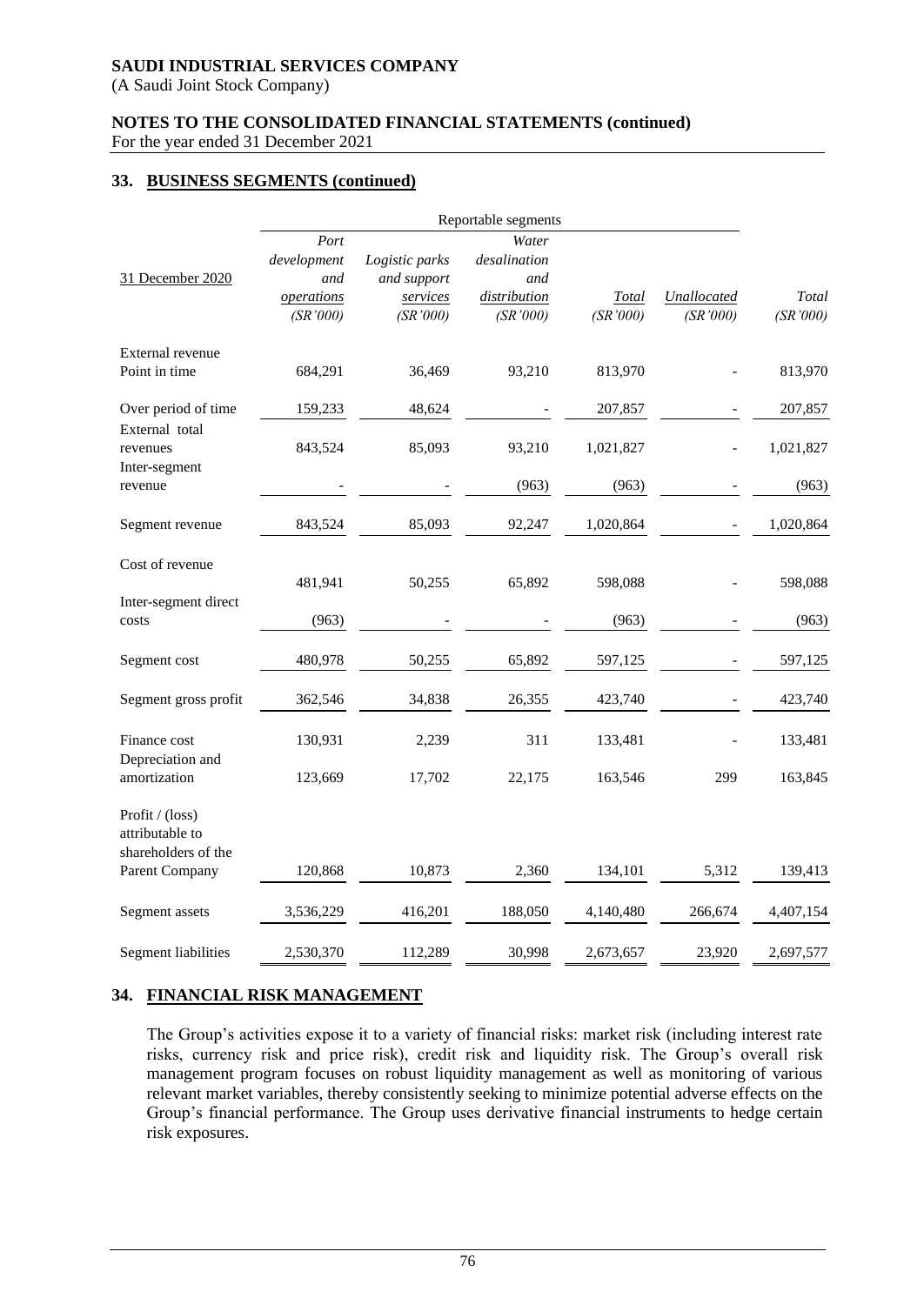SAUDI INDUSTRIAL SERVICES COMPANY
(A Saudi Joint Stock Company)

**NOTES TO THE CONSOLIDATED FINANCIAL STATEMENTS (continued)**
For the year ended 31 December 2021

## 33. BUSINESS SEGMENTS (continued)

| | Reportable segments | | | | | |
|---|---|---|---|---|---|---|
| 31 December 2020 | *Port development and operations (SR'000)* | *Logistic parks and support services (SR'000)* | *Water desalination and distribution (SR'000)* | *Total (SR'000)* | *Unallocated (SR'000)* | *Total (SR'000)* |
| External revenue | | | | | | |
| Point in time | 684,291 | 36,469 | 93,210 | 813,970 | - | 813,970 |
| Over period of time | 159,233 | 48,624 | - | 207,857 | - | 207,857 |
| External total revenues | 843,524 | 85,093 | 93,210 | 1,021,827 | - | 1,021,827 |
| Inter-segment revenue | - | - | (963) | (963) | - | (963) |
| Segment revenue | 843,524 | 85,093 | 92,247 | 1,020,864 | - | 1,020,864 |
| Cost of revenue | 481,941 | 50,255 | 65,892 | 598,088 | - | 598,088 |
| Inter-segment direct costs | (963) | - | - | (963) | - | (963) |
| Segment cost | 480,978 | 50,255 | 65,892 | 597,125 | - | 597,125 |
| Segment gross profit | 362,546 | 34,838 | 26,355 | 423,740 | - | 423,740 |
| Finance cost | 130,931 | 2,239 | 311 | 133,481 | - | 133,481 |
| Depreciation and amortization | 123,669 | 17,702 | 22,175 | 163,546 | 299 | 163,845 |
| Profit / (loss) attributable to shareholders of the Parent Company | 120,868 | 10,873 | 2,360 | 134,101 | 5,312 | 139,413 |
| Segment assets | 3,536,229 | 416,201 | 188,050 | 4,140,480 | 266,674 | 4,407,154 |
| Segment liabilities | 2,530,370 | 112,289 | 30,998 | 2,673,657 | 23,920 | 2,697,577 |

## 34. FINANCIAL RISK MANAGEMENT

The Group's activities expose it to a variety of financial risks: market risk (including interest rate risks, currency risk and price risk), credit risk and liquidity risk. The Group's overall risk management program focuses on robust liquidity management as well as monitoring of various relevant market variables, thereby consistently seeking to minimize potential adverse effects on the Group's financial performance. The Group uses derivative financial instruments to hedge certain risk exposures.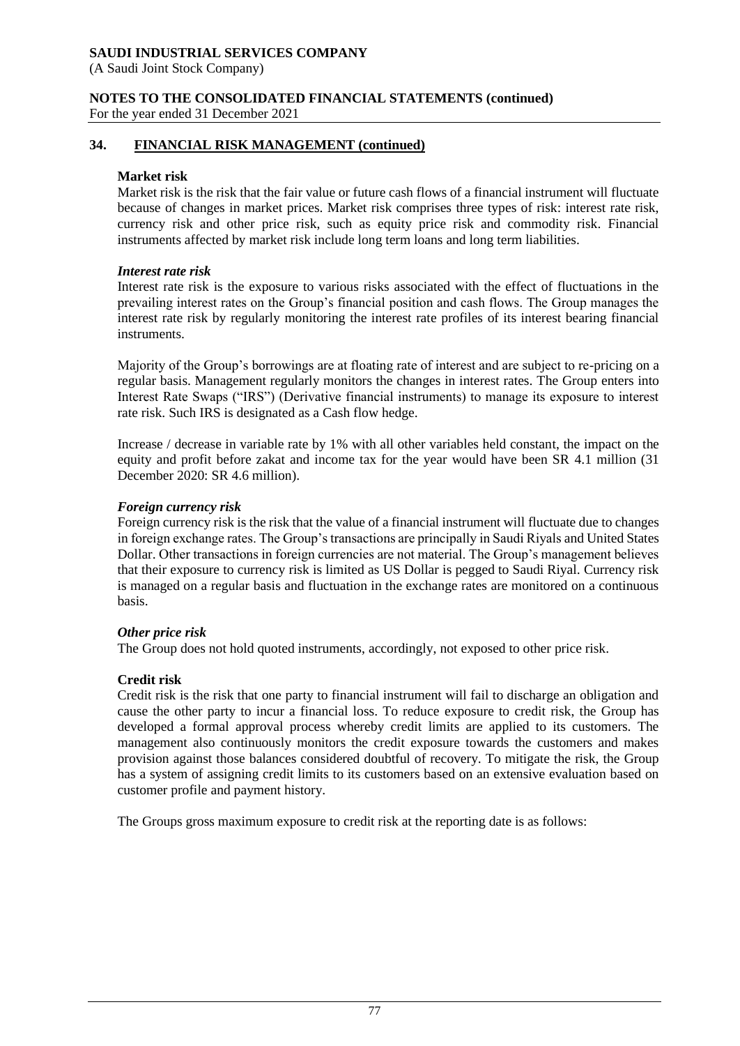## 34. FINANCIAL RISK MANAGEMENT (continued)

### Market risk

Market risk is the risk that the fair value or future cash flows of a financial instrument will fluctuate because of changes in market prices. Market risk comprises three types of risk: interest rate risk, currency risk and other price risk, such as equity price risk and commodity risk. Financial instruments affected by market risk include long term loans and long term liabilities.

#### *Interest rate risk*

Interest rate risk is the exposure to various risks associated with the effect of fluctuations in the prevailing interest rates on the Group's financial position and cash flows. The Group manages the interest rate risk by regularly monitoring the interest rate profiles of its interest bearing financial instruments.

Majority of the Group's borrowings are at floating rate of interest and are subject to re-pricing on a regular basis. Management regularly monitors the changes in interest rates. The Group enters into Interest Rate Swaps ("IRS") (Derivative financial instruments) to manage its exposure to interest rate risk. Such IRS is designated as a Cash flow hedge.

Increase / decrease in variable rate by 1% with all other variables held constant, the impact on the equity and profit before zakat and income tax for the year would have been SR 4.1 million (31 December 2020: SR 4.6 million).

#### *Foreign currency risk*

Foreign currency risk is the risk that the value of a financial instrument will fluctuate due to changes in foreign exchange rates. The Group's transactions are principally in Saudi Riyals and United States Dollar. Other transactions in foreign currencies are not material. The Group's management believes that their exposure to currency risk is limited as US Dollar is pegged to Saudi Riyal. Currency risk is managed on a regular basis and fluctuation in the exchange rates are monitored on a continuous basis.

#### *Other price risk*

The Group does not hold quoted instruments, accordingly, not exposed to other price risk.

### Credit risk

Credit risk is the risk that one party to financial instrument will fail to discharge an obligation and cause the other party to incur a financial loss. To reduce exposure to credit risk, the Group has developed a formal approval process whereby credit limits are applied to its customers. The management also continuously monitors the credit exposure towards the customers and makes provision against those balances considered doubtful of recovery. To mitigate the risk, the Group has a system of assigning credit limits to its customers based on an extensive evaluation based on customer profile and payment history.

The Groups gross maximum exposure to credit risk at the reporting date is as follows: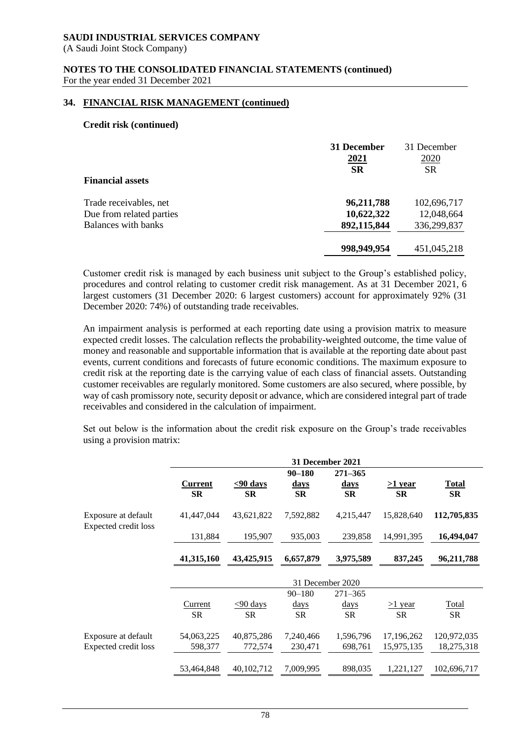## 34. FINANCIAL RISK MANAGEMENT (continued)

### Credit risk (continued)

| | **31 December 2021 SR** | 31 December 2020 SR |
|---|---|---|
| **Financial assets** | | |
| Trade receivables, net | **96,211,788** | 102,696,717 |
| Due from related parties | **10,622,322** | 12,048,664 |
| Balances with banks | **892,115,844** | 336,299,837 |
| | **998,949,954** | 451,045,218 |

Customer credit risk is managed by each business unit subject to the Group's established policy, procedures and control relating to customer credit risk management. As at 31 December 2021, 6 largest customers (31 December 2020: 6 largest customers) account for approximately 92% (31 December 2020: 74%) of outstanding trade receivables.

An impairment analysis is performed at each reporting date using a provision matrix to measure expected credit losses. The calculation reflects the probability-weighted outcome, the time value of money and reasonable and supportable information that is available at the reporting date about past events, current conditions and forecasts of future economic conditions. The maximum exposure to credit risk at the reporting date is the carrying value of each class of financial assets. Outstanding customer receivables are regularly monitored. Some customers are also secured, where possible, by way of cash promissory note, security deposit or advance, which are considered integral part of trade receivables and considered in the calculation of impairment.

Set out below is the information about the credit risk exposure on the Group's trade receivables using a provision matrix:

| | **31 December 2021** | | | | | |
|---|---|---|---|---|---|---|
| | **Current SR** | **<90 days SR** | **90–180 days SR** | **271–365 days SR** | **>1 year SR** | **Total SR** |
| Exposure at default | 41,447,044 | 43,621,822 | 7,592,882 | 4,215,447 | 15,828,640 | **112,705,835** |
| Expected credit loss | 131,884 | 195,907 | 935,003 | 239,858 | 14,991,395 | **16,494,047** |
| | **41,315,160** | **43,425,915** | **6,657,879** | **3,975,589** | **837,245** | **96,211,788** |

| | 31 December 2020 | | | | | |
|---|---|---|---|---|---|---|
| | Current SR | <90 days SR | 90–180 days SR | 271–365 days SR | >1 year SR | Total SR |
| Exposure at default | 54,063,225 | 40,875,286 | 7,240,466 | 1,596,796 | 17,196,262 | 120,972,035 |
| Expected credit loss | 598,377 | 772,574 | 230,471 | 698,761 | 15,975,135 | 18,275,318 |
| | 53,464,848 | 40,102,712 | 7,009,995 | 898,035 | 1,221,127 | 102,696,717 |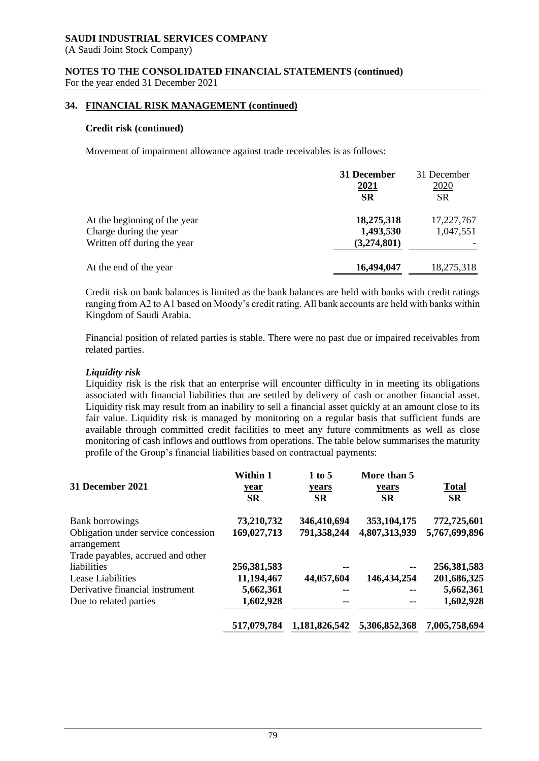SAUDI INDUSTRIAL SERVICES COMPANY
(A Saudi Joint Stock Company)

NOTES TO THE CONSOLIDATED FINANCIAL STATEMENTS (continued)
For the year ended 31 December 2021

## 34. FINANCIAL RISK MANAGEMENT (continued)

### Credit risk (continued)

Movement of impairment allowance against trade receivables is as follows:

| | 31 December 2021 SR | 31 December 2020 SR |
|---|---|---|
| At the beginning of the year | 18,275,318 | 17,227,767 |
| Charge during the year | 1,493,530 | 1,047,551 |
| Written off during the year | (3,274,801) | - |
| At the end of the year | 16,494,047 | 18,275,318 |

Credit risk on bank balances is limited as the bank balances are held with banks with credit ratings ranging from A2 to A1 based on Moody's credit rating. All bank accounts are held with banks within Kingdom of Saudi Arabia.

Financial position of related parties is stable. There were no past due or impaired receivables from related parties.

***Liquidity risk***

Liquidity risk is the risk that an enterprise will encounter difficulty in in meeting its obligations associated with financial liabilities that are settled by delivery of cash or another financial asset. Liquidity risk may result from an inability to sell a financial asset quickly at an amount close to its fair value. Liquidity risk is managed by monitoring on a regular basis that sufficient funds are available through committed credit facilities to meet any future commitments as well as close monitoring of cash inflows and outflows from operations. The table below summarises the maturity profile of the Group's financial liabilities based on contractual payments:

| 31 December 2021 | Within 1 year SR | 1 to 5 years SR | More than 5 years SR | Total SR |
|---|---|---|---|---|
| Bank borrowings | 73,210,732 | 346,410,694 | 353,104,175 | 772,725,601 |
| Obligation under service concession arrangement | 169,027,713 | 791,358,244 | 4,807,313,939 | 5,767,699,896 |
| Trade payables, accrued and other liabilities | 256,381,583 | -- | -- | 256,381,583 |
| Lease Liabilities | 11,194,467 | 44,057,604 | 146,434,254 | 201,686,325 |
| Derivative financial instrument | 5,662,361 | -- | -- | 5,662,361 |
| Due to related parties | 1,602,928 | -- | -- | 1,602,928 |
| | 517,079,784 | 1,181,826,542 | 5,306,852,368 | 7,005,758,694 |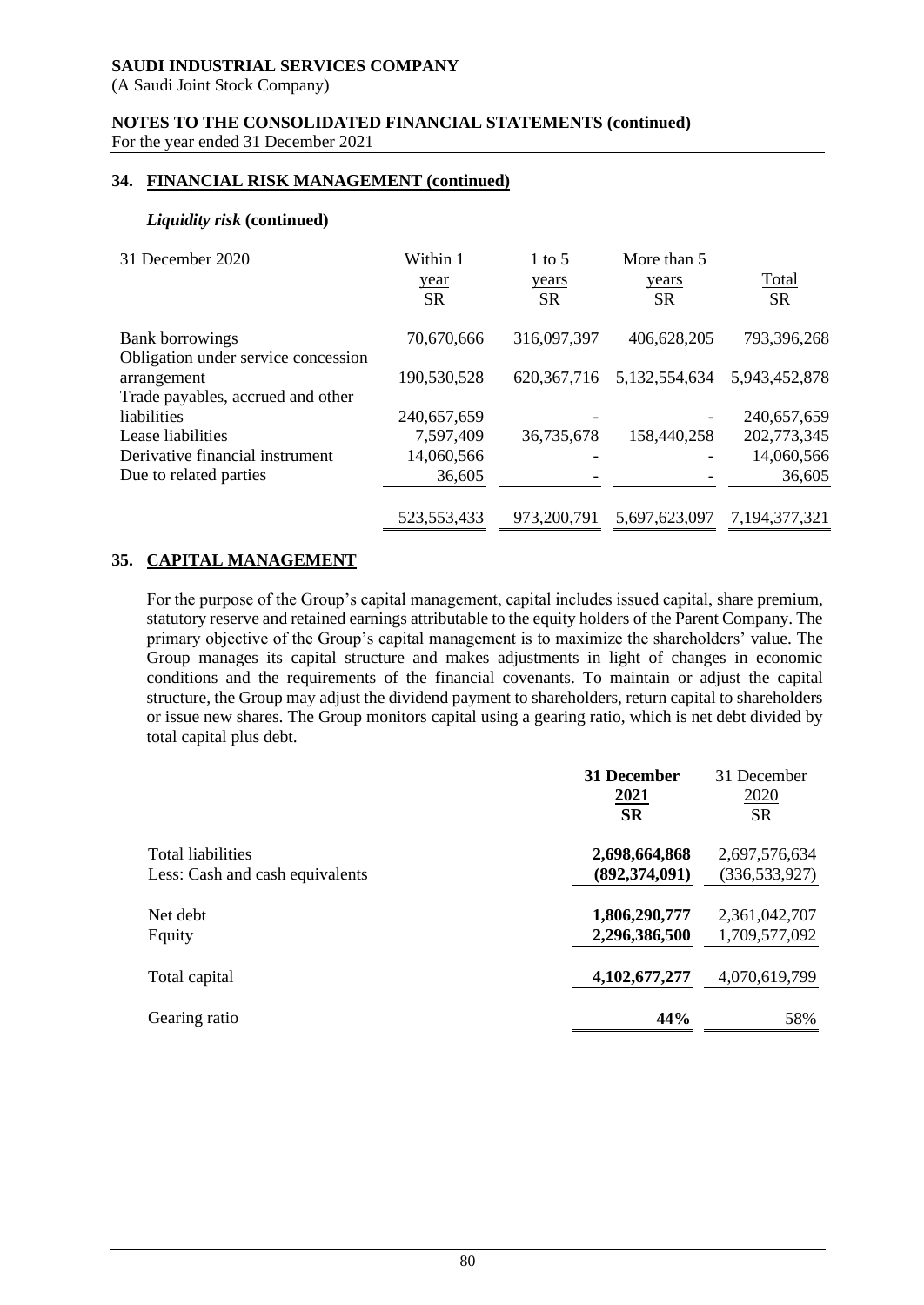## 34. FINANCIAL RISK MANAGEMENT (continued)

### *Liquidity risk* (continued)

| 31 December 2020 | Within 1 year SR | 1 to 5 years SR | More than 5 years SR | Total SR |
|---|---|---|---|---|
| Bank borrowings | 70,670,666 | 316,097,397 | 406,628,205 | 793,396,268 |
| Obligation under service concession arrangement | 190,530,528 | 620,367,716 | 5,132,554,634 | 5,943,452,878 |
| Trade payables, accrued and other liabilities | 240,657,659 | - | - | 240,657,659 |
| Lease liabilities | 7,597,409 | 36,735,678 | 158,440,258 | 202,773,345 |
| Derivative financial instrument | 14,060,566 | - | - | 14,060,566 |
| Due to related parties | 36,605 | - | - | 36,605 |
| | 523,553,433 | 973,200,791 | 5,697,623,097 | 7,194,377,321 |

## 35. CAPITAL MANAGEMENT

For the purpose of the Group's capital management, capital includes issued capital, share premium, statutory reserve and retained earnings attributable to the equity holders of the Parent Company. The primary objective of the Group's capital management is to maximize the shareholders' value. The Group manages its capital structure and makes adjustments in light of changes in economic conditions and the requirements of the financial covenants. To maintain or adjust the capital structure, the Group may adjust the dividend payment to shareholders, return capital to shareholders or issue new shares. The Group monitors capital using a gearing ratio, which is net debt divided by total capital plus debt.

| | **31 December 2021 SR** | 31 December 2020 SR |
|---|---|---|
| Total liabilities | **2,698,664,868** | 2,697,576,634 |
| Less: Cash and cash equivalents | **(892,374,091)** | (336,533,927) |
| Net debt | **1,806,290,777** | 2,361,042,707 |
| Equity | **2,296,386,500** | 1,709,577,092 |
| Total capital | **4,102,677,277** | 4,070,619,799 |
| Gearing ratio | **44%** | 58% |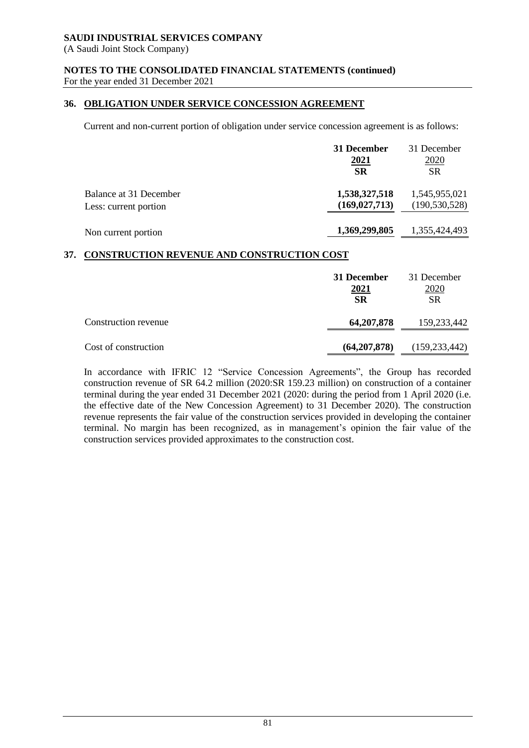## 36. OBLIGATION UNDER SERVICE CONCESSION AGREEMENT

Current and non-current portion of obligation under service concession agreement is as follows:

| | **31 December 2021 SR** | 31 December 2020 SR |
|---|---|---|
| Balance at 31 December | **1,538,327,518** | 1,545,955,021 |
| Less: current portion | **(169,027,713)** | (190,530,528) |
| Non current portion | **1,369,299,805** | 1,355,424,493 |

## 37. CONSTRUCTION REVENUE AND CONSTRUCTION COST

| | **31 December 2021 SR** | 31 December 2020 SR |
|---|---|---|
| Construction revenue | **64,207,878** | 159,233,442 |
| Cost of construction | **(64,207,878)** | (159,233,442) |

In accordance with IFRIC 12 "Service Concession Agreements", the Group has recorded construction revenue of SR 64.2 million (2020:SR 159.23 million) on construction of a container terminal during the year ended 31 December 2021 (2020: during the period from 1 April 2020 (i.e. the effective date of the New Concession Agreement) to 31 December 2020). The construction revenue represents the fair value of the construction services provided in developing the container terminal. No margin has been recognized, as in management's opinion the fair value of the construction services provided approximates to the construction cost.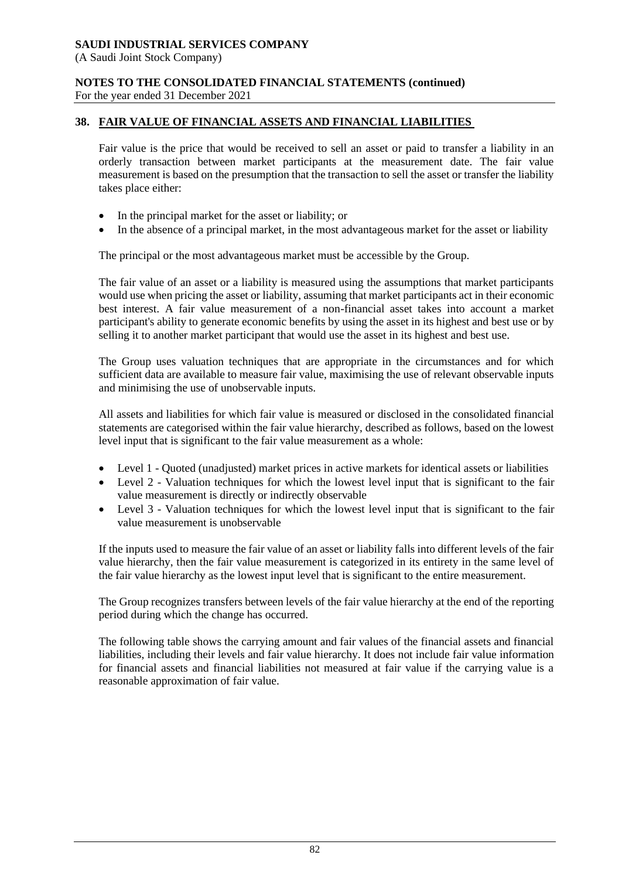## 38. FAIR VALUE OF FINANCIAL ASSETS AND FINANCIAL LIABILITIES

Fair value is the price that would be received to sell an asset or paid to transfer a liability in an orderly transaction between market participants at the measurement date. The fair value measurement is based on the presumption that the transaction to sell the asset or transfer the liability takes place either:

- In the principal market for the asset or liability; or
- In the absence of a principal market, in the most advantageous market for the asset or liability

The principal or the most advantageous market must be accessible by the Group.

The fair value of an asset or a liability is measured using the assumptions that market participants would use when pricing the asset or liability, assuming that market participants act in their economic best interest. A fair value measurement of a non-financial asset takes into account a market participant's ability to generate economic benefits by using the asset in its highest and best use or by selling it to another market participant that would use the asset in its highest and best use.

The Group uses valuation techniques that are appropriate in the circumstances and for which sufficient data are available to measure fair value, maximising the use of relevant observable inputs and minimising the use of unobservable inputs.

All assets and liabilities for which fair value is measured or disclosed in the consolidated financial statements are categorised within the fair value hierarchy, described as follows, based on the lowest level input that is significant to the fair value measurement as a whole:

- Level 1 - Quoted (unadjusted) market prices in active markets for identical assets or liabilities
- Level 2 - Valuation techniques for which the lowest level input that is significant to the fair value measurement is directly or indirectly observable
- Level 3 - Valuation techniques for which the lowest level input that is significant to the fair value measurement is unobservable

If the inputs used to measure the fair value of an asset or liability falls into different levels of the fair value hierarchy, then the fair value measurement is categorized in its entirety in the same level of the fair value hierarchy as the lowest input level that is significant to the entire measurement.

The Group recognizes transfers between levels of the fair value hierarchy at the end of the reporting period during which the change has occurred.

The following table shows the carrying amount and fair values of the financial assets and financial liabilities, including their levels and fair value hierarchy. It does not include fair value information for financial assets and financial liabilities not measured at fair value if the carrying value is a reasonable approximation of fair value.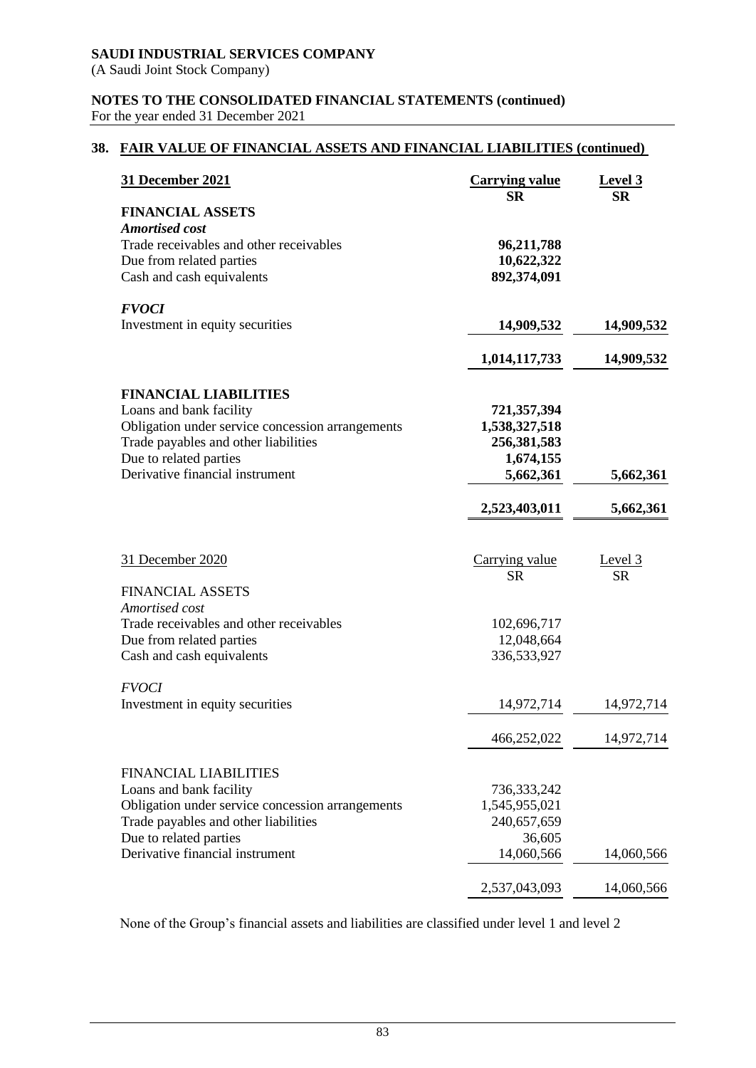## 38. FAIR VALUE OF FINANCIAL ASSETS AND FINANCIAL LIABILITIES (continued)

| **31 December 2021** | **Carrying value SR** | **Level 3 SR** |
|---|---|---|
| **FINANCIAL ASSETS** | | |
| ***Amortised cost*** | | |
| Trade receivables and other receivables | **96,211,788** | |
| Due from related parties | **10,622,322** | |
| Cash and cash equivalents | **892,374,091** | |
| ***FVOCI*** | | |
| Investment in equity securities | **14,909,532** | **14,909,532** |
| | **1,014,117,733** | **14,909,532** |
| **FINANCIAL LIABILITIES** | | |
| Loans and bank facility | **721,357,394** | |
| Obligation under service concession arrangements | **1,538,327,518** | |
| Trade payables and other liabilities | **256,381,583** | |
| Due to related parties | **1,674,155** | |
| Derivative financial instrument | **5,662,361** | **5,662,361** |
| | **2,523,403,011** | **5,662,361** |

| 31 December 2020 | Carrying value SR | Level 3 SR |
|---|---|---|
| FINANCIAL ASSETS | | |
| *Amortised cost* | | |
| Trade receivables and other receivables | 102,696,717 | |
| Due from related parties | 12,048,664 | |
| Cash and cash equivalents | 336,533,927 | |
| *FVOCI* | | |
| Investment in equity securities | 14,972,714 | 14,972,714 |
| | 466,252,022 | 14,972,714 |
| FINANCIAL LIABILITIES | | |
| Loans and bank facility | 736,333,242 | |
| Obligation under service concession arrangements | 1,545,955,021 | |
| Trade payables and other liabilities | 240,657,659 | |
| Due to related parties | 36,605 | |
| Derivative financial instrument | 14,060,566 | 14,060,566 |
| | 2,537,043,093 | 14,060,566 |

None of the Group's financial assets and liabilities are classified under level 1 and level 2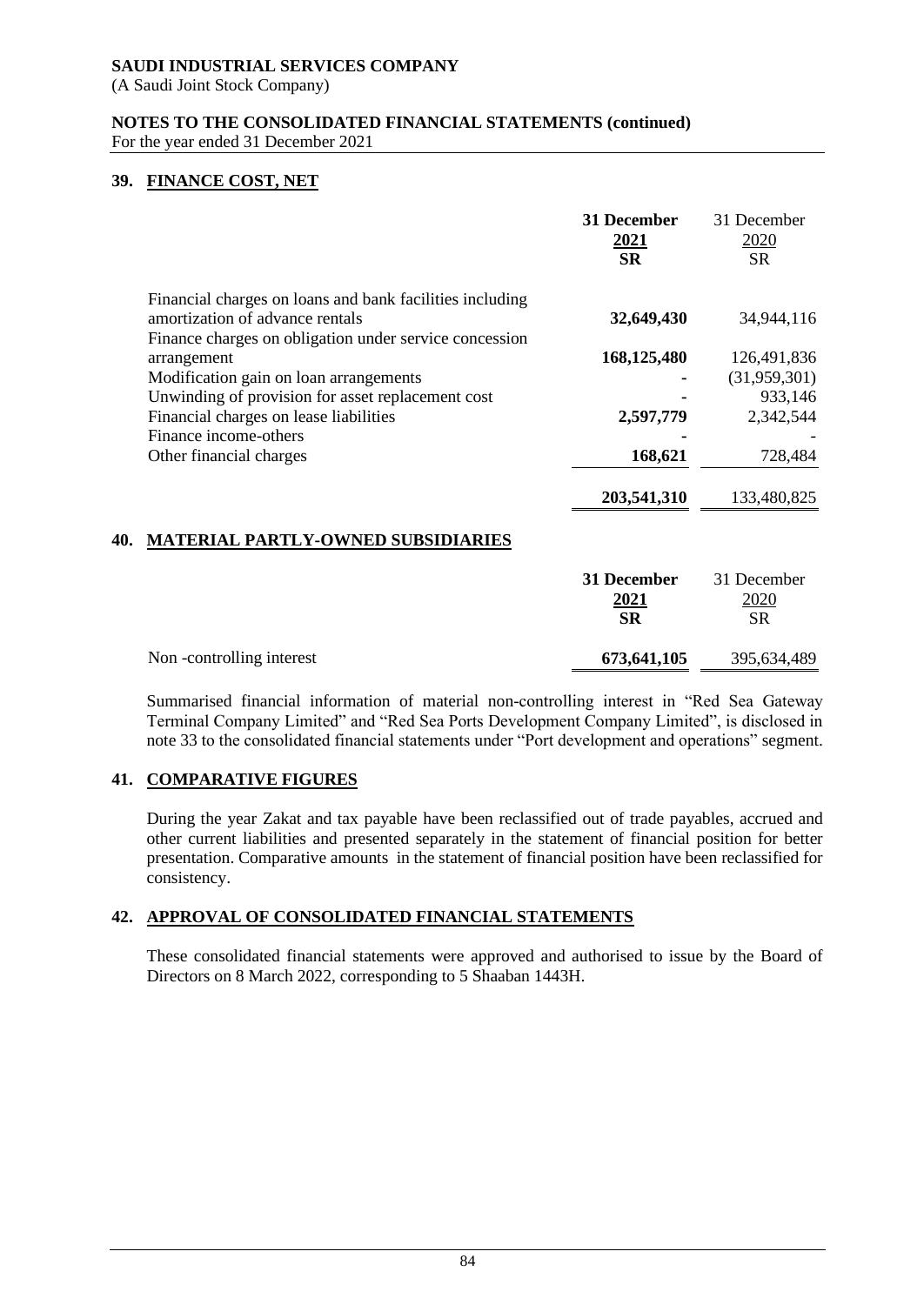**SAUDI INDUSTRIAL SERVICES COMPANY**
(A Saudi Joint Stock Company)

**NOTES TO THE CONSOLIDATED FINANCIAL STATEMENTS (continued)**
For the year ended 31 December 2021

## 39. FINANCE COST, NET

| | **31 December 2021 SR** | 31 December 2020 SR |
|---|---|---|
| Financial charges on loans and bank facilities including amortization of advance rentals | **32,649,430** | 34,944,116 |
| Finance charges on obligation under service concession arrangement | **168,125,480** | 126,491,836 |
| Modification gain on loan arrangements | **-** | (31,959,301) |
| Unwinding of provision for asset replacement cost | **-** | 933,146 |
| Financial charges on lease liabilities | **2,597,779** | 2,342,544 |
| Finance income-others | **-** | - |
| Other financial charges | **168,621** | 728,484 |
| | **203,541,310** | 133,480,825 |

## 40. MATERIAL PARTLY-OWNED SUBSIDIARIES

| | **31 December 2021 SR** | 31 December 2020 SR |
|---|---|---|
| Non -controlling interest | **673,641,105** | 395,634,489 |

Summarised financial information of material non-controlling interest in "Red Sea Gateway Terminal Company Limited" and "Red Sea Ports Development Company Limited", is disclosed in note 33 to the consolidated financial statements under "Port development and operations" segment.

## 41. COMPARATIVE FIGURES

During the year Zakat and tax payable have been reclassified out of trade payables, accrued and other current liabilities and presented separately in the statement of financial position for better presentation. Comparative amounts in the statement of financial position have been reclassified for consistency.

## 42. APPROVAL OF CONSOLIDATED FINANCIAL STATEMENTS

These consolidated financial statements were approved and authorised to issue by the Board of Directors on 8 March 2022, corresponding to 5 Shaaban 1443H.